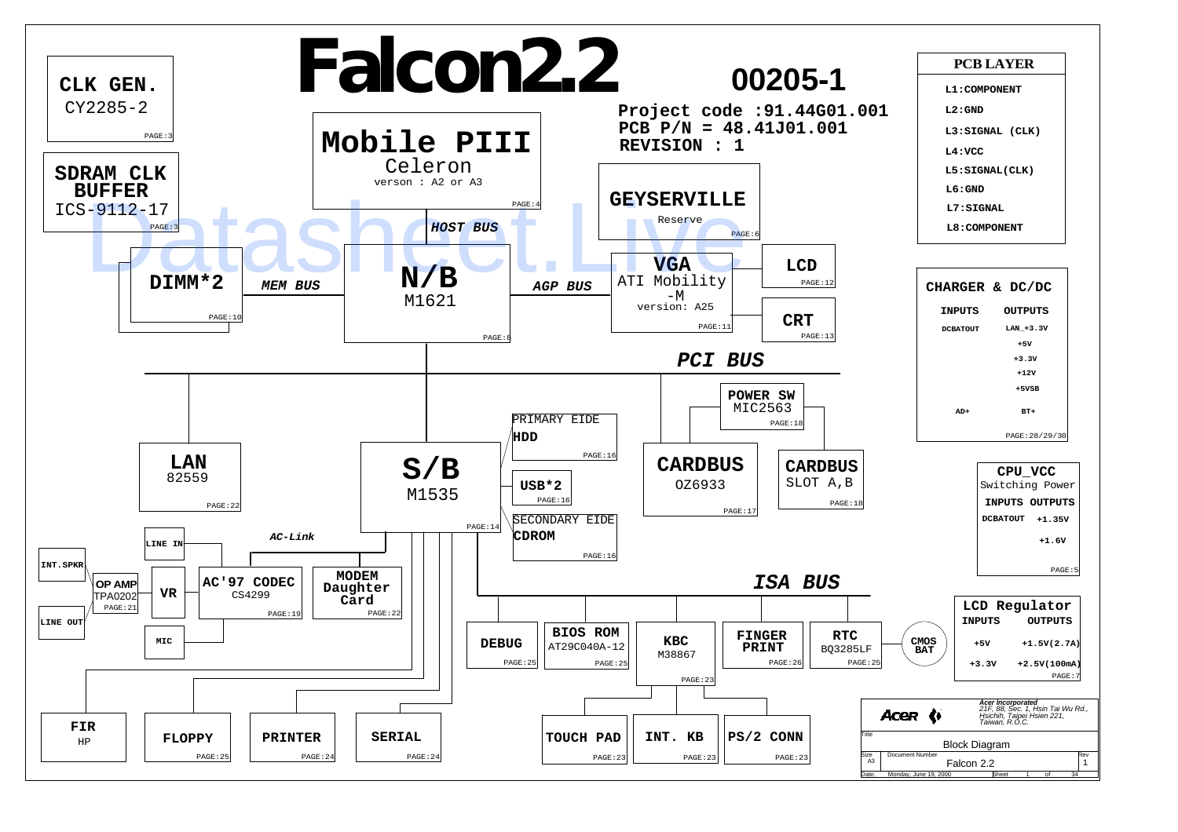# Falcon2.2

## 00205-1

**Project code : 91.44G01.001**
**PCB P/N = 48.41J01.001**
**REVISION : 1**

**CLK GEN.**
CY2285-2
PAGE:3

**SDRAM CLK BUFFER**
ICS-9112-17
PAGE:3

**Mobile PIII**
Celeron
verson : A2 or A3
PAGE:4

**GEYSERVILLE**
Reserve
PAGE:6

**HOST BUS**

**DIMM*2**
PAGE:10

**MEM BUS**

**N/B**
M1621
PAGE:8

**AGP BUS**

**VGA**
ATI Mobility -M
version: A25
PAGE:11

**LCD**
PAGE:12

**CRT**
PAGE:13

**PCI BUS**

**POWER SW**
MIC2563
PAGE:18

**LAN**
82559
PAGE:22

**S/B**
M1535
PAGE:14

PRIMARY EIDE
**HDD**
PAGE:16

**USB*2**
PAGE:16

SECONDARY EIDE
**CDROM**
PAGE:16

**CARDBUS**
OZ6933
PAGE:17

**CARDBUS**
SLOT A,B
PAGE:18

**AC-Link**

**LINE IN**

**INT.SPKR**

**OP AMP**
TPA0202
PAGE:21

**LINE OUT**

**VR**

**MIC**

**AC'97 CODEC**
CS4299
PAGE:19

**MODEM Daughter Card**
PAGE:22

**ISA BUS**

**DEBUG**
PAGE:25

**BIOS ROM**
AT29C040A-12
PAGE:25

**KBC**
M38867
PAGE:23

**FINGER PRINT**
PAGE:26

**RTC**
BQ3285LF
PAGE:25

**CMOS BAT**

**FIR**
HP

**FLOPPY**
PAGE:25

**PRINTER**
PAGE:24

**SERIAL**
PAGE:24

**TOUCH PAD**
PAGE:23

**INT. KB**
PAGE:23

**PS/2 CONN**
PAGE:23

### PCB LAYER

- L1:COMPONENT
- L2:GND
- L3:SIGNAL (CLK)
- L4:VCC
- L5:SIGNAL(CLK)
- L6:GND
- L7:SIGNAL
- L8:COMPONENT

### CHARGER & DC/DC

| INPUTS | OUTPUTS |
|---|---|
| DCBATOUT | LAN_+3.3V |
| | +5V |
| | +3.3V |
| | +12V |
| | +5VSB |
| AD+ | BT+ |

PAGE:28/29/30

### CPU_VCC
Switching Power

| INPUTS | OUTPUTS |
|---|---|
| DCBATOUT | +1.35V |
| | +1.6V |

PAGE:5

### LCD Regulator

| INPUTS | OUTPUTS |
|---|---|
| +5V | +1.5V(2.7A) |
| +3.3V | +2.5V(100mA) |

PAGE:7

Acer Incorporated
21F, 88, Sec. 1, Hsin Tai Wu Rd., Hsichih, Taipei Hsien 221, Taiwan, R.O.C.

| Title | Block Diagram | |
|---|---|---|
| Size A3 | Document Number: Falcon 2.2 | Rev 1 |
| Date: Monday, June 19, 2000 | Sheet 1 of 34 | |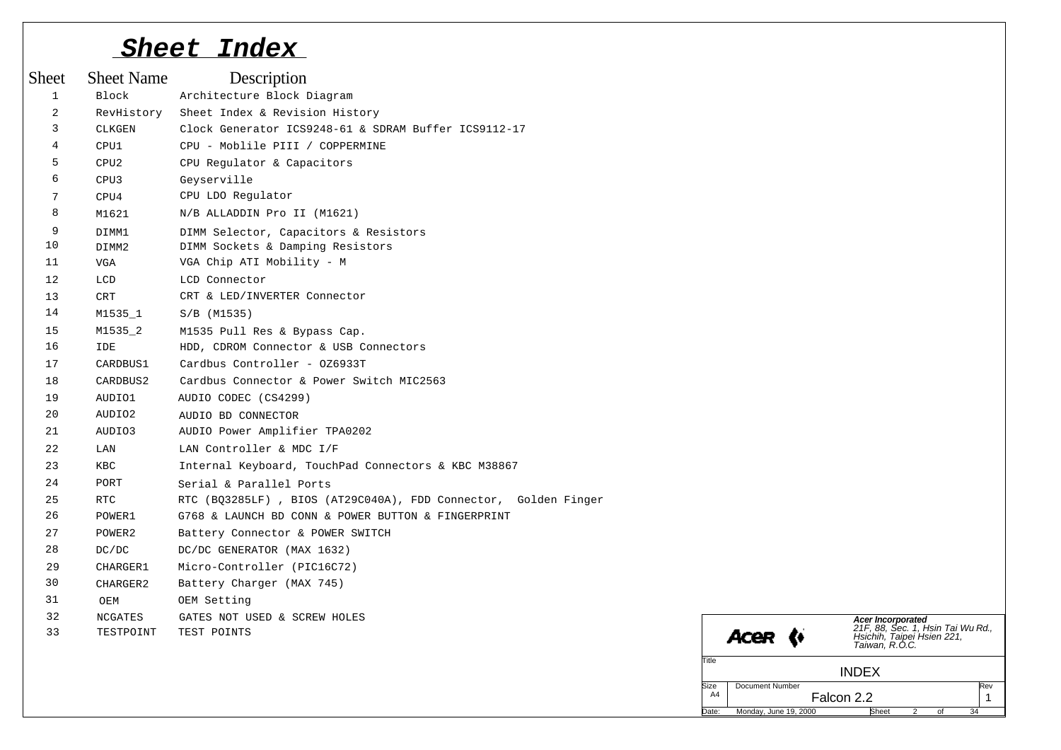# Sheet Index

| Sheet | Sheet Name | Description |
| --- | --- | --- |
| 1 | Block | Architecture Block Diagram |
| 2 | RevHistory | Sheet Index & Revision History |
| 3 | CLKGEN | Clock Generator ICS9248-61 & SDRAM Buffer ICS9112-17 |
| 4 | CPU1 | CPU - Moblile PIII / COPPERMINE |
| 5 | CPU2 | CPU Regulator & Capacitors |
| 6 | CPU3 | Geyserville |
| 7 | CPU4 | CPU LDO Regulator |
| 8 | M1621 | N/B ALLADDIN Pro II (M1621) |
| 9 | DIMM1 | DIMM Selector, Capacitors & Resistors |
| 10 | DIMM2 | DIMM Sockets & Damping Resistors |
| 11 | VGA | VGA Chip ATI Mobility - M |
| 12 | LCD | LCD Connector |
| 13 | CRT | CRT & LED/INVERTER Connector |
| 14 | M1535_1 | S/B (M1535) |
| 15 | M1535_2 | M1535 Pull Res & Bypass Cap. |
| 16 | IDE | HDD, CDROM Connector & USB Connectors |
| 17 | CARDBUS1 | Cardbus Controller - OZ6933T |
| 18 | CARDBUS2 | Cardbus Connector & Power Switch MIC2563 |
| 19 | AUDIO1 | AUDIO CODEC (CS4299) |
| 20 | AUDIO2 | AUDIO BD CONNECTOR |
| 21 | AUDIO3 | AUDIO Power Amplifier TPA0202 |
| 22 | LAN | LAN Controller & MDC I/F |
| 23 | KBC | Internal Keyboard, TouchPad Connectors & KBC M38867 |
| 24 | PORT | Serial & Parallel Ports |
| 25 | RTC | RTC (BQ3285LF) , BIOS (AT29C040A), FDD Connector, Golden Finger |
| 26 | POWER1 | G768 & LAUNCH BD CONN & POWER BUTTON & FINGERPRINT |
| 27 | POWER2 | Battery Connector & POWER SWITCH |
| 28 | DC/DC | DC/DC GENERATOR (MAX 1632) |
| 29 | CHARGER1 | Micro-Controller (PIC16C72) |
| 30 | CHARGER2 | Battery Charger (MAX 745) |
| 31 | OEM | OEM Setting |
| 32 | NCGATES | GATES NOT USED & SCREW HOLES |
| 33 | TESTPOINT | TEST POINTS |

ACER

*Acer Incorporated*
*21F, 88, Sec. 1, Hsin Tai Wu Rd., Hsichih, Taipei Hsien 221, Taiwan, R.O.C.*

| Title | INDEX | |
| --- | --- | --- |
| Size: A4 | Document Number: Falcon 2.2 | Rev: 1 |
| Date: Monday, June 19, 2000 | Sheet 2 of 34 | |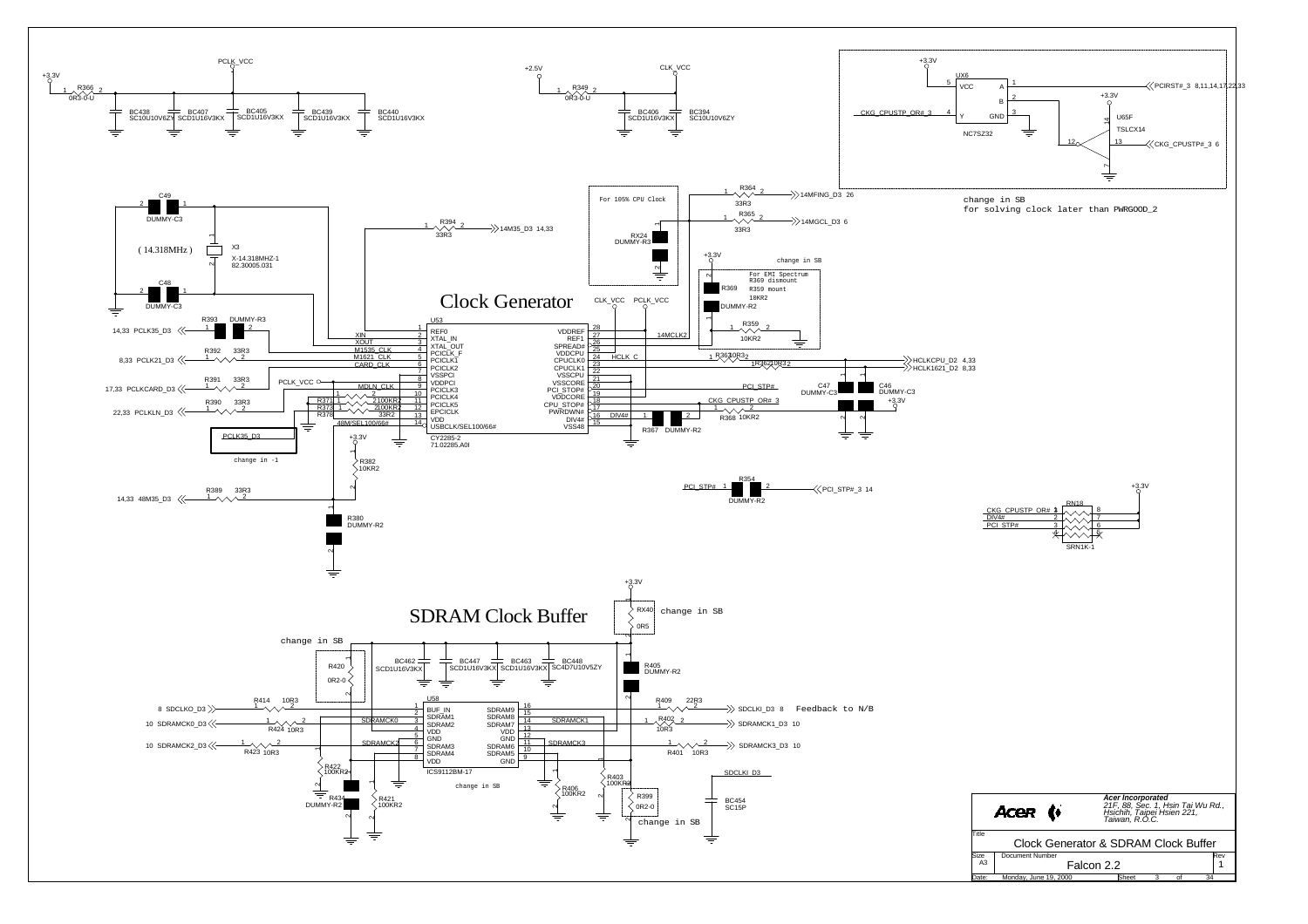# Clock Generator

U53 — CY2285-2 (71.02285.A0I)

| Pin | Name | Pin | Name |
|---|---|---|---|
| 1 | REF0 | 28 | VDDREF |
| 2 | XTAL_IN | 27 | REF1 |
| 3 | XTAL_OUT | 26 | SPREAD# |
| 4 | PCICLK_F | 25 | VDDCPU |
| 5 | PCICLK1 | 24 | CPUCLK0 |
| 6 | PCICLK2 | 23 | CPUCLK1 |
| 7 | VSSPCI | 22 | VSSCPU |
| 8 | VDDPCI | 21 | VSSCORE |
| 9 | PCICLK3 | 20 | PCI_STOP# |
| 10 | PCICLK4 | 19 | VDDCORE |
| 11 | PCICLK5 | 18 | CPU_STOP# |
| 12 | EPCICLK | 17 | PWRDWN# |
| 13 | VDD | 16 | DIV4# |
| 14 | USBCLK/SEL100/66# | 15 | VSS48 |

- X3: X-14.318MHZ-1, 82.30005.031 (14.318MHz); C49, C48: DUMMY-C3
- PCLK_VCC: +3.3V via R366 0R3-0-U; BC438 SC10U10V6ZY, BC407 SCD1U16V3KX, BC405 SCD1U16V3KX, BC439 SCD1U16V3KX, BC440 SCD1U16V3KX
- CLK_VCC: +2.5V via R349 0R3-0-U; BC406 SCD1U16V3KX, BC394 SC10U10V6ZY
- R394 33R3 → 14M35_D3 14,33
- R364 33R3 → 14MFING_D3 26; R365 33R3 → 14MGCL_D3 6
- For 105% CPU Clock: RX24 DUMMY-R3
- For EMI Spectrum: R369 dismount, R359 mount (10KR2), R369 DUMMY-R2 — change in SB
- R393 DUMMY-R3 → 14,33 PCLK35_D3; R392 33R3 → 8,33 PCLK21_D3 (M1621_CLK); R391 33R3 → 17,33 PCLKCARD_D3 (CARD_CLK); R390 33R3 → 22,33 PCLKLN_D3 (MDLN_CLK); M1535_CLK
- R371, R373 100KR2; R378 33R2; 48M/SEL100/66#; R382 10KR2; R380 DUMMY-R2
- R389 33R3 → 14,33 48M35_D3
- PCLK35_D3 — change in -1
- R363 10R3 → HCLKCPU_D2 4,33; R362 10R3 → HCLK1621_D2 8,33 (HCLK_C); C47 DUMMY-C3, C46 DUMMY-C3
- 14MCLK2; PCI_STP#; CKG_CPUSTP_OR#_3; R368 10KR2; DIV4#: R367 DUMMY-R2
- R354 DUMMY-R2: PCI_STP# ↔ PCI_STP#_3 14
- RN18 SRN1K-1 (+3.3V pull-ups): CKG_CPUSTP_OR#, DIV4#, PCI_STP#
- UX6 NC7SZ32: A ← PCIRST#_3 8,11,14,17,22,33; Y → CKG_CPUSTP_OR#_3; U65F TSLCX14: CKG_CPUSTP#_3 6
- change in SB — for solving clock later than PWRGOOD_2

# SDRAM Clock Buffer

U58 — ICS9112BM-17

| Pin | Name | Pin | Name |
|---|---|---|---|
| 1 | BUF_IN | 16 | SDRAM9 |
| 2 | SDRAM1 | 15 | SDRAM8 |
| 3 | SDRAM2 | 14 | SDRAM7 |
| 4 | VDD | 13 | VDD |
| 5 | GND | 12 | GND |
| 6 | SDRAM3 | 11 | SDRAM6 |
| 7 | SDRAM4 | 10 | SDRAM5 |
| 8 | VDD | 9 | GND |

- +3.3V via RX40 0R5 (change in SB); BC462 SCD1U16V3KX, BC447 SCD1U16V3KX, BC463 SCD1U16V3KX, BC448 SC4D7U10V5ZY
- R420 0R2-0 (change in SB); R405 DUMMY-R2
- 8 SDCLKO_D3 → R414 10R3 → BUF_IN
- R409 22R3 → SDCLKI_D3 8 — Feedback to N/B
- SDRAMCK0: R424 10R3 → 10 SDRAMCK0_D3
- SDRAMCK1: R402 10R3 → SDRAMCK1_D3 10
- SDRAMCK2: R423 10R3 → 10 SDRAMCK2_D3
- SDRAMCK3: R401 10R3 → SDRAMCK3_D3 10
- R422 100KR2, R434 DUMMY-R2, R421 100KR2, R406 100KR2, R403 100KR2, R399 0R2-0 (change in SB)
- SDCLKI_D3: BC454 SC15P

**Acer Incorporated**
*21F, 88, Sec. 1, Hsin Tai Wu Rd., Hsichih, Taipei Hsien 221, Taiwan, R.O.C.*

| Title | Clock Generator & SDRAM Clock Buffer | |
|---|---|---|
| Size: A3 | Document Number: Falcon 2.2 | Rev: 1 |
| Date: Monday, June 19, 2000 | Sheet 3 of 34 | |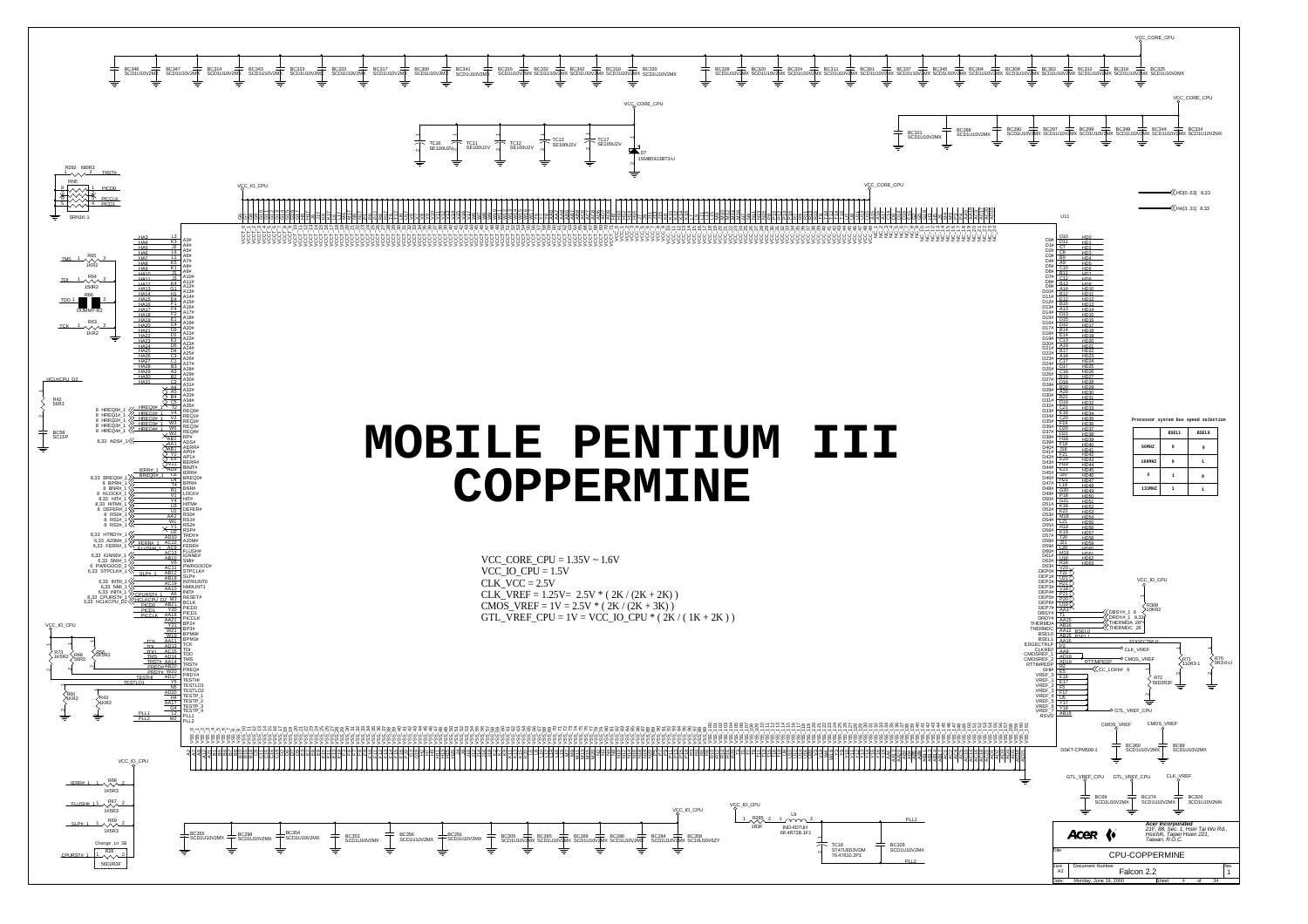# MOBILE PENTIUM III COPPERMINE

VCC_CORE_CPU = 1.35V ~ 1.6V
VCC_IO_CPU = 1.5V
CLK_VCC = 2.5V
CLK_VREF = 1.25V= 2.5V * ( 2K / (2K + 2K) )
CMOS_VREF = 1V = 2.5V * ( 2K / (2K + 3K) )
GTL_VREF_CPU = 1V = VCC_IO_CPU * ( 2K / ( 1K + 2K ) )

**Processor system bus speed selection**

| | BSEL1 | BSEL0 |
|---|---|---|
| 66MHZ | 0 | 0 |
| 100MHZ | 0 | 1 |
| X | 1 | 0 |
| 133MHZ | 1 | 1 |

Acer Incorporated
21F, 88, Sec. 1, Hsin Tai Wu Rd., Hsichih, Taipei Hsien 221, Taiwan, R.O.C.

Title: CPU-COPPERMINE
Size: A2 | Document Number: Falcon 2.2 | Rev: 1
Date: Monday, June 19, 2000 | Sheet 4 of 34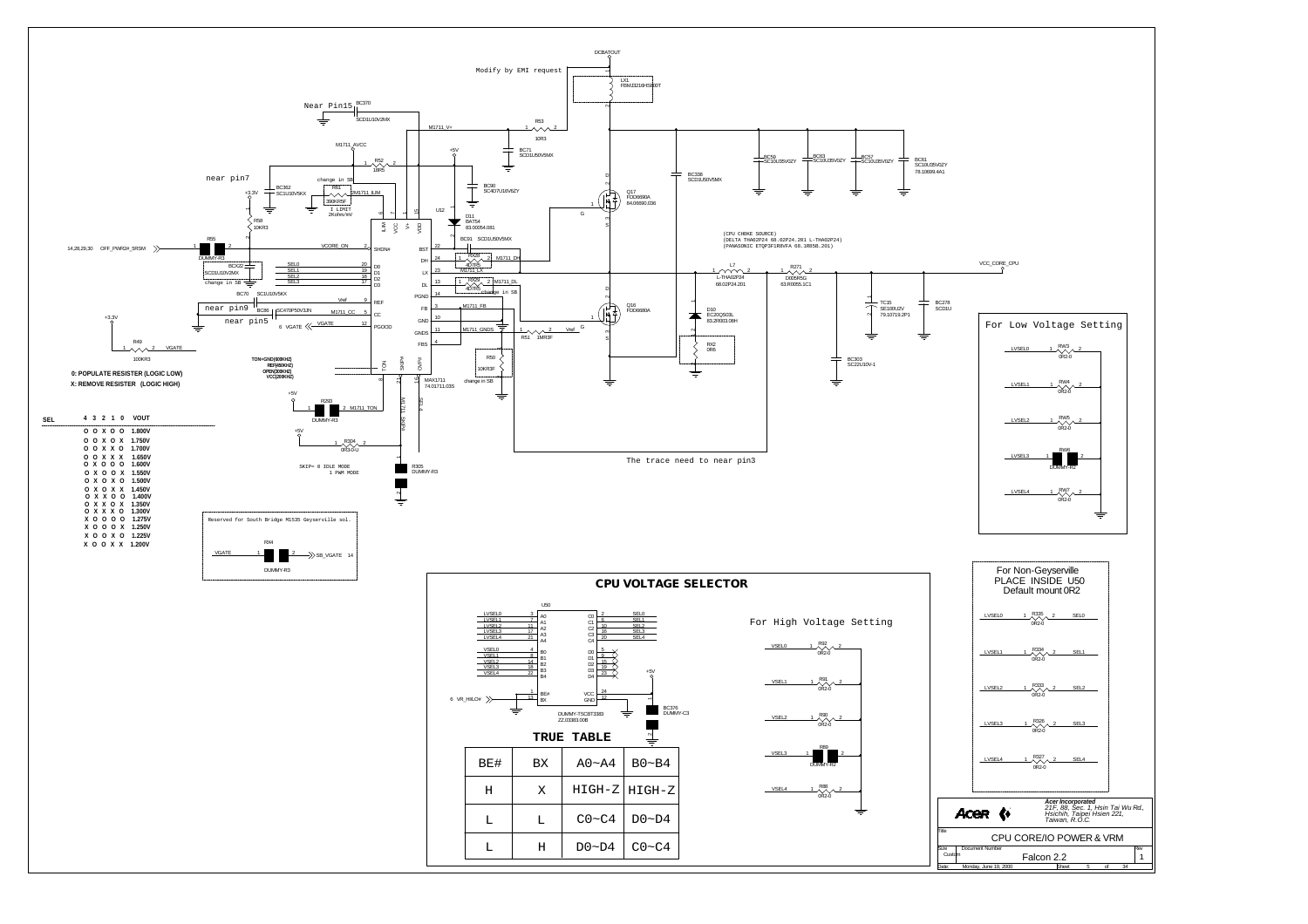## CPU CORE/IO POWER & VRM

Modify by EMI request

DCBATOUT

LX1 FBM3216HS800T

Near Pin15 BC370 SCD1U10V2MX

M1711_V+ R53 10R3

+5V BC71 SCD1U50V5MX

M1711_AVCC

near pin7 R52 10R3

BC362 SC1U10V5KX

change in SB

+3.3V R61 390KR3F M1711_ILIM

I LIMIT 2Kohm/mV

R58 10KR3

U12

BC90 SC4D7U16V6ZY

D11 BAT54 83.00054.081

BC338 SCD1U50V5MX

Q17 FDD6690A 84.06690.036

BC59 SC10U35V0ZY, BC63 SC10U35V0ZY, BC57 SC10U35V0ZY, BC61 SC10U35V0ZY 78.10699.4A1

14,28,29,30 OFF_PWR24_5RSM

R55 DUMMY-R3

VCORE_ON

BCX22 SCD1U10V2MX

change in SB

SEL0, SEL1, SEL2, SEL3

BC91 SCD1U50V5MX

RX20 4D7R5 — M1711_DH

M1711_LX

RX29 4D7R5 — M1711_DL

change in SB

(CPU CHOKE SOURCE)
(DELTA TMA02P24 68.02P24.201 L-THA02P24)
(PANASONIC ETQP3F1R8VFA 68.1R85B.201)

L7 L-THA02P24 68.02P24.201

R271 D005R5G 63.R0055.1C1

VCC_CORE_CPU

BC70 SC1U10V5KX

Vref

near pin9 BC90 SC470P50V3JN M1711_CC

near pin5 6 VGATE VGATE

+3.3V R49 100KR3 VGATE

M1711_FB

M1711_GND5

R51 1MR3F Vref

Q16 FDD6680A

D10 EC20QS03L 83.2R003.08H

RX2 0R6

TC15 SE100U2V 79.10719.2P1

BC278 SCD1U

BC303 SC22U10V-1

TON=GND(600KHZ) REF(400KHZ) OPEN(300KHZ) VCC(200KHZ)

R50 10KR3F change in SB

MAX1711 74.01711.03S

+5V R293 DUMMY-R3 M1711_TON

+5V R304 0R3-0-U

SKIP= 0 IDLE MODE 1 PWM MODE

R305 DUMMY-R3

The trace need to near pin3

**0: POPULATE RESISTER (LOGIC LOW)**
**X: REMOVE RESISTER (LOGIC HIGH)**

| SEL | 4 | 3 | 2 | 1 | 0 | VOUT |
|---|---|---|---|---|---|---|
| | O | O | X | O | O | 1.800V |
| | O | O | X | O | X | 1.750V |
| | O | O | X | X | O | 1.700V |
| | O | O | X | X | X | 1.650V |
| | O | X | O | O | O | 1.600V |
| | O | X | O | O | X | 1.550V |
| | O | X | O | X | O | 1.500V |
| | O | X | O | X | X | 1.450V |
| | O | X | X | O | O | 1.400V |
| | O | X | X | O | X | 1.350V |
| | O | X | X | X | O | 1.300V |
| | X | O | O | O | O | 1.275V |
| | X | O | O | O | X | 1.250V |
| | X | O | O | X | O | 1.225V |
| | X | O | O | X | X | 1.200V |

Reserved for South Bridge M1535 Geyserville sol.

VGATE — RX4 DUMMY-R3 — SB_VGATE 14

### For Low Voltage Setting

- LVSEL0 — RW3 0R2-0
- LVSEL1 — RW4 0R2-0
- LVSEL2 — RW5 0R2-0
- LVSEL3 — RW6 DUMMY-R2
- LVSEL4 — RW7 0R2-0

### CPU VOLTAGE SELECTOR

U50

| Input | Pin | | Pin | Output |
|---|---|---|---|---|
| LVSEL0 | 3 A0 | | C0 2 | SEL0 |
| LVSEL1 | 7 A1 | | C1 6 | SEL1 |
| LVSEL2 | 11 A2 | | C2 10 | SEL2 |
| LVSEL3 | 17 A3 | | C3 16 | SEL3 |
| LVSEL4 | 21 A4 | | C4 20 | SEL4 |
| VSEL0 | 4 B0 | | D0 5 | |
| VSEL1 | 8 B1 | | D1 9 | |
| VSEL2 | 14 B2 | | D2 15 | |
| VSEL3 | 18 B3 | | D3 19 | |
| VSEL4 | 22 B4 | | D4 23 | |

6 VR_HI/LO# — 1 BE#, 13 BX; VCC 24, GND 12

DUMMY-TSCBT3383 22.03383.00B

+5V BC376 DUMMY-C3

### TRUE TABLE

| BE# | BX | A0~A4 | B0~B4 |
|---|---|---|---|
| H | X | HIGH-Z | HIGH-Z |
| L | L | C0~C4 | D0~D4 |
| L | H | D0~D4 | C0~C4 |

### For High Voltage Setting

- VSEL0 — R92 0R2-0
- VSEL1 — R91 0R2-0
- VSEL2 — R90 0R2-0
- VSEL3 — R89 DUMMY-R2
- VSEL4 — R88 0R2-0

### For Non-Geyserville PLACE INSIDE U50 Default mount 0R2

- LVSEL0 — R335 0R2-0 — SEL0
- LVSEL1 — R334 0R2-0 — SEL1
- LVSEL2 — R333 0R2-0 — SEL2
- LVSEL3 — R526 0R2-0 — SEL3
- LVSEL4 — R527 0R2-0 — SEL4

**Acer Incorporated**
*21F, 88, Sec. 1, Hsin Tai Wu Rd., Hsichih, Taipei Hsien 221, Taiwan, R.O.C.*

| Title | CPU CORE/IO POWER & VRM | |
|---|---|---|
| Size: Custom | Document Number: Falcon 2.2 | Rev: 1 |
| Date: Monday, June 19, 2000 | Sheet 5 of 34 | |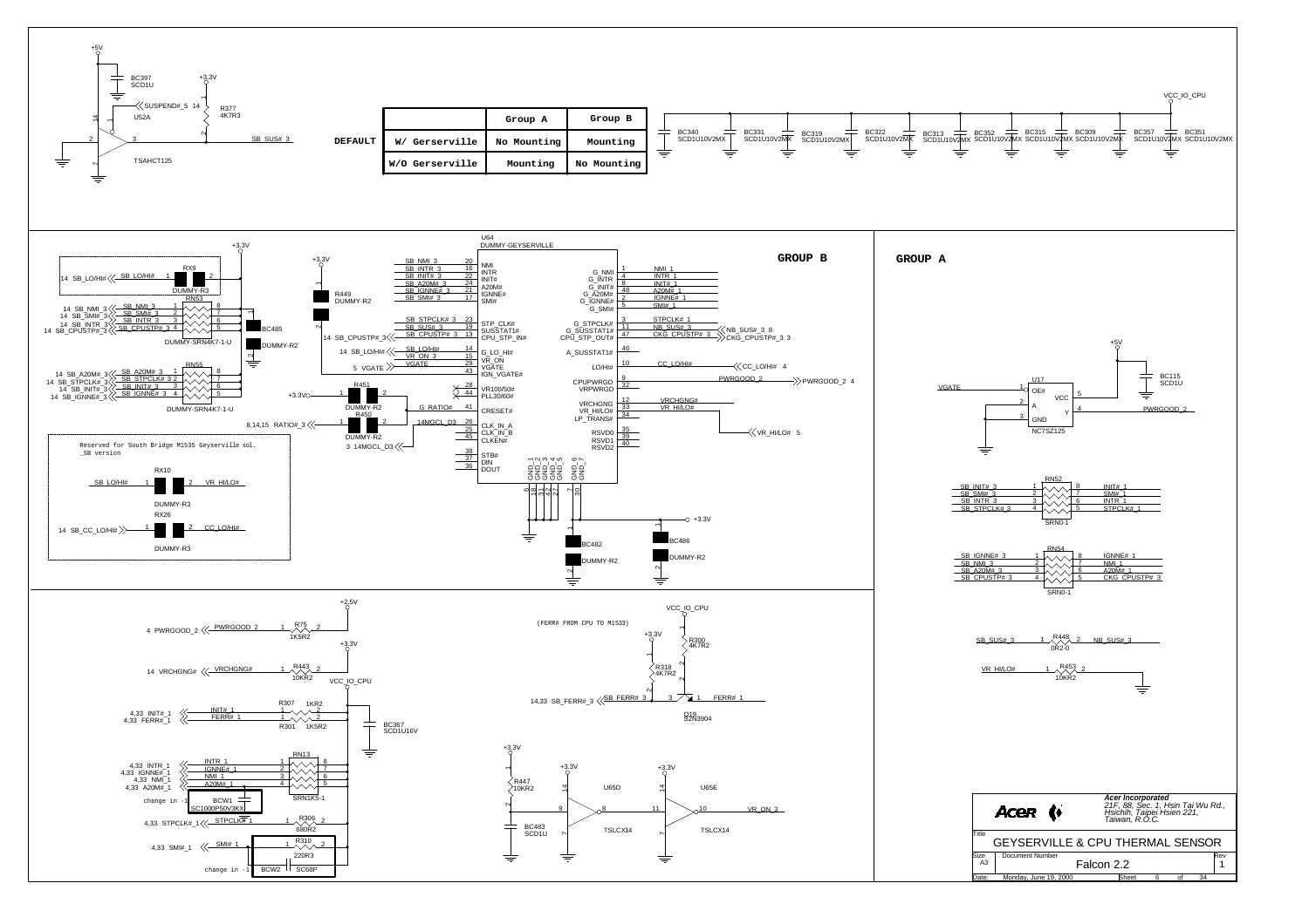| | Group A | Group B |
|---|---|---|
| **DEFAULT** W/ Gerserville | No Mounting | Mounting |
| W/O Gerserville | Mounting | No Mounting |

**GROUP B**

**GROUP A**

Reserved for South Bridge M1535 Geyserville sol. _SB version

(FERR# FROM CPU TO M1533)

U64 DUMMY-GEYSERVILLE

| Title | GEYSERVILLE & CPU THERMAL SENSOR |
|---|---|
| Size | A3 |
| Document Number | Falcon 2.2 |
| Rev | 1 |
| Date | Monday, June 19, 2000 |

*Acer Incorporated*
*21F, 88, Sec. 1, Hsin Tai Wu Rd., Hsichih, Taipei Hsien 221, Taiwan, R.O.C.*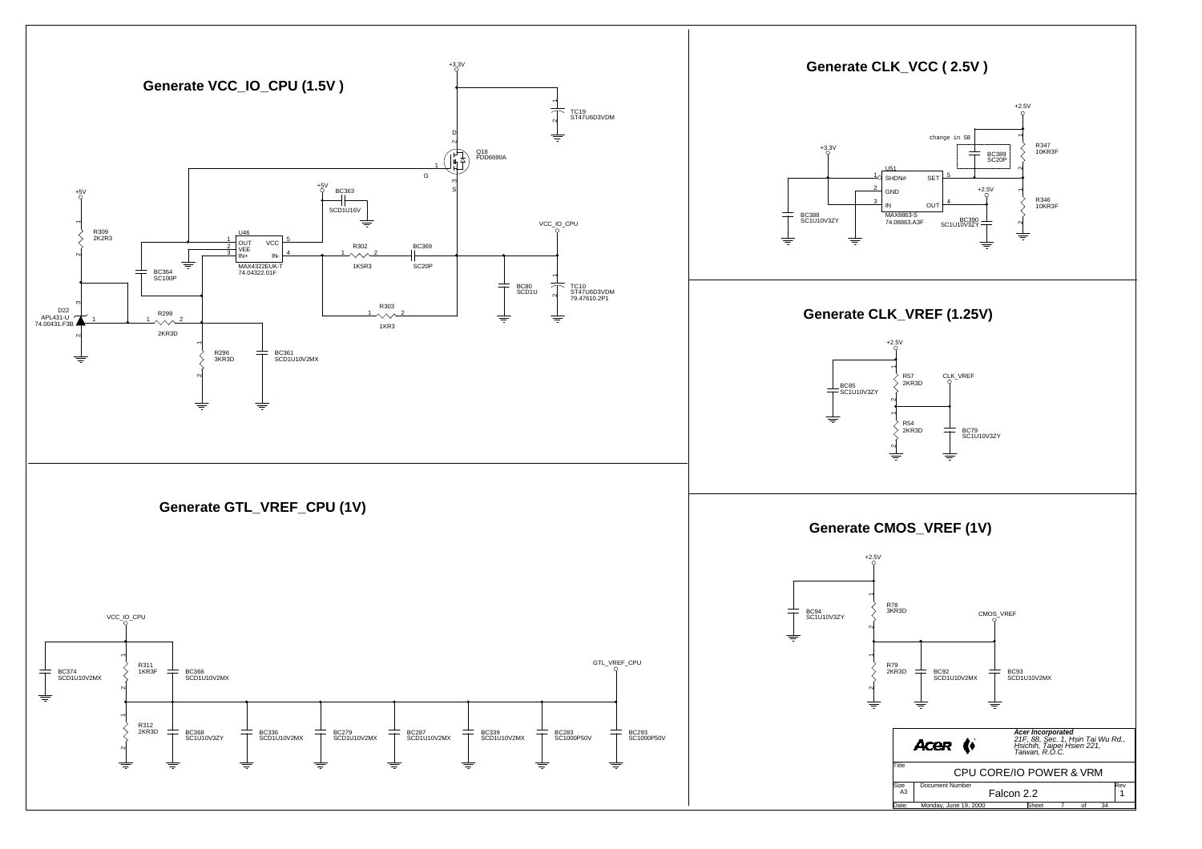## Generate VCC_IO_CPU (1.5V )

+3.3V

TC19
ST47U6D3VDM

D

Q18
FDD6690A

G

S

+5V

R309
2K2R3

+5V

BC363

SCD1U16V

U46
OUT VCC
VEE
IN+ IN-

MAX4322EUK-T
74.04322.01F

R302

1K5R3

BC369

SC20P

VCC_IO_CPU

BC364
SC100P

BC80
SCD1U

TC10
ST47U6D3VDM
79.47610.2P1

D22
APL431-U
74.00431.F3B

R299

2KR3D

R303

1KR3

R296
3KR3D

BC361
SCD1U10V2MX

## Generate CLK_VCC ( 2.5V )

+2.5V

change in SB

+3.3V

BC389
SC20P

R347
10KR3F

U51
SHDN# SET
GND
IN OUT

+2.5V

R346
10KR3F

BC388
SC1U10V3ZY

MAX8863-S
74.08863.A3F

BC390
SC1U10V3ZY

## Generate CLK_VREF (1.25V)

+2.5V

BC85
SC1U10V3ZY

R57
2KR3D

CLK_VREF

R54
2KR3D

BC79
SC1U10V3ZY

## Generate GTL_VREF_CPU (1V)

VCC_IO_CPU

BC374
SCD1U10V2MX

R311
1KR3F

BC366
SCD1U10V2MX

GTL_VREF_CPU

R312
2KR3D

BC368
SC1U10V3ZY

BC336
SCD1U10V2MX

BC279
SCD1U10V2MX

BC287
SCD1U10V2MX

BC339
SCD1U10V2MX

BC283
SC1000P50V

BC293
SC1000P50V

## Generate CMOS_VREF (1V)

+2.5V

BC94
SC1U10V3ZY

R78
3KR3D

CMOS_VREF

R79
2KR3D

BC92
SCD1U10V2MX

BC93
SCD1U10V2MX

| Acer | *Acer Incorporated* *21F, 88, Sec. 1, Hsin Tai Wu Rd., Hsichih, Taipei Hsien 221, Taiwan, R.O.C.* | |
|---|---|---|
| Title | CPU CORE/IO POWER & VRM | |
| Size: A3 | Document Number: Falcon 2.2 | Rev: 1 |
| Date: Monday, June 19, 2000 | Sheet 7 of 34 | |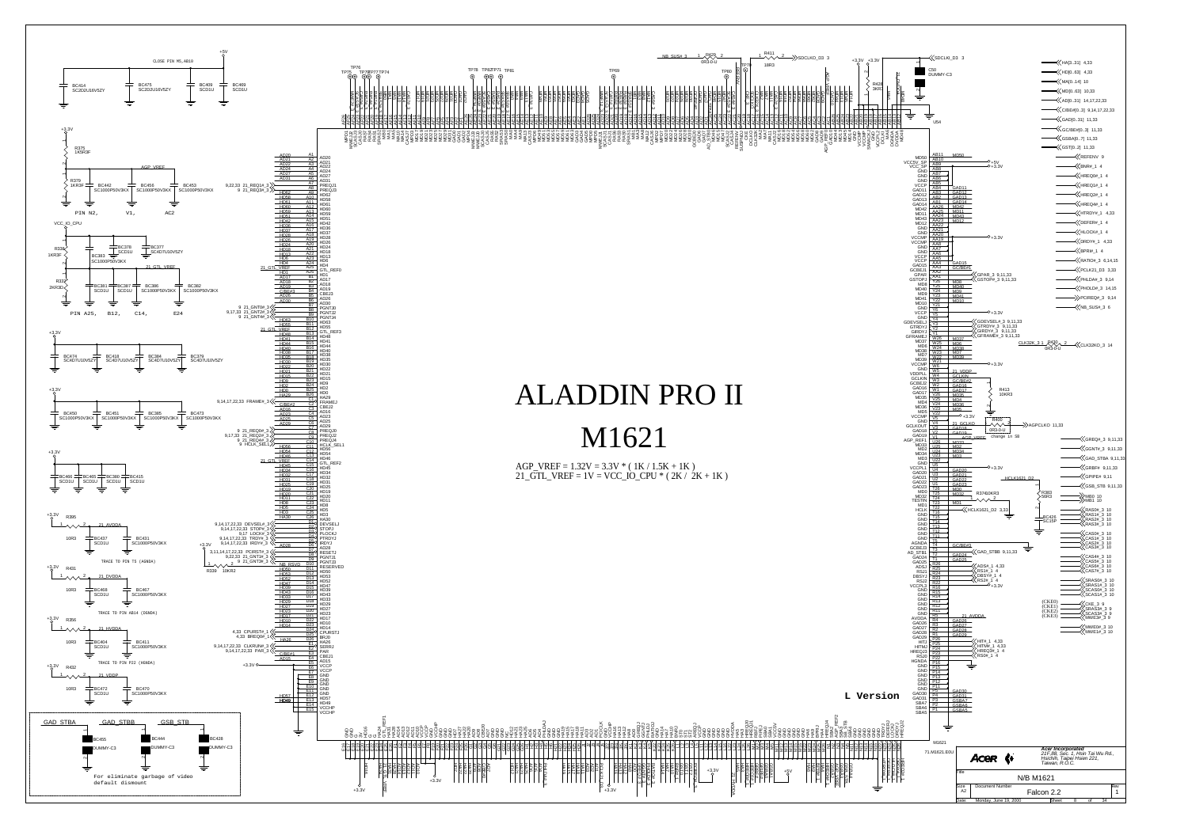# ALADDIN PRO II

# M1621

AGP_VREF = 1.32V = 3.3V * ( 1K / 1.5K + 1K )
21_GTL_VREF = 1V = VCC_IO_CPU * ( 2K / 2K + 1K )

CLOSE PIN M5,AB10

AGP_VREF

PIN N2, V1, AC2

21_GTL_VREF

PIN A25, B12, C14, E24

TRACE TO PIN T5 (AGNDA)

TRACE TO PIN AB14 (DGNDA)

TRACE TO PIN P22 (HGNDA)

GAD_STBA GAD_STBB GSB_STB

For eliminate garbage of video default dismount

L Version

change in SB

| | | |
|---|---|---|
| **Acer Incorporated** 21F,88, Sec. 1, Hsin Tai Wu Rd., Hsichih, Taipei Hsien 221, Taiwan, R.O.C. | | |
| Title: N/B M1621 | | |
| Size: A2 | Document Number: Falcon 2.2 | Rev: 1 |
| Date: Monday, June 19, 2000 | Sheet 8 of 34 | |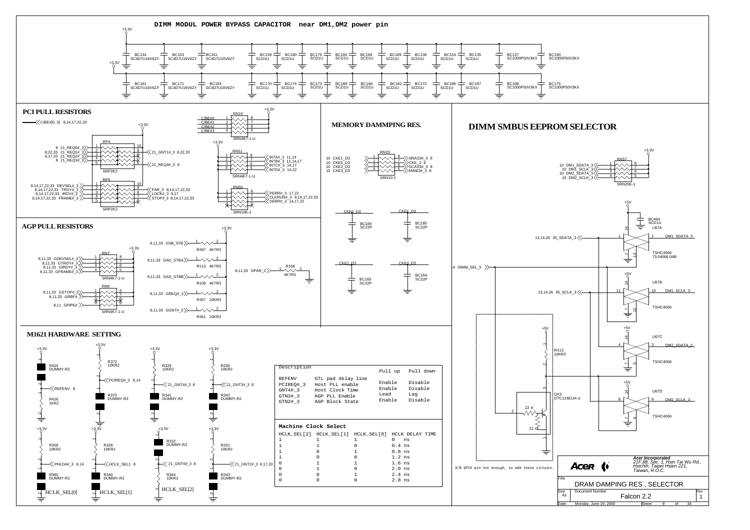# DIMM MODUL POWER BYPASS CAPACITOR near DM1,DM2 power pin

+3.3V

BC134 SC4D7U16V6ZY, BC153 SC4D7U16V6ZY, BC161 SC4D7U16V6ZY, BC159 SCD1U, BC180 SCD1U, BC176 SCD1U, BC160 SCD1U, BC158 SCD1U, BC169 SCD1U, BC138 SCD1U, BC154 SCD1U, BC135 SCD1U, BC137 SC1000P50V3KX, BC190 SC1000P50V3KX

BC181 SC4D7U16V6ZY, BC171 SC4D7U16V6ZY, BC183 SC4D7U16V6ZY, BC170 SCD1U, BC174 SCD1U, BC173 SCD1U, BC189 SCD1U, BC168 SCD1U, BC182 SCD1U, BC172 SCD1U, BC186 SCD1U, BC187 SCD1U, BC188 SC1000P50V3KX, BC175 SC1000P50V3KX

## PCI PULL RESISTORS

C/BE#[0..3] 8,14,17,22,33

RN16 SRN4K7-1-U: C/BE#0, C/BE#1, C/BE#2, C/BE#3 — +3.3V

RP4 SRP2K2: 8 21_REQ0#_3, 8,22,33 21_REQ1#_3, 8,17,33 21_REQ2#_3, 8 21_REQ3#_3, 21_GNT1#_3 8,22,33, 21_REQ4#_3 8

RP5 SRP2K2: 8,14,17,22,33 DEVSEL#_3, 8,14,17,22,33 TRDY#_3, 8,14,17,22,33 IRDY#_3, 8,14,17,22,33 FRAME#_3, PAR_3 8,14,17,22,33, LOCK#_3 8,17, STOP#_3 8,14,17,22,33

RN51 SRN4K7-1-U: INTA#_3 11,14, INTB#_3 11,14,17, INTC#_3 14,17, INTD#_3 14,22

RN50 SRN10K-2: PERR#_3 17,22, CLKRUN#_3 8,14,17,22,33, SERR#_3 14,17,22

## MEMORY DAMMPING RES.

RN33 SRN10-1: 10 CKE1_D3, 10 CKE0_D3, 10 CKE2_D3, 10 CKE3_D3, SRAS3#_3 8, CKE_3 8, SCAS3#_3 8, MWE3#_3 8

CKE0_D3 BC184 SC22P; CKE1_D3 BC185 SC22P; CKE2_D3 BC165 SC22P; CKE3_D3 BC164 SC22P

## DIMM SMBUS EEPROM SELECTOR

RN57 SRN20K-1 (+3.3V): 10 DM1_SDATA_3, 10 DM1_SCLK_3, 10 DM2_SDATA_3, 10 DM2_SCLK_3

U67A TSHC4066 73.04066.0AB: 13,14,26 35_SDATA_3 → DM1_SDATA_3 (+5V, BC494 SCD1U)

U67B TSHC4066: 13,14,26 35_SCLK_3 → DM1_SCLK_3

U67C TSHC4066: DM2_SDATA_3

U67D TSHC4066: DM2_SCLK_3

14 DIMM_SEL_5

RX13 10KR3; QX3 DTC124EUA-U (22 K, 22 K)

S/B GPIO pin not enough, so add these circuits.

## AGP PULL RESISTORS

RN7 SRN4K7-1-U: 8,11,33 GDEVSEL#_3, 8,11,33 GTRDY#_3, 8,11,33 GIRDY#_3, 8,11,33 GFRAME#_3

RN6 SRN4K7-1-U: 8,11,33 GSTOP#_3, 8,11,33 GRBF#, 8,11 GPIPE#

8,11,33 GSB_STB — R397 4K7R3; 8,11,33 GAD_STBA — R113 4K7R3; 8,11,33 GAD_STBB — R109 4K7R3; 8,11,33 GREQ#_3 — R357 10KR3; 8,11,33 GGNT#_3 — R361 10KR3

8,11,33 GPAR_3 — R106 4K7R3

## M1621 HARDWARE SETTING

R425 DUMMY-R2, R426 1KR2 — REFENV 8

R372 10KR2, R370 DUMMY-R2 — PCIREQ#_3 8,14

R329 10KR2, R341 DUMMY-R2 — 21_GNT4#_3 8

R330 10KR2, R342 DUMMY-R2 — 21_GNT3#_3 8

R358 10KR2, R360 DUMMY-R2 — PHLDA#_3 8,14 — HCLK_SEL[0]

R328 10KR2, R340 DUMMY-R2 — HCLK_SEL1 8 — HCLK_SEL[1]

R332 DUMMY-R2, R344 10KR2 — 21_GNT0#_3 8 — HCLK_SEL[2]

R331 10KR2, R343 DUMMY-R2 — 21_GNT2#_3 8,17,33

| Description | | Pull up | Pull down |
|---|---|---|---|
| REFENV | GTL pad delay line | Enable | Disable |
| PCIREQ#_3 | Host PLL enable | Enable | Disable |
| GNT4#_3 | Host Clock Time | Lead | Lag |
| GTN3#_3 | AGP PLL Enable | Enable | Disable |
| GTN2#_3 | AGP Block State | | |

**Machine Clock Select**

| HCLK_SEL[2] | HCLK_SEL[1] | HCLK_SEL[0] | HCLK DELAY TIME |
|---|---|---|---|
| 1 | 1 | 1 | 0 ns |
| 1 | 1 | 0 | 0.4 ns |
| 1 | 0 | 1 | 0.8 ns |
| 1 | 0 | 0 | 1.2 ns |
| 0 | 1 | 1 | 1.6 ns |
| 0 | 1 | 0 | 2.0 ns |
| 0 | 0 | 1 | 2.4 ns |
| 0 | 0 | 0 | 2.8 ns |

*Acer Incorporated*
*21F,88, Sec. 1, Hsin Tai Wu Rd., Hsichih, Taipei Hsien 221, Taiwan, R.O.C.*

Title: DRAM DAMPING RES , SELECTOR
Size: A3 — Document Number: Falcon 2.2 — Rev: 1
Date: Monday, June 19, 2000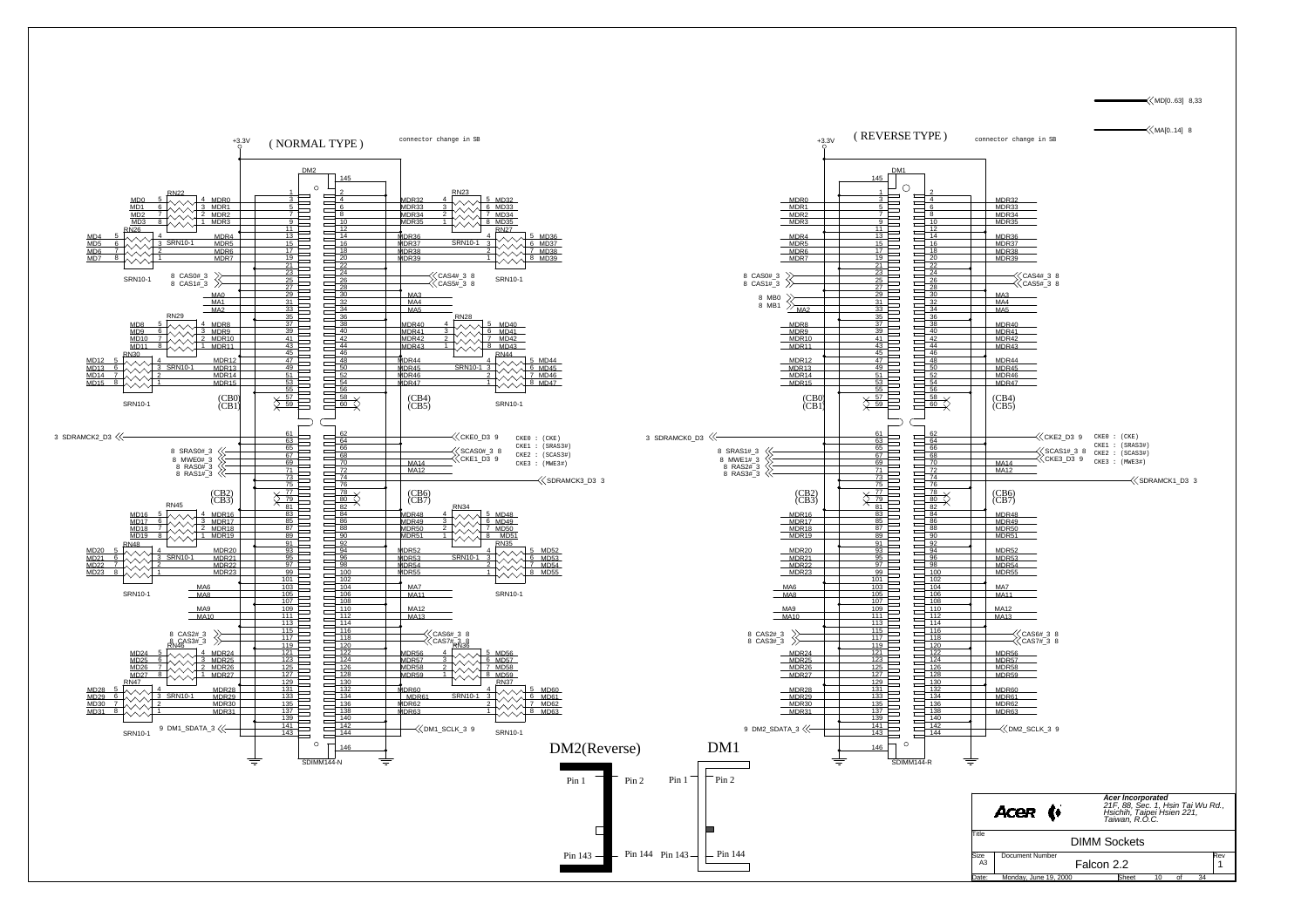# DIMM Sockets

## ( NORMAL TYPE ) — DM2 (SDIMM144-N)

connector change in SB

+3.3V

| Signal | Resistor | Pin | Pin | Resistor | Signal |
|---|---|---|---|---|---|
| MD0 → MDR0 | RN22 | 1 | 2 | | |
| MDR0 | | 3 | 4 | RN23 | MDR32 / MD32 |
| MDR1 (MD1) | RN22 | 5 | 6 | RN23 | MDR33 / MD33 |
| MDR2 (MD2) | RN22 | 7 | 8 | RN23 | MDR34 / MD34 |
| MDR3 (MD3) | RN22 | 9 | 10 | RN23 | MDR35 / MD35 |
| | | 11 | 12 | | |
| MDR4 (MD4) | RN26 SRN10-1 | 13 | 14 | RN27 SRN10-1 | MDR36 / MD36 |
| MDR5 (MD5) | RN26 | 15 | 16 | RN27 | MDR37 / MD37 |
| MDR6 (MD6) | RN26 | 17 | 18 | RN27 | MDR38 / MD38 |
| MDR7 (MD7) | RN26 | 19 | 20 | RN27 | MDR39 / MD39 |
| | | 21 | 22 | | |
| | | 23 | 24 | | |
| 8 CAS0#_3 | SRN10-1 | 25 | 26 | SRN10-1 | CAS4#_3 8 |
| 8 CAS1#_3 | | 27 | 28 | | CAS5#_3 8 |
| MA0 | | 29 | 30 | | MA3 |
| MA1 | | 31 | 32 | | MA4 |
| MA2 | | 33 | 34 | | MA5 |
| | | 35 | 36 | | |
| MDR8 (MD8) | RN29 | 37 | 38 | RN28 | MDR40 / MD40 |
| MDR9 (MD9) | RN29 | 39 | 40 | RN28 | MDR41 / MD41 |
| MDR10 (MD10) | RN29 | 41 | 42 | RN28 | MDR42 / MD42 |
| MDR11 (MD11) | RN29 | 43 | 44 | RN28 | MDR43 / MD43 |
| | | 45 | 46 | | |
| MDR12 (MD12) | RN30 SRN10-1 | 47 | 48 | RN44 SRN10-1 | MDR44 / MD44 |
| MDR13 (MD13) | RN30 | 49 | 50 | RN44 | MDR45 / MD45 |
| MDR14 (MD14) | RN30 | 51 | 52 | RN44 | MDR46 / MD46 |
| MDR15 (MD15) | RN30 | 53 | 54 | RN44 | MDR47 / MD47 |
| | | 55 | 56 | | |
| (CB0) | SRN10-1 | 57 | 58 | SRN10-1 | (CB4) |
| (CB1) | | 59 | 60 | | (CB5) |
| 3 SDRAMCK2_D3 | | 61 | 62 | | |
| | | 63 | 64 | | CKE0_D3 9 |
| 8 SRAS0#_3 | | 65 | 66 | | SCAS0#_3 8 |
| 8 MWE0#_3 | | 67 | 68 | | CKE1_D3 9 |
| 8 RAS0#_3 | | 69 | 70 | | MA14 |
| 8 RAS1#_3 | | 71 | 72 | | MA12 |
| | | 73 | 74 | | SDRAMCK3_D3 3 |
| | | 75 | 76 | | |
| (CB2) | | 77 | 78 | | (CB6) |
| (CB3) | | 79 | 80 | | (CB7) |
| | | 81 | 82 | | |
| MDR16 (MD16) | RN45 | 83 | 84 | RN34 | MDR48 / MD48 |
| MDR17 (MD17) | RN45 | 85 | 86 | RN34 | MDR49 / MD49 |
| MDR18 (MD18) | RN45 | 87 | 88 | RN34 | MDR50 / MD50 |
| MDR19 (MD19) | RN45 | 89 | 90 | RN34 | MDR51 / MD51 |
| | | 91 | 92 | | |
| MDR20 (MD20) | RN48 SRN10-1 | 93 | 94 | RN35 SRN10-1 | MDR52 / MD52 |
| MDR21 (MD21) | RN48 | 95 | 96 | RN35 | MDR53 / MD53 |
| MDR22 (MD22) | RN48 | 97 | 98 | RN35 | MDR54 / MD54 |
| MDR23 (MD23) | RN48 | 99 | 100 | RN35 | MDR55 / MD55 |
| | | 101 | 102 | | |
| MA6 | SRN10-1 | 103 | 104 | SRN10-1 | MA7 |
| MA8 | | 105 | 106 | | MA11 |
| | | 107 | 108 | | |
| MA9 | | 109 | 110 | | MA12 |
| MA10 | | 111 | 112 | | MA13 |
| | | 113 | 114 | | |
| 8 CAS2#_3 | | 115 | 116 | | CAS6#_3 8 |
| 8 CAS3#_3 | | 117 | 118 | | CAS7#_3 8 |
| | | 119 | 120 | | |
| MDR24 (MD24) | RN46 | 121 | 122 | RN36 | MDR56 / MD56 |
| MDR25 (MD25) | RN46 | 123 | 124 | RN36 | MDR57 / MD57 |
| MDR26 (MD26) | RN46 | 125 | 126 | RN36 | MDR58 / MD58 |
| MDR27 (MD27) | RN46 | 127 | 128 | RN36 | MDR59 / MD59 |
| | | 129 | 130 | | |
| MDR28 (MD28) | RN47 SRN10-1 | 131 | 132 | RN37 SRN10-1 | MDR60 / MD60 |
| MDR29 (MD29) | RN47 | 133 | 134 | RN37 | MDR61 / MD61 |
| MDR30 (MD30) | RN47 | 135 | 136 | RN37 | MDR62 / MD62 |
| MDR31 (MD31) | RN47 | 137 | 138 | RN37 | MDR63 / MD63 |
| | | 139 | 140 | | |
| 9 DM1_SDATA_3 | SRN10-1 | 141 | 142 | SRN10-1 | DM1_SCLK_3 9 |
| | | 143 | 144 | | |
| | | 145 | 146 | | |

CKE0 : (CKE)
CKE1 : (SRAS3#)
CKE2 : (SCAS3#)
CKE3 : (MWE3#)

## ( REVERSE TYPE ) — DM1 (SDIMM144-R)

connector change in SB

+3.3V

| Signal | Pin | Pin | Signal |
|---|---|---|---|
| | 145 | | |
| | 1 | 2 | |
| MDR0 | 3 | 4 | MDR32 |
| MDR1 | 5 | 6 | MDR33 |
| MDR2 | 7 | 8 | MDR34 |
| MDR3 | 9 | 10 | MDR35 |
| | 11 | 12 | |
| MDR4 | 13 | 14 | MDR36 |
| MDR5 | 15 | 16 | MDR37 |
| MDR6 | 17 | 18 | MDR38 |
| MDR7 | 19 | 20 | MDR39 |
| | 21 | 22 | |
| | 23 | 24 | |
| 8 CAS0#_3 | 25 | 26 | CAS4#_3 8 |
| 8 CAS1#_3 | 27 | 28 | CAS5#_3 8 |
| 8 MB0 | 29 | 30 | MA3 |
| 8 MB1 | 31 | 32 | MA4 |
| MA2 | 33 | 34 | MA5 |
| | 35 | 36 | |
| MDR8 | 37 | 38 | MDR40 |
| MDR9 | 39 | 40 | MDR41 |
| MDR10 | 41 | 42 | MDR42 |
| MDR11 | 43 | 44 | MDR43 |
| | 45 | 46 | |
| MDR12 | 47 | 48 | MDR44 |
| MDR13 | 49 | 50 | MDR45 |
| MDR14 | 51 | 52 | MDR46 |
| MDR15 | 53 | 54 | MDR47 |
| | 55 | 56 | |
| (CB0) | 57 | 58 | (CB4) |
| (CB1) | 59 | 60 | (CB5) |
| 3 SDRAMCK0_D3 | 61 | 62 | |
| | 63 | 64 | CKE2_D3 9 |
| 8 SRAS1#_3 | 65 | 66 | SCAS1#_3 8 |
| 8 MWE1#_3 | 67 | 68 | CKE3_D3 9 |
| 8 RAS2#_3 | 69 | 70 | MA14 |
| 8 RAS3#_3 | 71 | 72 | MA12 |
| | 73 | 74 | SDRAMCK1_D3 3 |
| | 75 | 76 | |
| (CB2) | 77 | 78 | (CB6) |
| (CB3) | 79 | 80 | (CB7) |
| | 81 | 82 | |
| MDR16 | 83 | 84 | MDR48 |
| MDR17 | 85 | 86 | MDR49 |
| MDR18 | 87 | 88 | MDR50 |
| MDR19 | 89 | 90 | MDR51 |
| | 91 | 92 | |
| MDR20 | 93 | 94 | MDR52 |
| MDR21 | 95 | 96 | MDR53 |
| MDR22 | 97 | 98 | MDR54 |
| MDR23 | 99 | 100 | MDR55 |
| | 101 | 102 | |
| MA6 | 103 | 104 | MA7 |
| MA8 | 105 | 106 | MA11 |
| | 107 | 108 | |
| MA9 | 109 | 110 | MA12 |
| MA10 | 111 | 112 | MA13 |
| | 113 | 114 | |
| 8 CAS2#_3 | 115 | 116 | CAS6#_3 8 |
| 8 CAS3#_3 | 117 | 118 | CAS7#_3 8 |
| | 119 | 120 | |
| MDR24 | 121 | 122 | MDR56 |
| MDR25 | 123 | 124 | MDR57 |
| MDR26 | 125 | 126 | MDR58 |
| MDR27 | 127 | 128 | MDR59 |
| | 129 | 130 | |
| MDR28 | 131 | 132 | MDR60 |
| MDR29 | 133 | 134 | MDR61 |
| MDR30 | 135 | 136 | MDR62 |
| MDR31 | 137 | 138 | MDR63 |
| | 139 | 140 | |
| 9 DM2_SDATA_3 | 141 | 142 | DM2_SCLK_3 9 |
| | 143 | 144 | |
| | 146 | | |

CKE0 : (CKE)
CKE1 : (SRAS3#)
CKE2 : (SCAS3#)
CKE3 : (MWE3#)

MD[0..63] 8,33
MA[0..14] 8

DM2(Reverse): Pin 1, Pin 2, Pin 143, Pin 144
DM1: Pin 1, Pin 2, Pin 143, Pin 144

---

**Acer Incorporated**
*21F, 88, Sec. 1, Hsin Tai Wu Rd., Hsichih, Taipei Hsien 221, Taiwan, R.O.C.*

| Title | DIMM Sockets | | |
|---|---|---|---|
| Size: A3 | Document Number: Falcon 2.2 | | Rev: 1 |
| Date: Monday, June 19, 2000 | Sheet 10 of 34 | | |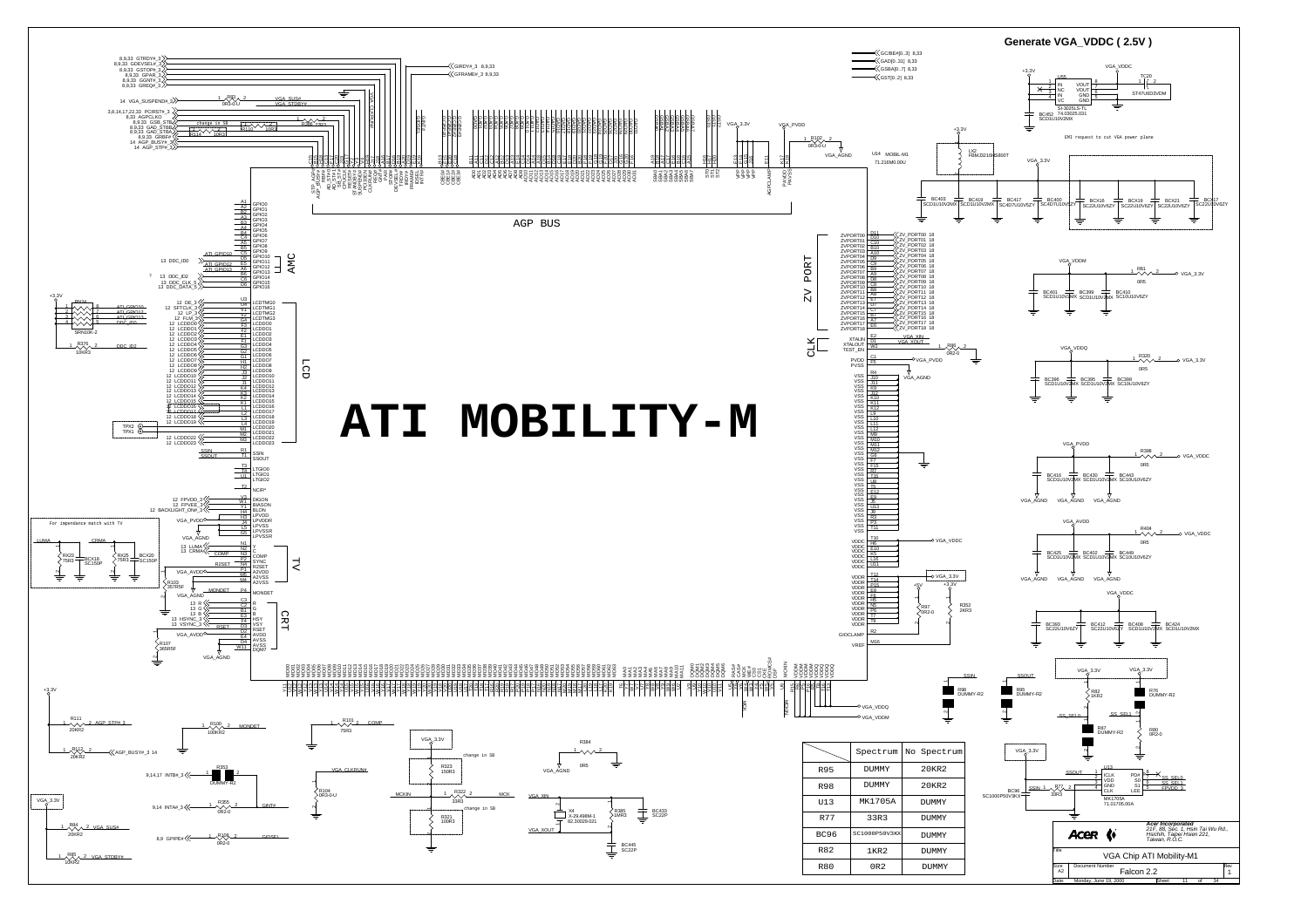## Generate VGA_VDDC ( 2.5V )

# ATI MOBILITY-M

EMI request to cut VGA power plane

For impendance match with TV

|  | Spectrum | No Spectrum |
|---|---|---|
| R95 | DUMMY | 20KR2 |
| R98 | DUMMY | 20KR2 |
| U13 | MK1705A | DUMMY |
| R77 | 33R3 | DUMMY |
| BC96 | SC1000P50V3KX | DUMMY |
| R82 | 1KR2 | DUMMY |
| R80 | 0R2 | DUMMY |

**Acer Incorporated**
*21F, 88, Sec. 1, Hsin Tai Wu Rd., Hsichih, Taipei Hsien 221, Taiwan, R.O.C.*

Title: VGA Chip ATI Mobility-M

Size: A2 | Document Number: Falcon 2.2 | Rev: 1

Date: Monday, June 19, 2000 | Sheet 11 of 34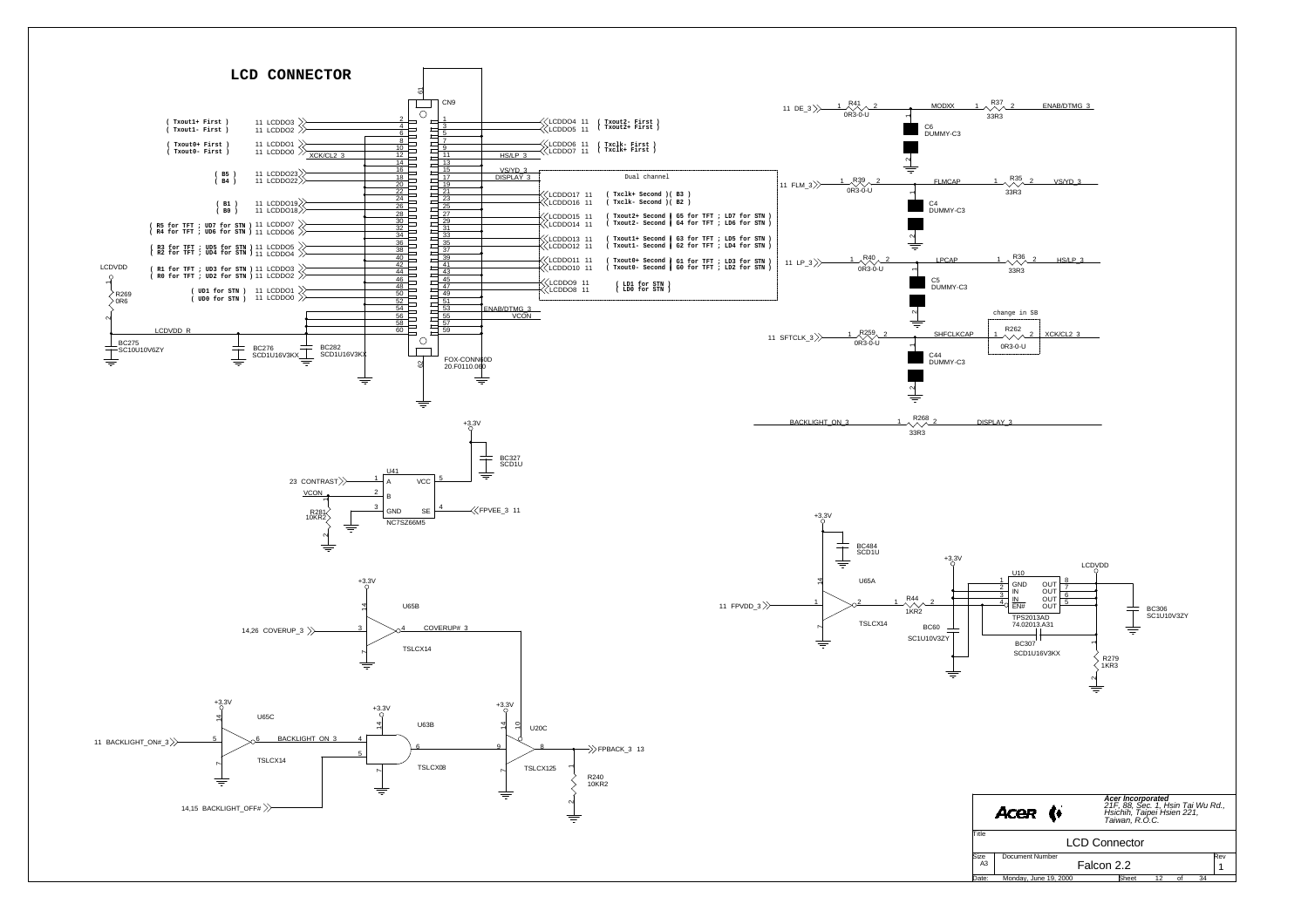# LCD CONNECTOR

## CN9 (FOX-CONN60D, 20.F0110.060)

| Signal | Pin | Pin | Signal |
|---|---|---|---|
| ( Txout1+ First ) 11 LCDDO3 | 2 | 1 | LCDDO4 11 ( Txout2- First ) |
| ( Txout1- First ) 11 LCDDO2 | 4 | 3 | LCDDO5 11 ( Txout2+ First ) |
| | 6 | 5 | |
| ( Txout0+ First ) 11 LCDDO1 | 8 | 7 | LCDDO6 11 ( Txclk- First ) |
| ( Txout0- First ) 11 LCDDO0 | 10 | 9 | LCDDO7 11 ( Txclk+ First ) |
| XCK/CL2_3 | 12 | 11 | HS/LP_3 |
| | 14 | 13 | |
| | 16 | 15 | VS/YD_3 |
| ( B5 ) 11 LCDDO23 | 18 | 17 | DISPLAY_3 |
| ( B4 ) 11 LCDDO22 | 20 | 19 | |
| | 22 | 21 | LCDDO17 11 ( Txclk+ Second )( B3 ) |
| | 24 | 23 | LCDDO16 11 ( Txclk- Second )( B2 ) |
| ( B1 ) 11 LCDDO19 | 26 | 25 | |
| ( B0 ) 11 LCDDO18 | 28 | 27 | LCDDO15 11 ( Txout2+ Second ) G5 for TFT ; LD7 for STN ) |
| ( R5 for TFT ; UD7 for STN ) 11 LCDDO7 | 30 | 29 | LCDDO14 11 ( Txout2- Second ) G4 for TFT ; LD6 for STN ) |
| ( R4 for TFT ; UD6 for STN ) 11 LCDDO6 | 32 | 31 | |
| | 34 | 33 | LCDDO13 11 ( Txout1+ Second ) G3 for TFT ; LD5 for STN ) |
| ( R3 for TFT ; UD5 for STN ) 11 LCDDO5 | 36 | 35 | LCDDO12 11 ( Txout1- Second ) G2 for TFT ; LD4 for STN ) |
| ( R2 for TFT ; UD4 for STN ) 11 LCDDO4 | 38 | 37 | |
| | 40 | 39 | LCDDO11 11 ( Txout0+ Second ) G1 for TFT ; LD3 for STN ) |
| ( R1 for TFT ; UD3 for STN ) 11 LCDDO3 | 42 | 41 | LCDDO10 11 ( Txout0- Second ) G0 for TFT ; LD2 for STN ) |
| ( R0 for TFT ; UD2 for STN ) 11 LCDDO2 | 44 | 43 | |
| | 46 | 45 | LCDDO9 11 ( LD1 for STN ) |
| ( UD1 for STN ) 11 LCDDO1 | 48 | 47 | LCDDO8 11 ( LD0 for STN ) |
| ( UD0 for STN ) 11 LCDDO0 | 50 | 49 | |
| | 52 | 51 | |
| LCDVDD_R | 54 | 53 | ENAB/DTMG_3 |
| LCDVDD_R | 56 | 55 | VCON |
| LCDVDD_R | 58 | 57 | |
| LCDVDD_R | 60 | 59 | |

Dual channel (pins 15–51 odd side). Mounting pins 61, 62 to ground.

LCDVDD — R269 0R6 — LCDVDD_R; BC275 SC10U10V6ZY, BC276 SCD1U16V3KX, BC282 SCD1U16V3KX.

## Series resistors / damping caps

- 11 DE_3 — R41 0R3-0-U — MODXX — R37 33R3 — ENAB/DTMG_3; C6 DUMMY-C3
- 11 FLM_3 — R39 0R3-0-U — FLMCAP — R35 33R3 — VS/YD_3; C4 DUMMY-C3
- 11 LP_3 — R40 0R3-0-U — LPCAP — R36 33R3 — HS/LP_3; C5 DUMMY-C3
- 11 SFTCLK_3 — R259 0R3-0-U — SHFCLKCAP — R262 0R3-0-U (change in SB) — XCK/CL2_3; C44 DUMMY-C3
- BACKLIGHT_ON_3 — R268 33R3 — DISPLAY_3

## Contrast

U41 NC7SZ66M5: 23 CONTRAST → A (1); VCON → B (2); GND (3); SE (4) ← FPVEE_3 11; VCC (5) +3.3V, BC327 SCD1U. R281 10KR2 on VCON to ground.

## Cover switch

U65B TSLCX14 (+3.3V): 14,26 COVERUP_3 → pin 3, pin 4 → COVERUP#_3.

## Backlight

- U65C TSLCX14: 11 BACKLIGHT_ON#_3 → pin 5, pin 6 → BACKLIGHT_ON_3
- U63B TSLCX08: BACKLIGHT_ON_3 (4), 14,15 BACKLIGHT_OFF# (5) → pin 6
- U20C TSLCX125: input 9, OE 10 (COVERUP#_3), output 8 → FPBACK_3 13; R240 10KR2 to ground

## LCD power

U65A TSLCX14 (+3.3V, BC484 SCD1U): 11 FPVDD_3 → pin 1, pin 2 → R44 1KR2 → EN# of U10.

U10 TPS2013AD (74.02013.A31): GND (1), IN (2), IN (3), EN# (4); OUT (5,6,7,8) → LCDVDD. BC60 SC1U10V3ZY, BC307 SCD1U16V3KX, BC306 SC1U10V3ZY, R279 1KR3.

---

**Acer Incorporated**
*21F, 88, Sec. 1, Hsin Tai Wu Rd., Hsichih, Taipei Hsien 221, Taiwan, R.O.C.*

| Title | LCD Connector | |
|---|---|---|
| Size: A3 | Document Number: Falcon 2.2 | Rev: 1 |
| Date: Monday, June 19, 2000 | Sheet 12 of 34 | |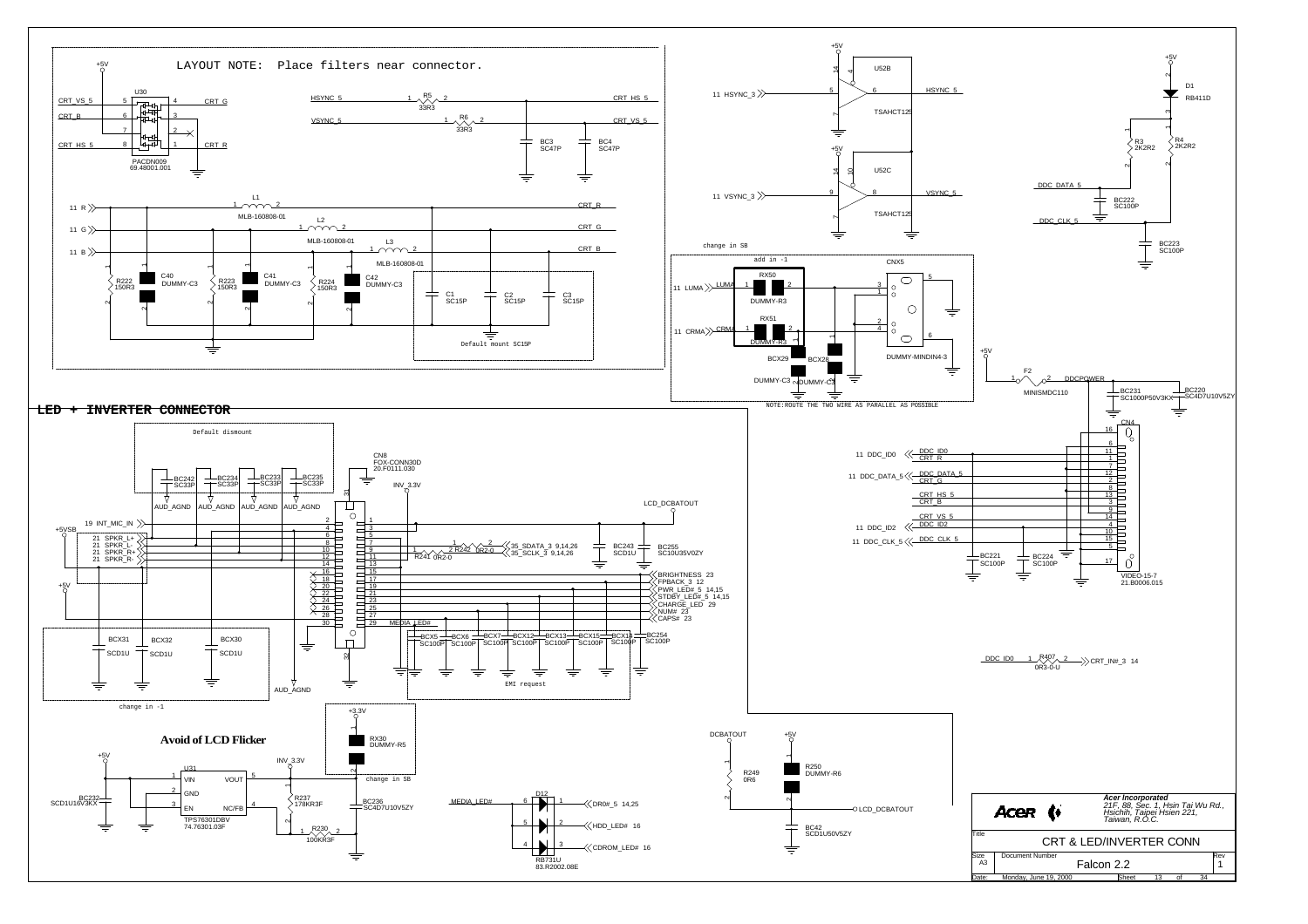LAYOUT NOTE: Place filters near connector.

+5V

U30

CRT_VS_5 5 4 CRT_G
CRT_B 6 3
7 2
CRT_HS_5 8 1 CRT_R

PACDN009
69.48001.001

HSYNC_5 1 R5 2 33R3 CRT_HS_5
VSYNC_5 1 R6 2 33R3 CRT_VS_5

BC3 SC47P
BC4 SC47P

11 R L1 MLB-160808-01 CRT_R
11 G L2 MLB-160808-01 CRT_G
11 B L3 MLB-160808-01 CRT_B

R222 150R3
C40 DUMMY-C3
R223 150R3
C41 DUMMY-C3
R224 150R3
C42 DUMMY-C3

C1 SC15P
C2 SC15P
C3 SC15P

Default mount SC15P

+5V
U52B
11 HSYNC_3 5 6 HSYNC_5
TSAHCT125

+5V
U52C
11 VSYNC_3 9 8 VSYNC_5
TSAHCT125

+5V
D1 RB411D
R3 2K2R2
R4 2K2R2
DDC_DATA_5
BC222 SC100P
DDC_CLK_5
BC223 SC100P

change in SB

add in -1

RX50 DUMMY-R3
11 LUMA LUMA
RX51 DUMMY-R3
11 CRMA CRMA
BCX29 DUMMY-C3
BCX28 DUMMY-C3

CNX5
DUMMY-MINDIN4-3

NOTE:ROUTE THE TWO WIRE AS PARALLEL AS POSSIBLE

+5V
F2 MINISMDC110
DDCPOWER
BC231 SC1000P50V3KX
BC220 SC4D7U10V5ZY

CN4
11 DDC_ID0 — DDC_ID0 / CRT_R
11 DDC_DATA_5 — DDC_DATA_5 / CRT_G
CRT_HS_5
CRT_B
CRT_VS_5
11 DDC_ID2 — DDC_ID2
11 DDC_CLK_5 — DDC_CLK_5
BC221 SC100P
BC224 SC100P
VIDEO-15-7
21.B0006.015

DDC_ID0 1 R407 2 0R3-0-U CRT_IN#_3 14

## LED + INVERTER CONNECTOR

Default dismount

BC242 SC33P
BC234 SC33P
BC233 SC33P
BC235 SC33P

AUD_AGND AUD_AGND AUD_AGND AUD_AGND

CN8
FOX-CONN30D
20.F0111.030

INV_3.3V

19 INT_MIC_IN
+5VSB
21 SPKR_L+
21 SPKR_L-
21 SPKR_R+
21 SPKR_R-

+5V

R241 0R2-0
R242 0R2-0
35 SDATA_3 9,14,26
35 SCLK_3 9,14,26

LCD_DCBATOUT
BC243 SCD1U
BC255 SC10U35V0ZY

BRIGHTNESS 23
FPBACK_3 12
PWR_LED#_5 14,15
STDBY_LED#_5 14,15
CHARGE_LED 29
NUM# 23
CAPS# 23

MEDIA_LED#

BCX5 SC100P
BCX6 SC100P
BCX7 SC100P
BCX12 SC100P
BCX13 SC100P
BCX15 SC100P
BCX14 SC100P
BC254 SC100P

EMI request

BCX31 SCD1U
BCX32 SCD1U
BCX30 SCD1U

AUD_AGND

change in -1

+3.3V
RX30 DUMMY-R5
change in SB

**Avoid of LCD Flicker**

+5V
U31
VIN VOUT
GND
EN NC/FB
TPS76301DBV
74.76301.03F

BC232 SCD1U16V3KX
INV_3.3V
R237 178KR3F
BC236 SC4D7U10V5ZY
R230 100KR3F

MEDIA_LED#
D12
DR0#_5 14,25
HDD_LED# 16
CDROM_LED# 16
RB731U
83.R2002.08E

DCBATOUT
+5V
R249 0R6
R250 DUMMY-R6
LCD_DCBATOUT
BC42 SCD1U50V5ZY

Acer Incorporated
21F, 88, Sec. 1, Hsin Tai Wu Rd., Hsichih, Taipei Hsien 221, Taiwan, R.O.C.

| Title | CRT & LED/INVERTER CONN | |
|---|---|---|
| Size A3 | Document Number: Falcon 2.2 | Rev 1 |
| Date: Monday, June 19, 2000 | Sheet 13 of 34 | |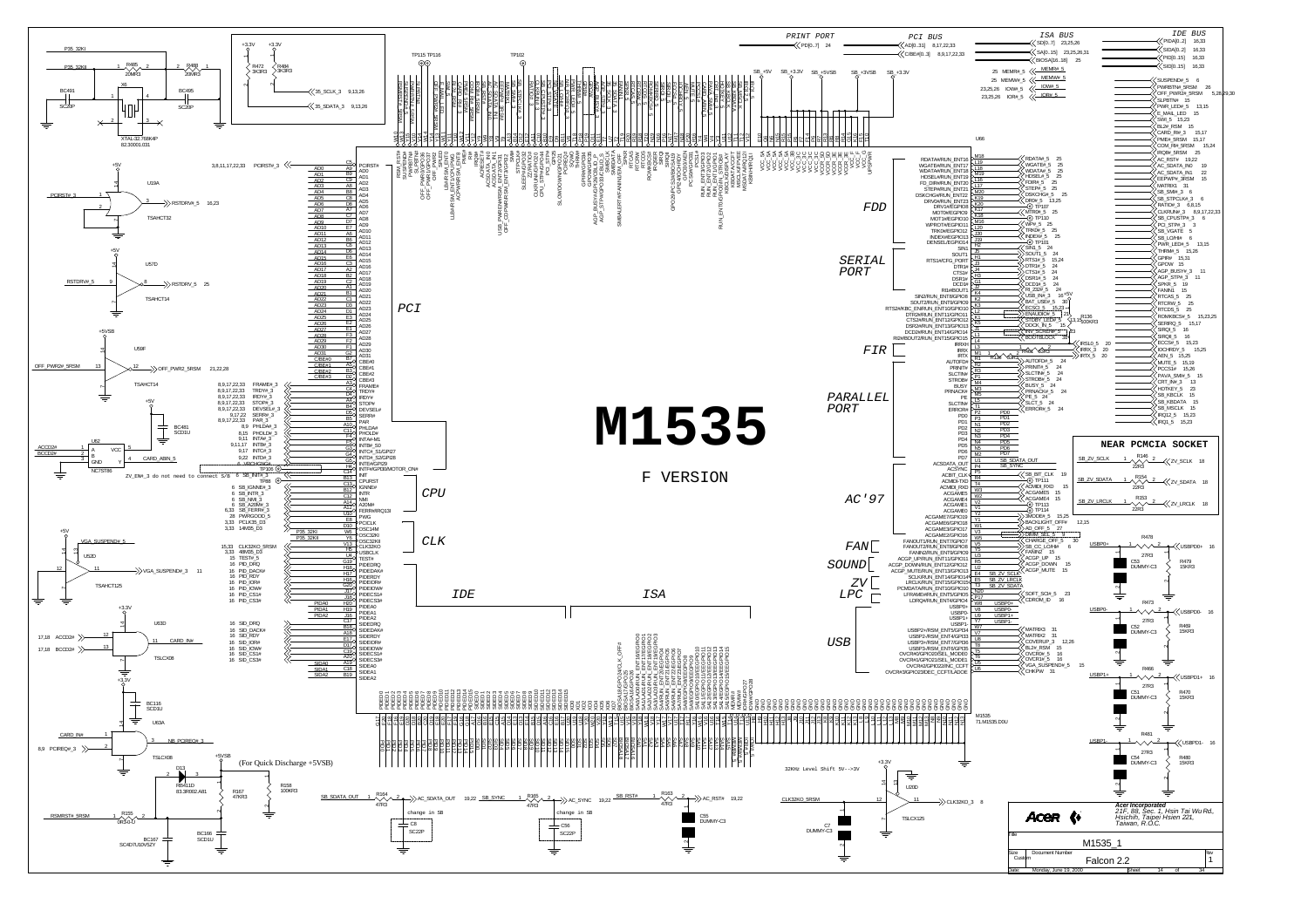# M1535

F VERSION

PCI | CPU | CLK | IDE | ISA | FDD | SERIAL PORT | FIR | PARALLEL PORT | AC'97 | FAN | SOUND | ZV | LPC | USB

PRINT PORT

PCI BUS

ISA BUS

IDE BUS

NEAR PCMCIA SOCKET

ZV_EN#_3 do not need to connect S/B

(For Quick Discharge +5VSB)

32KHz Level Shift 5V-->3V

change in SB

change in SB

M1535
71.M1535.D0U

U66

| | |
|---|---|
| Acer Incorporated | 21F, 88, Sec. 1, Hsin Tai Wu Rd., Hsichih, Taipei Hsien 221, Taiwan, R.O.C. |
| Title | M1535_1 |
| Size: Custom | Document Number: Falcon 2.2 | Rev: 1 |
| Date: Monday, June 19, 2000 | Sheet 14 of 34 |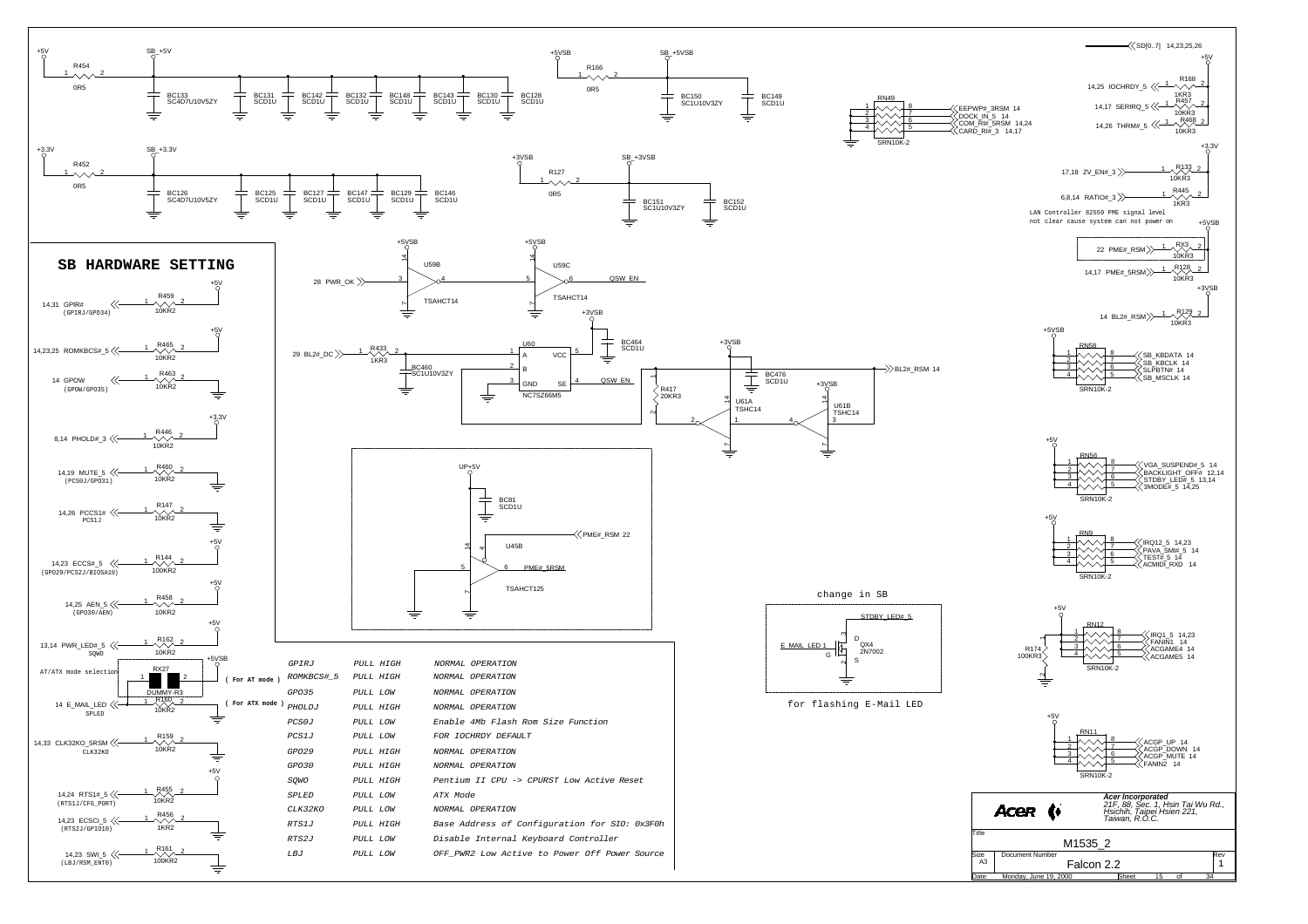# SB HARDWARE SETTING

| Pin | Setting | Function |
|---|---|---|
| GPIRJ | PULL HIGH | NORMAL OPERATION |
| ROMKBCS#_5 | PULL HIGH | NORMAL OPERATION |
| GPO35 | PULL LOW | NORMAL OPERATION |
| PHOLDJ | PULL HIGH | NORMAL OPERATION |
| PCS0J | PULL LOW | Enable 4Mb Flash Rom Size Function |
| PCS1J | PULL LOW | FOR IOCHRDY DEFAULT |
| GPO29 | PULL HIGH | NORMAL OPERATION |
| GPO30 | PULL HIGH | NORMAL OPERATION |
| SQWO | PULL HIGH | Pentium II CPU -> CPURST Low Active Reset |
| SPLED | PULL LOW | ATX Mode |
| CLK32KO | PULL LOW | NORMAL OPERATION |
| RTS1J | PULL HIGH | Base Address of Configuration for SIO: 0x3F0h |
| RTS2J | PULL LOW | Disable Internal Keyboard Controller |
| LBJ | PULL LOW | OFF_PWR2 Low Active to Power Off Power Source |

AT/ATX mode selection: RX27 DUMMY-R3 ( For AT mode ), R160 10KR2 ( For ATX mode )

LAN Controller 82559 PME signal level not clear cause system can not power on

change in SB

for flashing E-Mail LED

Acer Incorporated
21F, 88, Sec. 1, Hsin Tai Wu Rd., Hsichih, Taipei Hsien 221, Taiwan, R.O.C.

Title: M1535_2

Size: A3 | Document Number: Falcon 2.2 | Rev: 1

Date: Monday, June 19, 2000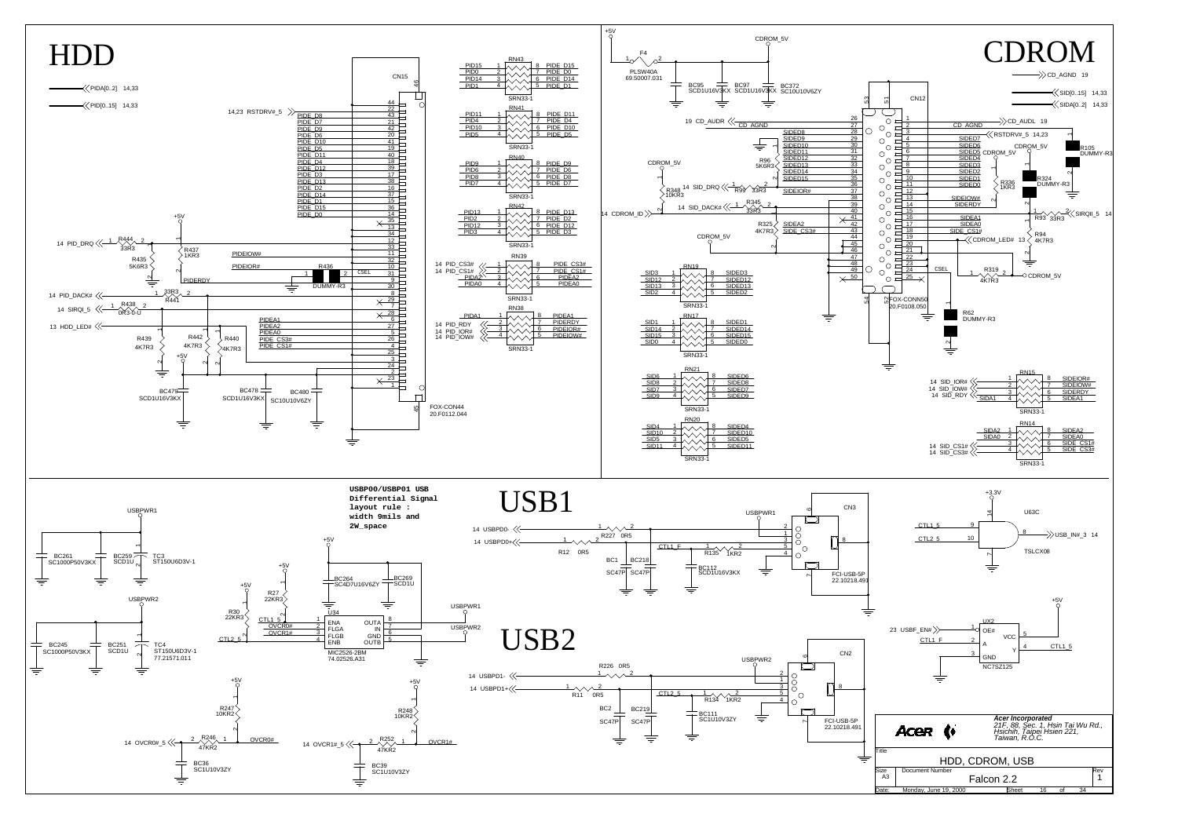# HDD

PIDA[0..2] 14,33

PID[0..15] 14,33

14,23 RSTDRV#_5

CN15

FOX-CON44
20.F0112.044

14 PID_DRQ — R444 33R3
R437 1KR3
R435 5K6R3
R436 DUMMY-R3
PIDEIOW#
PIDEIOR#
CSEL
PIDERDY
14 PID_DACK# — 33R3 R441
14 SIRQI_5 — R438 0R3-0-U
13 HDD_LED#
R439 4K7R3
R442 4K7R3
R440 4K7R3

BC479 SCD1U16V3KX
BC478 SCD1U16V3KX
BC480 SC10U10V6ZY

| Pin | Signal |
|---|---|
| 22 | |
| 43 | PIDE_D8 |
| 21 | PIDE_D7 |
| 42 | PIDE_D9 |
| 20 | PIDE_D6 |
| 41 | PIDE_D10 |
| 19 | PIDE_D5 |
| 40 | PIDE_D11 |
| 18 | PIDE_D4 |
| 39 | PIDE_D12 |
| 17 | PIDE_D3 |
| 38 | PIDE_D13 |
| 16 | PIDE_D2 |
| 37 | PIDE_D14 |
| 15 | PIDE_D1 |
| 36 | PIDE_D15 |
| 14 | PIDE_D0 |
| 12 | |
| 11 | PIDEIOW# |
| 10 | PIDEIOR# |
| 31 | CSEL |
| 9 | PIDERDY |
| 30 | |
| 8 | PID_DACK# |
| 29 | |
| 7 | |
| 28 | |
| 6 | PIDEA1 |
| 27 | PIDEA2 |
| 5 | PIDEA0 |
| 26 | PIDE_CS3# |
| 4 | PIDE_CS1# |

RN43 SRN33-1: PID15 – PIDE_D15, PID0 – PIDE_D0, PID14 – PIDE_D14, PID1 – PIDE_D1
RN41 SRN33-1: PID11 – PIDE_D11, PID4 – PIDE_D4, PID10 – PIDE_D10, PID5 – PIDE_D5
RN40 SRN33-1: PID9 – PIDE_D9, PID6 – PIDE_D6, PID8 – PIDE_D8, PID7 – PIDE_D7
RN42 SRN33-1: PID13 – PIDE_D13, PID2 – PIDE_D2, PID12 – PIDE_D12, PID3 – PIDE_D3
RN39 SRN33-1: 14 PID_CS3# – PIDE_CS3#, 14 PID_CS1# – PIDE_CS1#, PIDA2 – PIDEA2, PIDA0 – PIDEA0
RN38 SRN33-1: PIDA1 – PIDEA1, 14 PID_RDY – PIDERDY, 14 PID_IOR# – PIDEIOR#, 14 PID_IOW# – PIDEIOW#

# CDROM

+5V, F4 PLSW40A 69.50007.031, CDROM_5V
BC95 SCD1U16V3KX, BC97 SCD1U16V3KX, BC372 SC10U10V6ZY

CD_AGND 19
SID[0..15] 14,33
SIDA[0..2] 14,33

19 CD_AUDR — CD_AGND
CD_AUDL 19
RSTDRV#_5 14,23
CN12 FOX-CONN50 20.F0108.050

14 SID_DRQ — R99 33R3; R348 10KR3; R96 5K6R3
14 SID_DACK# — R345 33R3
14 CDROM_ID
R325 4K7R3
R336 1KR3
R324 DUMMY-R3
R105 DUMMY-R3
R93 33R3 — SIRQII_5 14
R94 4K7R3 — CDROM_LED# 13
R319 4K7R3 — CDROM_5V
R62 DUMMY-R3

| Pin | Signal | Pin | Signal |
|---|---|---|---|
| 26 | CD_AUDR | 1 | |
| 27 | CD_AGND | 2 | CD_AGND |
| 28 | SIDED8 | 3 | |
| 29 | SIDED9 | 4 | SIDED7 |
| 30 | SIDED10 | 5 | SIDED6 |
| 31 | SIDED11 | 6 | SIDED5 |
| 32 | SIDED12 | 7 | SIDED4 |
| 33 | SIDED13 | 8 | SIDED3 |
| 34 | SIDED14 | 9 | SIDED2 |
| 35 | SIDED15 | 10 | SIDED1 |
| 36 | | 11 | SIDED0 |
| 37 | SIDEIOR# | 12 | |
| 38 | | 13 | SIDEIOW# |
| 39 | | 14 | SIDERDY |
| 40 | | 15 | |
| 41 | | 16 | SIDEA1 |
| 42 | SIDEA2 | 17 | SIDEA0 |
| 43 | SIDE_CS3# | 18 | SIDE_CS1# |
| 44 | | 19 | |
| 45 | | 20 | |
| 46 | | 21 | |
| 47 | | 22 | |
| 48 | | 23 | |
| 49 | | 24 | CSEL |
| 50 | | 25 | |

RN19 SRN33-1: SID3 – SIDED3, SID12 – SIDED12, SID13 – SIDED13, SID2 – SIDED2
RN17 SRN33-1: SID1 – SIDED1, SID14 – SIDED14, SID15 – SIDED15, SID0 – SIDED0
RN21 SRN33-1: SID6 – SIDED6, SID8 – SIDED8, SID7 – SIDED7, SID9 – SIDED9
RN20 SRN33-1: SID4 – SIDED4, SID10 – SIDED10, SID5 – SIDED5, SID11 – SIDED11
RN15 SRN33-1: 14 SID_IOR# – SIDEIOR#, 14 SID_IOW# – SIDEIOW#, 14 SID_RDY – SIDERDY, SIDA1 – SIDEA1
RN14 SRN33-1: SIDA2 – SIDEA2, SIDA0 – SIDEA0, 14 SID_CS1# – SIDE_CS1#, 14 SID_CS3# – SIDE_CS3#

# USB1

**USBP00/USBP01 USB Differential Signal layout rule : width 9mils and 2W_space**

USBPWR1
BC261 SC1000P50V3KX, BC259 SCD1U, TC3 ST150U6D3V-1

14 USBPD0- — R227 0R5
14 USBPD0+ — R12 0R5
BC1 SC47P, BC218 SC47P
CTL1_F — R135 1KR2
BC112 SCD1U16V3KX
CN3 FCI-USB-5P 22.10218.491

+3.3V, U63C TSLCX08: CTL1_5, CTL2_5 — USB_IN#_3 14

USBPWR2
BC245 SC1000P50V3KX, BC251 SCD1U, TC4 ST150U6D3V-1 77.21571.011

U34 MIC2526-2BM 74.02526.A31: ENA (CTL1_5), FLGA (OVCR0#), FLGB (OVCR1#), ENB (CTL2_5), OUTA (USBPWR1), IN, GND, OUTB (USBPWR2)
BC264 SC4D7U16V6ZY, BC269 SCD1U
R27 22KR3, R30 22KR3

# USB2

14 USBPD1- — R226 0R5
14 USBPD1+ — R11 0R5
BC2 SC47P, BC219 SC47P
CTL2_5 — R134 1KR2
BC111 SC1U10V3ZY
CN2 FCI-USB-5P 22.10218.491

23 USBF_EN# — UX2 NC7SZ125: OE#, A (CTL1_F), VCC, Y (CTL1_5), GND

14 OVCR0#_5 — R246 47KR2 — OVCR0#; R247 10KR2; BC36 SC1U10V3ZY
14 OVCR1#_5 — R252 47KR2 — OVCR1#; R248 10KR2; BC39 SC1U10V3ZY

*Acer Incorporated*
*21F, 88, Sec. 1, Hsin Tai Wu Rd., Hsichih, Taipei Hsien 221, Taiwan, R.O.C.*

Title: HDD, CDROM, USB
Size: A3 — Document Number: Falcon 2.2 — Rev: 1
Date: Monday, June 19, 2000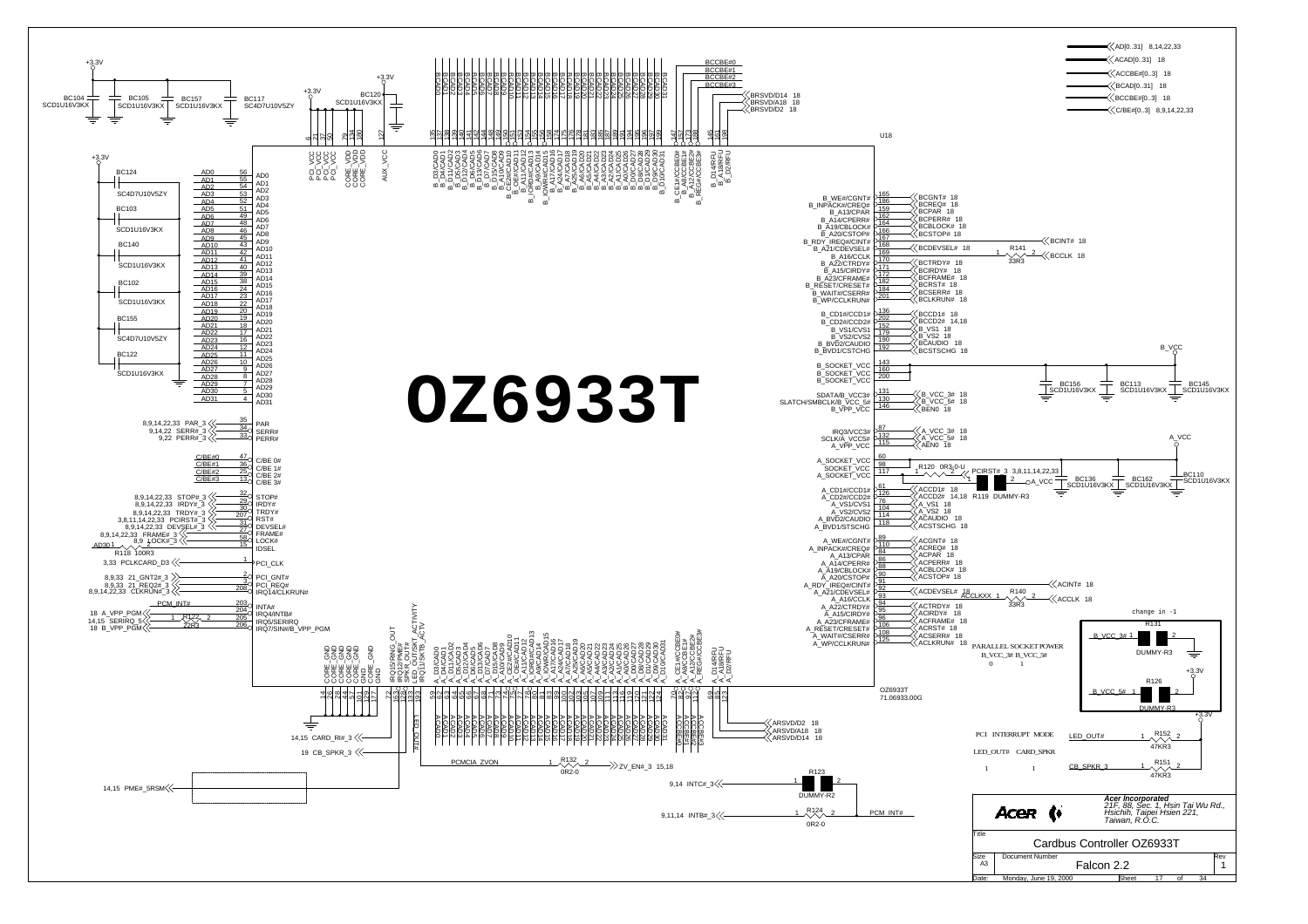# Cardbus Controller OZ6933T

**U18: OZ6933T** (71.06933.00G)

## Power

| Net | Components |
|---|---|
| +3.3V | BC104 SCD1U16V3KX, BC105 SCD1U16V3KX, BC157 SCD1U16V3KX, BC117 SC4D7U10V5ZY |
| +3.3V | BC120 SCD1U16V3KX |
| +3.3V | BC124 SC4D7U10V5ZY, BC103 SCD1U16V3KX, BC140 SCD1U16V3KX, BC102 SCD1U16V3KX, BC155 SC4D7U10V5ZY, BC122 SCD1U16V3KX |
| B_VCC | BC156 SCD1U16V3KX, BC113 SCD1U16V3KX, BC145 SCD1U16V3KX |
| A_VCC | BC136 SCD1U16V3KX, BC162 SCD1U16V3KX, BC110 SCD1U16V3KX |

Power pins: PCI_VCC (6, 21, 37, 50), CORE_VDD (79, 134, 180), AUX_VCC (127)

Ground pins: CORE_GND, CORE_GND, CORE_GND, CORE_GND, CORE_GND, GND, CORE_GND, GND (14, 26, 28, 44, 57, 101, 129, 177)

## PCI Interface

| Signal | Pin |
|---|---|
| AD0–AD31 | 56, 55, 54, 53, 52, 51, 49, 48, 46, 45, 43, 42, 41, 40, 39, 38, 24, 23, 22, 20, 19, 18, 17, 16, 12, 11, 10, 9, 8, 7, 5, 4 |
| PAR (8,9,14,22,33 PAR_3) | 35 |
| SERR# (9,14,22 SERR#_3) | 34 |
| PERR# (9,22 PERR#_3) | 33 |
| C/BE0# (C/BE#0) | 47 |
| C/BE1# (C/BE#1) | 36 |
| C/BE2# (C/BE#2) | 25 |
| C/BE3# (C/BE#3) | 13 |
| STOP# (8,9,14,22,33 STOP#_3) | 32 |
| IRDY# (8,9,14,22,33 IRDY#_3) | 29 |
| TRDY# (8,9,14,22,33 TRDY#_3) | 30 |
| RST# (3,8,11,14,22,33 PCIRST#_3) | 207 |
| DEVSEL# (8,9,14,22,33 DEVSEL#_3) | 31 |
| FRAME# (8,9,14,22,33 FRAME#_3) | 27 |
| LOCK# (8,9 LOCK#_3) | 58 |
| IDSEL (AD30 via R118 100R3) | 15 |
| PCI_CLK (3,33 PCLKCARD_D3) | 1 |
| PCI_GNT# (8,9,33 21_GNT2#_3) | 2 |
| PCI_REQ# (8,9,33 21_REQ2#_3) | 3 |
| IRQ14/CLKRUN# (8,9,14,22,33 CLKRUN#_3) | 208 |
| INTA# (PCM_INT#) | 203 |
| IRQ4/INTB# | 204 |
| IRQ5/SERIRQ (14,15 SERIRQ_5 via R122 22R3) | 205 |
| IRQ7/SIN#/B_VPP_PGM (18 B_VPP_PGM) | 206 |

18 A_VPP_PGM

Pins 72, 163, 192, 193: IRQ15/RI_OUT, IRQ12/PME#, SPKR_OUT#, LED_OUT/SKT_ACTIVITY, IRQ11/SKTB_ACTV

- 14,15 CARD_RI#_3
- 19 CB_SPKR_3
- 14,15 PME#_5RSM
- LED_OUT#
- PCMCIA_ZVON — R132 0R2-0 — ZV_EN#_3 15,18
- 9,14 INTC#_3 — R123 DUMMY-R2
- 9,11,14 INTB#_3 — R124 0R2-0 — PCM_INT#

## Socket B

B_D3/CAD0 … B_D10/CAD31 (pins 135, 137, 138, 139, 140, 141, 142, 144, 145, 148, 149, 150, 151, 153, 154, 155, 156, 157, 158, 174, 175, 176, 178, 181, 183, 185, 187, 189, 191, 194, 196, 197, 199) → BCAD[0..31]

B_CE1#/CCBE0#, B_A8/CCBE1#, B_A17/CCBE2#, B_REG#/CCBE3# (147, 173, 188, 146?) → BCCBE#0–3

B_D14/RFU, B_A18/RFU, B_D2/RFU (161, 198, ...) → BRSVD/D14 18, BRSVD/A18 18, BRSVD/D2 18

| Signal | Pin | Net |
|---|---|---|
| B_WE#/CGNT# | 165 | BCGNT# 18 |
| B_INPACK#/CREQ# | 186 | BCREQ# 18 |
| B_A13/CPAR | 159 | BCPAR 18 |
| B_A14/CPERR# | 162 | BCPERR# 18 |
| B_A19/CBLOCK# | 164 | BCBLOCK# 18 |
| B_A20/CSTOP# | 166 | BCSTOP# 18 |
| B_RDY_IREQ#/CINT# | 167 | BCINT# 18 |
| B_A21/CDEVSEL# | 168 | BCDEVSEL# 18 |
| B_A16/CCLK | 169 | R141 33R3 — BCCLK 18 |
| B_A22/CTRDY# | 170 | BCTRDY# 18 |
| B_A15/CIRDY# | 171 | BCIRDY# 18 |
| B_A23/CFRAME# | 172 | BCFRAME# 18 |
| B_RESET/CRESET# | 182 | BCRST# 18 |
| B_WAIT#/CSERR# | 184 | BCSERR# 18 |
| B_WP/CCLKRUN# | 201 | BCLKRUN# 18 |
| B_CD1#/CCD1# | 136 | BCCD1# 18 |
| B_CD2#/CCD2# | 202 | BCCD2# 14,18 |
| B_VS1/CVS1 | 152 | B_VS1 18 |
| B_VS2/CVS2 | 179 | B_VS2 18 |
| B_BVD2/CAUDIO | 190 | BCAUDIO 18 |
| B_BVD1/CSTSCHG | 192 | BCSTSCHG 18 |
| B_SOCKET_VCC | 143, 160, 200 | B_VCC |
| SDATA/B_VCC3# | 131 | B_VCC_3# 18 |
| SLATCH/SMBCLK/B_VCC_5# | 130 | B_VCC_5# 18 |
| B_VPP_VCC | 146 | BEN0 18 |

## Socket A

A_D3/CAD0 … A_D10/CAD31 (pins 59, 61, 62, 63, 64, 65, 66, 67, 68, 69, 70, 71, 73, 74, 75, 77, 78, 80, 81, 83, 99, 100, 102, 103, 105, 107, 109, 111, 113, 116, 119, 120, 121, 122, 124) → ACAD[0..31]

A_CE1#/CCBE0#, A_A8/CCBE1#, A_A17/CCBE2#, A_REG#/CCBE3# (76?, 82, 97, 112) → ACCBE#0–3

A_D14/RFU, A_A18/RFU, A_D2/RFU (85, 123, ...) → ARSVD/D2 18, ARSVD/A18 18, ARSVD/D14 18

| Signal | Pin | Net |
|---|---|---|
| IRQ3/VCC3# | 87 | A_VCC_3# 18 |
| SCLK/A_VCC5# | 132 | A_VCC_5# 18 |
| A_VPP_VCC | 115 | AEN0 18 |
| A_SOCKET_VCC / SOCKET_VCC / A_SOCKET_VCC | 60, 98, 117 | A_VCC (R120 0R3-0-U, R119 DUMMY-R3, PCIRST#_3 3,8,11,14,22,33) |
| A_CD1#/CCD1# | 61 | ACCD1# 18 |
| A_CD2#/CCD2# | 126 | ACCD2# 14,18 |
| A_VS1/CVS1 | 76 | A_VS1 18 |
| A_VS2/CVS2 | 104 | A_VS2 18 |
| A_BVD2/CAUDIO | 114 | ACAUDIO 18 |
| A_BVD1/STSCHG | 118 | ACSTSCHG 18 |
| A_WE#/CGNT# | 89 | ACGNT# 18 |
| A_INPACK#/CREQ# | 110 | ACREQ# 18 |
| A_A13/CPAR | 84 | ACPAR 18 |
| A_A14/CPERR# | 86 | ACPERR# 18 |
| A_A19/CBLOCK# | 88 | ACBLOCK# 18 |
| A_A20/CSTOP# | 90 | ACSTOP# 18 |
| A_RDY_IREQ#/CINT# | 91 | ACINT# 18 |
| A_A21/CDEVSEL# | 92 | ACDEVSEL# 18 |
| A_A16/CCLK | 93 | ACCLKXX — R140 33R3 — ACCLK 18 |
| A_A22/CTRDY# | 94 | ACTRDY# 18 |
| A_A15/CIRDY# | 95 | ACIRDY# 18 |
| A_A23/CFRAME# | 96 | ACFRAME# 18 |
| A_RESET/CRESET# | 106 | ACRST# 18 |
| A_WAIT#/CSERR# | 108 | ACSERR# 18 |
| A_WP/CCLKRUN# | 125 | ACLKRUN# 18 |

## Signal Buses

- AD[0..31] 8,14,22,33
- ACAD[0..31] 18
- ACCBE#[0..3] 18
- BCAD[0..31] 18
- BCCBE#[0..3] 18
- C/BE#[0..3] 8,9,14,22,33

## Options

change in -1

- R131 DUMMY-R3 — B_VCC_3#
- R126 DUMMY-R3 — B_VCC_5#
- R152 47KR3 — LED_OUT# (+3.3V)
- R151 47KR3 — CB_SPKR_3

| PARALLEL SOCKET POWER | |
|---|---|
| B_VCC_3# | B_VCC_5# |
| 0 | 1 |

| PCI INTERRUPT MODE | |
|---|---|
| LED_OUT# | CARD_SPKR |
| 1 | 1 |

## Title Block

**Acer Incorporated**
*21F, 88, Sec. 1, Hsin Tai Wu Rd., Hsichih, Taipei Hsien 221, Taiwan, R.O.C.*

| Title | Cardbus Controller OZ6933T | |
|---|---|---|
| Size: A3 | Document Number: Falcon 2.2 | Rev: 1 |
| Date: Monday, June 19, 2000 | Sheet 17 of 34 | |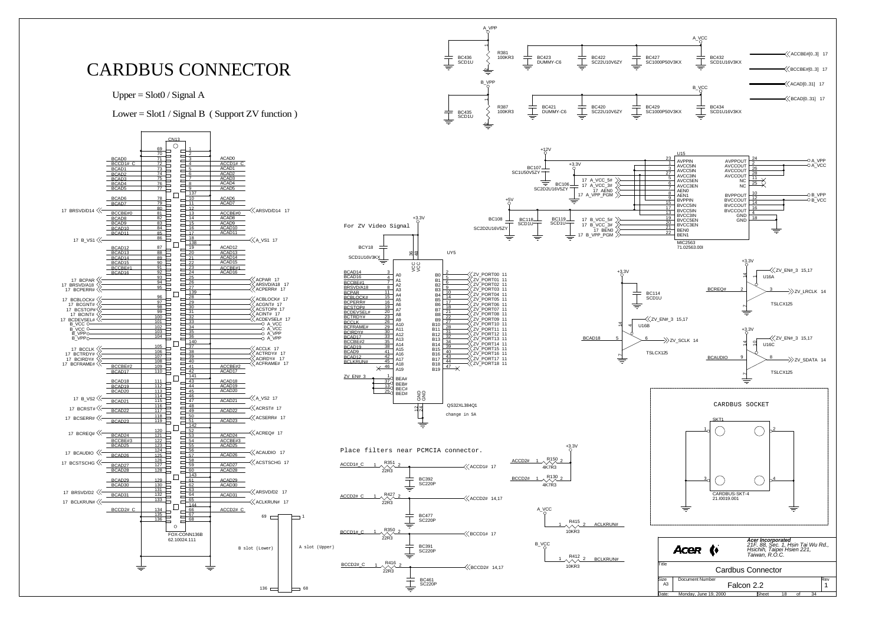# CARDBUS CONNECTOR

Upper = Slot0 / Signal A

Lower = Slot1 / Signal B ( Support ZV function )

CN13

| B signal | Pin | Pin | A signal |
|---|---|---|---|
| | 69 | 1 | |
| | 70 | 2 | |
| BCAD0 | 71 | 3 | ACAD0 |
| BCCD1#_C | 72 | 4 | ACCD1#_C |
| BCAD1 | 73 | 5 | ACAD1 |
| BCAD2 | 74 | 6 | ACAD2 |
| BCAD3 | 75 | 7 | ACAD3 |
| BCAD4 | 76 | 8 | ACAD4 |
| BCAD5 | 77 | 9 | ACAD5 |
| | | 137 | |
| BCAD6 | 78 | 10 | ACAD6 |
| BCAD7 | 79 | 11 | ACAD7 |
| | 80 | 12 | |
| BCCBE#0 (17 BRSVD/D14) | 81 | 13 | ACCBE#0 (ARSVD/D14 17) |
| BCAD8 | 82 | 14 | ACAD8 |
| BCAD9 | 83 | 15 | ACAD9 |
| BCAD10 | 84 | 16 | ACAD10 |
| BCAD11 | 85 | 17 | ACAD11 |
| 17 B_VS1 | 86 | 18 | A_VS1 17 |
| | | 138 | |
| BCAD12 | 87 | 19 | ACAD12 |
| BCAD13 | 88 | 20 | ACAD13 |
| BCAD14 | 89 | 21 | ACAD14 |
| BCAD15 | 90 | 22 | ACAD15 |
| BCCBE#1 | 91 | 23 | ACCBE#1 |
| BCAD16 | 92 | 24 | ACAD16 |
| | 93 | 25 | ACPAR 17 |
| 17 BCPAR | 94 | 26 | ARSVD/A18 17 |
| 17 BRSVD/A18 | 95 | 27 | ACPERR# 17 |
| 17 BCPERR# | | 139 | |
| 17 BCBLOCK# | 96 | 28 | ACBLOCK# 17 |
| 17 BCGNT# | 97 | 29 | ACGNT# 17 |
| 17 BCSTOP# | 98 | 30 | ACSTOP# 17 |
| 17 BCINT# | 99 | 31 | ACINT# 17 |
| 17 BCDEVSEL# | 100 | 32 | ACDEVSEL# 17 |
| B_VCC | 101 | 33 | A_VCC |
| B_VCC | 102 | 34 | A_VCC |
| B_VPP | 103 | 35 | A_VPP |
| B_VPP | 104 | 36 | A_VPP |
| | | 140 | |
| 17 BCCLK | 105 | 37 | ACCLK 17 |
| 17 BCTRDY# | 106 | 38 | ACTRDY# 17 |
| 17 BCIRDY# | 107 | 39 | ACIRDY# 17 |
| 17 BCFRAME# | 108 | 40 | ACFRAME# 17 |
| BCCBE#2 | 109 | 41 | ACCBE#2 |
| BCAD17 | 110 | 42 | ACAD17 |
| | | 141 | |
| BCAD18 | 111 | 43 | ACAD18 |
| BCAD19 | 112 | 44 | ACAD19 |
| BCAD20 | 113 | 45 | ACAD20 |
| 17 B_VS2 | 114 | 46 | A_VS2 17 |
| BCAD21 | 115 | 47 | ACAD21 |
| 17 BCRST# | 116 | 48 | ACRST# 17 |
| BCAD22 | 117 | 49 | ACAD22 |
| 17 BCSERR# | 118 | 50 | ACSERR# 17 |
| BCAD23 | 119 | 51 | ACAD23 |
| | | 142 | |
| 17 BCREQ# | 120 | 52 | ACREQ# 17 |
| BCAD24 | 121 | 53 | ACAD24 |
| BCCBE#3 | 122 | 54 | ACCBE#3 |
| BCAD25 | 123 | 55 | ACAD25 |
| 17 BCAUDIO | 124 | 56 | ACAUDIO 17 |
| BCAD26 | 125 | 57 | ACAD26 |
| 17 BCSTSCHG | 126 | 58 | ACSTSCHG 17 |
| BCAD27 | 127 | 59 | ACAD27 |
| BCAD28 | 128 | 60 | ACAD28 |
| | | 143 | |
| BCAD29 | 129 | 61 | ACAD29 |
| BCAD30 | 130 | 62 | ACAD30 |
| 17 BRSVD/D2 | 131 | 63 | ARSVD/D2 17 |
| BCAD31 | 132 | 64 | ACAD31 |
| 17 BCLKRUN# | 133 | 65 | ACLKRUN# 17 |
| | | 144 | |
| BCCD2#_C | 134 | 66 | ACCD2#_C |
| | 135 | 67 | |
| | 136 | 68 | |

FOX-CONN136B
62.10024.111

B slot (Lower) — 69 ... 136 &nbsp;&nbsp; A slot (Upper) — 1 ... 68

R381 100KR3 (A_VPP); BC436 SCD1U; BC423 DUMMY-C6; BC422 SC22U10V6ZY; BC427 SC1000P50V3KX; BC432 SCD1U16V3KX (A_VCC)

R387 100KR3 (B_VPP); BC435 SCD1U; BC421 DUMMY-C6; BC420 SC22U10V6ZY; BC429 SC1000P50V3KX; BC434 SCD1U16V3KX (B_VCC)

ACCBE#[0..3] 17; BCCBE#[0..3] 17; ACAD[0..31] 17; BCAD[0..31] 17

U15 MIC2563 71.02563.00I

| Pin | Signal | Pin | Signal |
|---|---|---|---|
| 23 | AVPPIN (+12V) | 24 | AVPPOUT (A_VPP) |
| 1 | AVCC5IN | 2 | AVCCOUT (A_VCC) |
| 3 | AVCC5IN | 26 | AVCCOUT |
| 27 | AVCC3IN | 28 | AVCCOUT |
| 5 | AVCC5EN (17 A_VCC_5#) | 11 | NC |
| 6 | AVCC3EN (17 A_VCC_3#) | 25 | NC |
| 7 | AEN0 (17 AEN0) | 10 | BVPPOUT (B_VPP) |
| 8 | AEN1 (17 A_VPP_PGM) | 12 | BVCCOUT (B_VCC) |
| 9 | BVPPIN | 14 | BVCCOUT |
| 15 | BVCC5IN | 16 | BVCCOUT |
| 17 | BVCC5IN | 4 | GND |
| 13 | BVCC3IN | 18 | GND |
| 19 | BVCC5EN (17 B_VCC_5#) | | |
| 20 | BVCC3EN (17 B_VCC_3#) | | |
| 21 | BEN0 (17 BEN0) | | |
| 22 | BEN1 (17 B_VPP_PGM) | | |

BC107 SC1U50V5ZY; BC106 SC2D2U16V5ZY; BC108 SC2D2U16V5ZY; BC118 SCD1U; BC119 SCD1U; +3.3V; +5V

For ZV Video Signal

UY5 QS32XL384Q1 (change in SA); BCY18 SCD1U16V3KX

| Signal | Pin | A | B | Pin | Output |
|---|---|---|---|---|---|
| BCAD14 | 3 | A0 | B0 | 2 | ZV_PORT00 11 |
| BCAD16 | 4 | A1 | B1 | 5 | ZV_PORT01 11 |
| BCCBE#1 | 7 | A2 | B2 | 6 | ZV_PORT02 11 |
| BRSVD/A18 | 8 | A3 | B3 | 9 | ZV_PORT03 11 |
| BCPAR | 11 | A4 | B4 | 10 | ZV_PORT04 11 |
| BCBLOCK# | 15 | A5 | B5 | 14 | ZV_PORT05 11 |
| BCPERR# | 16 | A6 | B6 | 17 | ZV_PORT06 11 |
| BCSTOP# | 19 | A7 | B7 | 18 | ZV_PORT07 11 |
| BCDEVSEL# | 20 | A8 | B8 | 21 | ZV_PORT08 11 |
| BCTRDY# | 23 | A9 | B9 | 22 | ZV_PORT09 11 |
| BCCLK | 26 | A10 | B10 | 27 | ZV_PORT10 11 |
| BCFRAME# | 29 | A11 | B11 | 28 | ZV_PORT11 11 |
| BCIRDY# | 30 | A12 | B12 | 31 | ZV_PORT12 11 |
| BCAD17 | 33 | A13 | B13 | 32 | ZV_PORT13 11 |
| BCCBE#2 | 35 | A14 | B14 | 34 | ZV_PORT14 11 |
| BCAD19 | 38 | A15 | B15 | 39 | ZV_PORT15 11 |
| BCAD9 | 41 | A16 | B16 | 40 | ZV_PORT16 11 |
| BCAD12 | 42 | A17 | B17 | 43 | ZV_PORT17 11 |
| BCLKRUN# | 45 | A18 | B18 | 44 | ZV_PORT18 11 |
| | 46 | A19 | B19 | 47 | |

ZV_EN#_3 — 1 BEA#, 37 BEB#, 13 BEC#, 25 BED#; VCC 36, 48; GND 12, 24

U16A TSLCX125: BCREQ# (2) → ZV_LRCLK 14 (3); ZV_EN#_3 15,17
U16B TSLCX125: BCAD18 (5) → ZV_SCLK 14 (6); ZV_EN#_3 15,17; BC114 SCD1U
U16C TSLCX125: BCAUDIO (9) → ZV_SDATA 14 (8); ZV_EN#_3 15,17

Place filters near PCMCIA connector.

- ACCD1#_C — R351 22R3 — ACCD1# 17; BC392 SC220P
- ACCD2#_C — R427 22R3 — ACCD2# 14,17; BC477 SC220P
- BCCD1#_C — R350 22R3 — BCCD1# 17; BC391 SC220P
- BCCD2#_C — R416 22R3 — BCCD2# 14,17; BC461 SC220P

ACCD2# — R150 4K7R3 — +3.3V
BCCD2# — R130 4K7R3 — +3.3V
A_VCC — R415 10KR3 — ACLKRUN#
B_VCC — R412 10KR3 — BCLKRUN#

CARDBUS SOCKET

SKT1 CARDBUS-SKT-4 21.I0019.001

Acer Incorporated
21F, 88, Sec. 1, Hsin Tai Wu Rd., Hsichih, Taipei Hsien 221, Taiwan, R.O.C.

| Title | Cardbus Connector | |
|---|---|---|
| Size A3 | Document Number: Falcon 2.2 | Rev 1 |
| Date: Monday, June 19, 2000 | Sheet 18 of 34 | |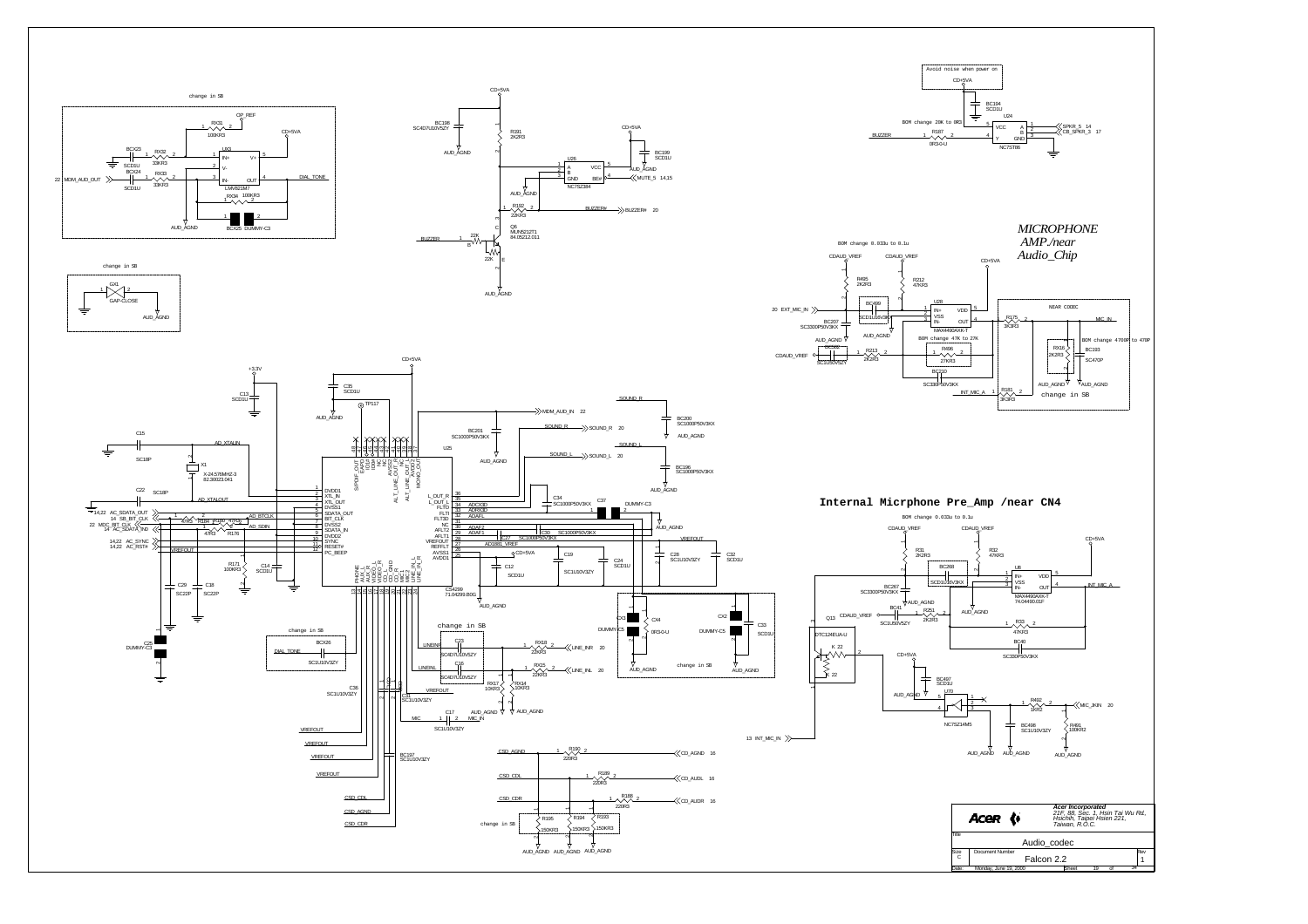change in SB

change in SB

Avoid noise when power on

BOM change 20K to 0R3

*MICROPHONE AMP./near Audio_Chip*

BOM change 0.033u to 0.1u

NEAR CODEC

BOM change 4700P to 470P

BOM change 47K to 27K

change in SB

## Internal Micrphone Pre_Amp /near CN4

BOM change 0.033u to 0.1u

change in SB

change in SB

change in SB

change in SB

change in SB

| Acer Incorporated | 21F, 88, Sec. 1, Hsin Tai Wu Rd, Hsichih, Taipei Hsien 221, Taiwan, R.O.C. | |
|---|---|---|
| Title | Audio_codec | |
| Size: C | Document Number: Falcon 2.2 | Rev: 1 |
| Date: Monday, June 19, 2000 | Sheet 19 of 34 | |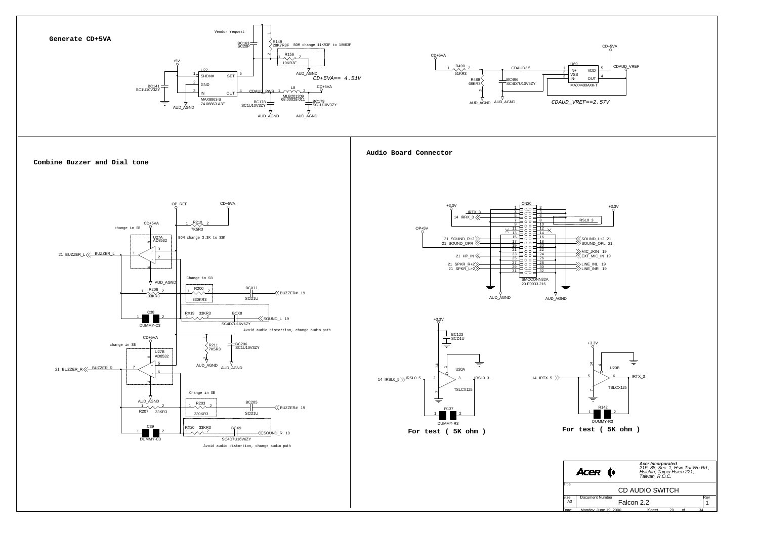## Generate CD+5VA

Vendor request

BC162 SC20P

R149 28K7R3F — BOM change 11KR3F to 10KR3F

R156 10KR3F

+5V

U22 MAX8863-S 74.08863.A3F

- 1 SHDN#
- 2 GND
- 3 IN
- 4 OUT
- 5 SET

BC141 SC1U10V3ZY

AUD_AGND

CDAUD_PWR

L8 MLB201209 68.00029.011

BC178 SC1U10V3ZY

BC179 SC1U10V3ZY

CD+5VA

*CD+5VA== 4.51V*

CD+5VA

R490 51KR3

R489 68KR3

CDAUD2.5

BC496 SC4D7U10V5ZY

U69 MAX4490AXK-T

- 1 IN+
- 2 VSS
- 3 IN-
- 4 OUT
- 5 VDD

CDAUD_VREF

*CDAUD_VREF==2.57V*

## Combine Buzzer and Dial tone

OP_REF

CD+5VA

R210 7K5R3

change in SB

U27A AD8532

BOM change 3.3K to 33K

21 BUZZER_L — BUZZER_L

Change in SB

R206 33KR3

R200 330KR3

BCX11 SCD1U — BUZZER# 19

C38 DUMMY-C3

RX19 33KR3

BCX8 SC4D7U16V6ZY — SOUND_L 19

Avoid audio distortion, change audio path

R211 7K5R3

BC206 SC1U10V3ZY

change in SB

U27B AD8532

21 BUZZER_R — BUZZER_R

Change in SB

R207 33KR3

R203 330KR3

BC205 SCD1U — BUZZER# 19

C39 DUMMY-C3

RX20 33KR3

BCX9 SC4D7U16V6ZY — SOUND_R 19

Avoid audio distortion, change audio path

## Audio Board Connector

CN20 SMCCONN32A 20.E0033.216

| Signal (left) | Pin | Pin | Signal (right) |
|---|---|---|---|
| IRTX_3 | 3 | 4 | |
| 14 IRRX_3 | 5 | 6 | |
| | 7 | 8 | IRSL0_3 |
| 21 SOUND_R+2 | 15 | 16 | SOUND_L+2 21 |
| 21 SOUND_OPR | 17 | 18 | SOUND_OPL 21 |
| | | 22 | MIC_JKIN 19 |
| 21 HP_IN | 23 | 24 | EXT_MIC_IN 19 |
| 21 SPKR_R+2 | 27 | 28 | LINE_INL 19 |
| 21 SPKR_L+2 | 29 | 30 | LINE_INR 19 |

+3.3V, OP+5V, AUD_AGND

+3.3V

BC123 SCD1U

U20A TSLCX125

14 IRSL0_5 — IRSL0_5 — IRSL0_3

R137 DUMMY-R3

**For test ( 5K ohm )**

+3.3V

U20B TSLCX125

14 IRTX_5 — IRTX_3

R142 DUMMY-R3

**For test ( 5K ohm )**

| | |
|---|---|
| Acer Incorporated | 21F, 88, Sec. 1, Hsin Tai Wu Rd., Hsichih, Taipei Hsien 221, Taiwan, R.O.C. |
| Title | CD AUDIO SWITCH |
| Size A3 | Document Number: Falcon 2.2 — Rev 1 |
| Date: Monday, June 19, 2000 | Sheet 20 of 34 |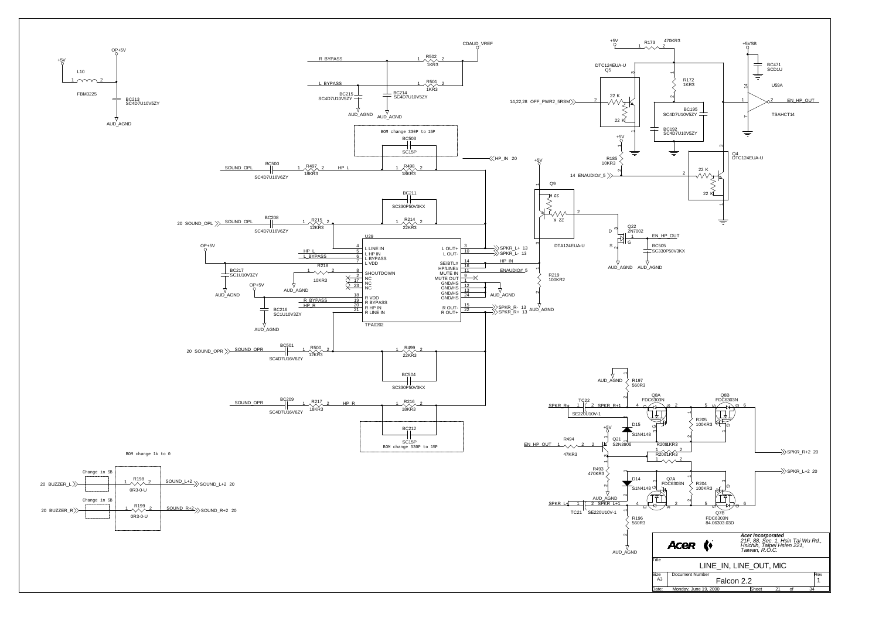# LINE_IN, LINE_OUT, MIC

**Acer Incorporated**
*21F, 88, Sec. 1, Hsin Tai Wu Rd., Hsichih, Taipei Hsien 221, Taiwan, R.O.C.*

| Size | Document Number | Rev |
|---|---|---|
| A3 | Falcon 2.2 | 1 |

Date: Monday, June 19, 2000 — Sheet 21 of 34

## Components and Labels

- L10 FBM3225 (+5V → OP+5V), BC213 SC4D7U10V5ZY, AUD_AGND
- R502 1KR3 (R_BYPASS → CDAUD_VREF), R501 1KR3 (L_BYPASS), BC215 SC4D7U10V5ZY, BC214 SC4D7U10V5ZY
- BOM change 33OP to 15P — BC503 SC15P
- SOUND_OPL — BC500 SC4D7U16V6ZY — R497 18KR3 — HP_L — R498 18KR3 — HP_IN 20
- BC211 SC330P50V3KX
- 20 SOUND_OPL — BC208 SC4D7U16V6ZY — R215 12KR3 — R214 22KR3
- U29 TPA0202:
  - 4 L LINE IN, 5 L HP IN (HP_L), 6 L BYPASS (L_BYPASS), 7 L VDD
  - 8 SHOUTDOWN (R218 10KR3), 17 NC, 23 NC
  - 18 R VDD, 19 R BYPASS (R_BYPASS), 20 R HP IN (HP_R), 21 R LINE IN
  - 3 L OUT+ (SPKR_L+ 13), 10 L OUT- (SPKR_L- 13)
  - 14 SE/BTL#, 16 HP/LINE# (HP_IN), 11 MUTE IN (ENAUDIO#_5), 9 MUTE OUT, 1 GND/HS, 12 GND/HS, 13 GND/HS, 24 GND/HS
  - 15 R OUT- (SPKR_R- 13), 22 R OUT+ (SPKR_R+ 13)
- BC217 SC1U10V3ZY, BC216 SC1U10V3ZY, OP+5V
- 20 SOUND_OPR — BC501 SC4D7U16V6ZY — R500 12KR3 — R499 22KR3
- BC504 SC330P50V3KX
- SOUND_OPR — BC209 SC4D7U16V6ZY — R217 18KR3 — HP_R — R216 18KR3
- BC212 SC15P — BOM change 33OP to 15P
- BOM change 1k to 0
- 20 BUZZER_L — Change in SB — R198 0R3-0-U — SOUND_L+2 20
- 20 BUZZER_R — Change in SB — R199 0R3-0-U — SOUND_R+2 20
- Q5 DTC124EUA-U (22 K), R173 470KR3, R172 1KR3, 14,22,28 OFF_PWR2_5RSM, BC195 SC4D7U10V5ZY, BC192 SC4D7U10V5ZY
- +5VSB, BC471 SCD1U, U59A TSAHCT14 → EN_HP_OUT
- Q4 DTC124EUA-U (22 K), R185 10KR3, 14 ENAUDIO#_5
- Q9 DTA124EUA-U (22 K), +5V, R219 100KR2, AUD_AGND
- Q22 2N7002 (EN_HP_OUT), BC505 SC330P50V3KX
- SPKR_R+ — TC22 SE220U10V-1 — SPKR_R+1; R197 560R3; Q8A FDC6303N; Q8B FDC6303N; R205 100KR3; D15 S1N4148; R209 1KR3; R208 1KR3 → SPKR_R+2 20
- EN_HP_OUT — R494 47KR3 — Q21 S2N3906; R493 470KR3
- SPKR_L+ — TC21 SE220U10V-1 — SPKR_L+1; D14 S1N4148; Q7A FDC6303N; R204 100KR3; Q7B FDC6303N 84.06303.03D; R196 560R3 → SPKR_L+2 20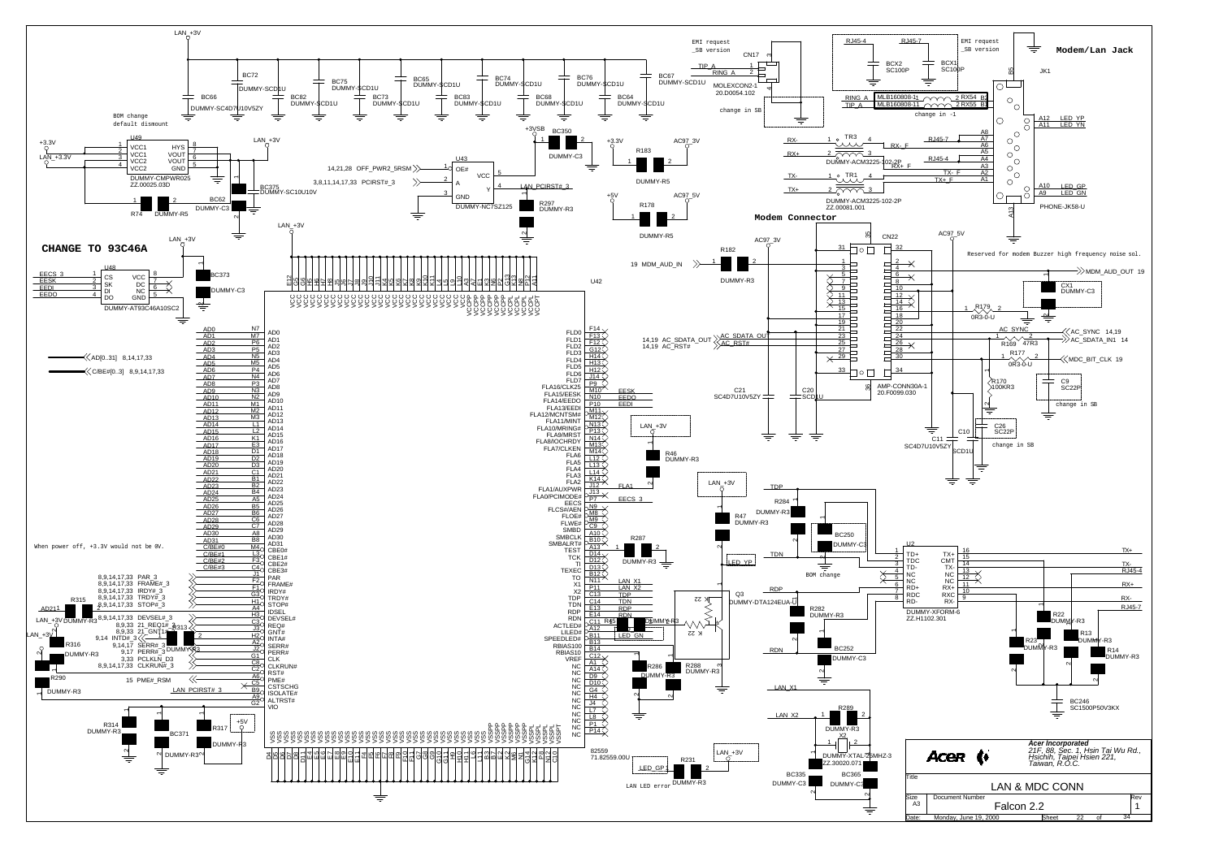# CHANGE TO 93C46A

## Modem/Lan Jack

## Modem Connector

BOM change
default dismount

EMI request
_SB version

EMI request
_SB version

change in SB

change in -1

change in SB

change in SB

Reserved for modem Buzzer high frequency noise sol.

When power off, +3.3V would not be 0V.

BOM change

LAN LED error

U49 DUMMY-CMPWR025 ZZ.00025.03D

U48 DUMMY-AT93C46A10SC2

U42 82559 71.82559.00U

U43 DUMMY-NC7SZ125

U2 DUMMY-XFORM-6 ZZ.H1102.301

CN17 MOLEXCON2-1 20.D0054.102

CN22 AMP-CONN30A-1 20.F0099.030

JK1 PHONE-JK58-U

TR3 / TR1 DUMMY-ACM3225-102-2P ZZ.00081.001

X2 DUMMY-XTAL/25MHZ-3 ZZ.30020.071

Q3 DUMMY-DTA124EUA-U

| | |
|---|---|
| | *Acer Incorporated* |
| | *21F, 88, Sec. 1, Hsin Tai Wu Rd., Hsichih, Taipei Hsien 221, Taiwan, R.O.C.* |
| Title | LAN & MDC CONN |
| Size: A3 | Document Number: Falcon 2.2 | Rev: 1 |
| Date: Monday, June 19, 2000 | Sheet 22 of 34 |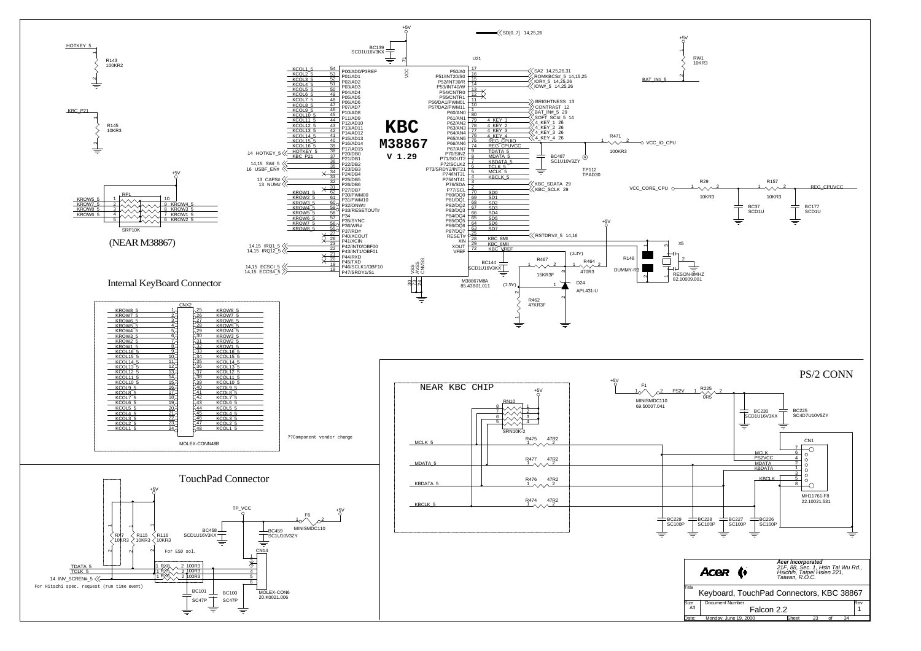# Keyboard, TouchPad Connectors, KBC 38867

## KBC M38867 V 1.29 (U21)

M38867M8A
85.43B01.011

BC139 SCD1U16V3KX

| Pin | Function | Net |
|---|---|---|
| 54 | P00/AD0/P3REF | KCOL1_5 |
| 53 | P01/AD1 | KCOL2_5 |
| 52 | P02/AD2 | KCOL3_5 |
| 51 | P03/AD3 | KCOL4_5 |
| 50 | P04/AD4 | KCOL5_5 |
| 49 | P05/AD5 | KCOL6_5 |
| 48 | P06/AD6 | KCOL7_5 |
| 47 | P07/AD7 | KCOL8_5 |
| 46 | P10/AD8 | KCOL9_5 |
| 45 | P11/AD9 | KCOL10_5 |
| 44 | P12/AD10 | KCOL11_5 |
| 43 | P13/AD11 | KCOL12_5 |
| 42 | P14/AD12 | KCOL13_5 |
| 41 | P15/AD13 | KCOL14_5 |
| 40 | P16/AD14 | KCOL15_5 |
| 39 | P17/AD15 | KCOL16_5 |
| 38 | P20/DB0 | HOTKEY_5 (14) |
| 37 | P21/DB1 | KBC_P21 |
| 36 | P22/DB2 | SWI_5 (14,15) |
| 35 | P23/DB3 | USBF_EN# (16) |
| 34 | P24/DB4 | NC |
| 33 | P25/DB5 | CAPS# (13) |
| 32 | P26/DB6 | NUM# (13) |
| 31 | P27/DB7 | NC |
| 62 | P30/PWM00 | KROW1_5 |
| 61 | P31/PWM10 | KROW2_5 |
| 60 | P32/ONW# | KROW3_5 |
| 59 | P33/RESETOUT# | KROW4_5 |
| 58 | P34 | KROW5_5 |
| 57 | P35/SYNC | KROW6_5 |
| 56 | P36/WR# | KROW7_5 |
| 55 | P37/RD# | KROW8_5 |
| 27 | P40/XCOUT | NC |
| 26 | P41/XCIN | NC |
| 23 | P42/INT0/OBF00 | IRQ1_5 (14,15) |
| 22 | P43/INT1/OBF01 | IRQ12_5 (14,15) |
| 21 | P44/RXD | NC |
| 20 | P45/TXD | NC |
| 19 | P46/SCLK1/OBF10 | ECSCI_5 (14,15) |
| 18 | P47/SRDY1/S1 | ECCS#_5 (14,15) |
| 17 | P50/A0 | SA2 (14,25,26,31) |
| 16 | P51/INT20/S0 | ROMKBCS#_5 (14,15,25) |
| 15 | P52/INT30/R | IOR#_5 (14,25,26) |
| 14 | P53/INT40/W | IOW#_5 (14,25,26) |
| 13 | P54/CNTR0 | NC |
| 12 | P55/CNTR1 | NC |
| 11 | P56/DA1/PWM01 | BRIGHTNESS (13) |
| 10 | P57/DA2/PWM11 | CONTRAST (12) |
| 1 | P60/AN0 | BAT_IN#_5 (29) |
| 80 | P61/AN1 | SOFT_SCI#_5 (14) |
| 79 | P62/AN2 | 4_KEY_1 (26) |
| 78 | P63/AN3 | 4_KEY_2 (26) |
| 77 | P64/AN4 | 4_KEY_3 (26) |
| 76 | P65/AN5 | 4_KEY_4 (26) |
| 75 | P66/AN6 | REG_CPUIO |
| 74 | P67/AN7 | REG_CPUVCC |
| 9 | P70/SIN2 | TDATA_5 |
| 8 | P71/SOUT2 | MDATA_5 |
| 7 | P72/SCLK2 | KBDATA_5 |
| 6 | P73/SRDY2/INT21 | TCLK_5 |
| 5 | P74/INT31 | MCLK_5 |
| 4 | P75/INT41 | KBCLK_5 |
| 3 | P76/SDA | KBC_SDATA (29) |
| 2 | P77/SCL | KBC_SCLK (29) |
| 70 | P80/DQ0 | SD0 |
| 69 | P81/DQ1 | SD1 |
| 68 | P82/DQ2 | SD2 |
| 67 | P83/DQ3 | SD3 |
| 66 | P84/DQ4 | SD4 |
| 65 | P85/DQ5 | SD5 |
| 64 | P86/DQ6 | SD6 |
| 63 | P87/DQ7 | SD7 |
| 25 | RESET# | RSTDRV#_5 (14,16) |
| 28 | XIN | KBC_8MI |
| 29 | XOUT | KBC_8MI |
| 72 | VFEF | KBC_VREF |
| 71 | VCC | +5V |
| 30, 73, 24 | VSS, AVSS, CNVSS | GND |

SD[0..7] 14,25,26

- R143 100KR2 (HOTKEY_5 pull-down); R145 10KR3 (KBC_P21 pull-down); RW1 10KR3 (BAT_IN#_5 to +5V)
- BC487 SC1U10V3ZY; TP112 TPAD30
- R471 100KR3 → VCC_IO_CPU
- VCC_CORE_CPU — R29 10KR3 — BC37 SCD1U — R157 10KR3 — BC177 SCD1U — REG_CPUVCC
- BC144 SCD1U16V3KX; R467 15KR3F; R464 470R3 (3.3V); R462 47KR3F (2.5V); D24 APL431-U
- X5 RESON-8MHZ 82.10009.001; R148 DUMMY-R3

RP1 SRP10K (+5V): KROW5_5, KROW7_5, KROW8_5, KROW6_5, KROW4_5, KROW3_5, KROW1_5, KROW2_5

(NEAR M38867)

## Internal KeyBoard Connector

CNX2 MOLEX-CONN48B

| Pin | Net | Pin | Net |
|---|---|---|---|
| 1 | KROW8_5 | 25 | KROW8_5 |
| 2 | KROW7_5 | 26 | KROW7_5 |
| 3 | KROW6_5 | 27 | KROW6_5 |
| 4 | KROW5_5 | 28 | KROW5_5 |
| 5 | KROW4_5 | 29 | KROW4_5 |
| 6 | KROW3_5 | 30 | KROW3_5 |
| 7 | KROW2_5 | 31 | KROW2_5 |
| 8 | KROW1_5 | 32 | KROW1_5 |
| 9 | KCOL16_5 | 33 | KCOL16_5 |
| 10 | KCOL15_5 | 34 | KCOL15_5 |
| 11 | KCOL14_5 | 35 | KCOL14_5 |
| 12 | KCOL13_5 | 36 | KCOL13_5 |
| 13 | KCOL12_5 | 37 | KCOL12_5 |
| 14 | KCOL11_5 | 38 | KCOL11_5 |
| 15 | KCOL10_5 | 39 | KCOL10_5 |
| 16 | KCOL9_5 | 40 | KCOL9_5 |
| 17 | KCOL8_5 | 41 | KCOL8_5 |
| 18 | KCOL7_5 | 42 | KCOL7_5 |
| 19 | KCOL6_5 | 43 | KCOL6_5 |
| 20 | KCOL5_5 | 44 | KCOL5_5 |
| 21 | KCOL4_5 | 45 | KCOL4_5 |
| 22 | KCOL3_5 | 46 | KCOL3_5 |
| 23 | KCOL2_5 | 47 | KCOL2_5 |
| 24 | KCOL1_5 | 48 | KCOL1_5 |

??Component vendor change

## TouchPad Connector

- RX7 10KR3, R115 10KR3, R116 10KR3 (+5V)
- F6 MINISMDC110 (+5V → TP_VCC)
- BC458 SCD1U16V3KX; BC459 SC1U10V3ZY
- RX8, RX5, RX6 100R3 (For ESD sol.)
- CN14 MOLEX-CON6 20.K0021.006
- BC101 SC47P; BC100 SC47P
- Nets: TDATA_5, TCLK_5, INV_SCREN#_5 (14)

For Hitachi spec. request (run time event)

## PS/2 CONN

NEAR KBC CHIP

- RN10 SRN10K-2 (+5V)
- R475 47R2 (MCLK_5), R477 47R2 (MDATA_5), R476 47R2 (KBDATA_5), R474 47R2 (KBCLK_5)
- F1 MINISMDC110 69.50007.041; R225 0R5 (PS2V)
- BC230 SCD1U16V3KX; BC225 SC4D7U10V5ZY
- BC229, BC228, BC227, BC226 SC100P
- CN1 MH11761-F8 22.10021.531: 6 MCLK, 4 PS2VCC, 2 MDATA, 1 KBDATA, 5 KBCLK, 3, 7, 8

---

Acer Incorporated
21F, 88, Sec. 1, Hsin Tai Wu Rd., Hsichih, Taipei Hsien 221, Taiwan, R.O.C.

Title: Keyboard, TouchPad Connectors, KBC 38867
Size: A3 | Document Number: Falcon 2.2 | Rev: 1
Date: Monday, June 19, 2000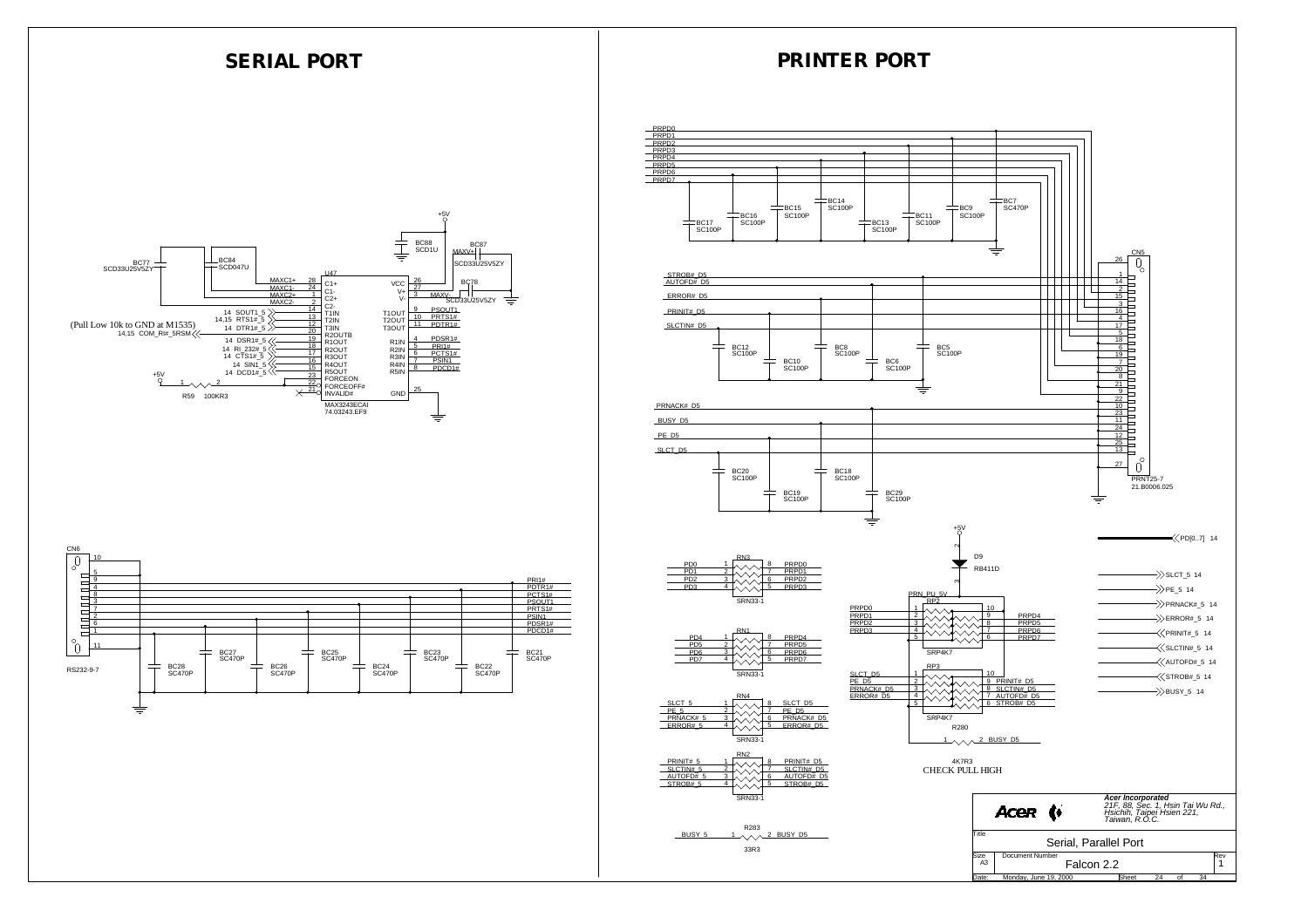# SERIAL PORT

BC77
SCD33U25V5ZY

BC84
SCD047U

BC88
SCD1U

+5V

BC87
SCD33U25V5ZY

BC78
SCD33U25V5ZY

MAXV+
MAXV-

U47

| Signal | Pin | Name | Name | Pin | Signal |
|---|---|---|---|---|---|
| MAXC1+ | 28 | C1+ | VCC | 26 | |
| MAXC1- | 24 | C1- | V+ | 27 | |
| MAXC2+ | 1 | C2+ | V- | 3 | MAXV- |
| MAXC2- | 2 | C2- | | | |
| 14 SOUT1_5 | 14 | T1IN | T1OUT | 9 | PSOUT1 |
| 14,15 RTS1#_5 | 13 | T2IN | T2OUT | 10 | PRTS1# |
| 14 DTR1#_5 | 12 | T3IN | T3OUT | 11 | PDTR1# |
| 14,15 COM_RI#_5RSM | 20 | R2OUTB | | | |
| 14 DSR1#_5 | 19 | R1OUT | R1IN | 4 | PDSR1# |
| 14 RI_232#_5 | 18 | R2OUT | R2IN | 5 | PRI1# |
| 14 CTS1#_5 | 17 | R3OUT | R3IN | 6 | PCTS1# |
| 14 SIN1_5 | 16 | R4OUT | R4IN | 7 | PSIN1 |
| 14 DCD1#_5 | 15 | R5OUT | R5IN | 8 | PDCD1# |
| | 23 | FORCEON | | | |
| | 22 | FORCEOFF# | | | |
| | 21 | INVALID# | GND | 25 | |

MAX3243ECAI
74.03243.EF9

(Pull Low 10k to GND at M1535)

+5V
R59 100KR3

CN6
RS232-9-7

| CN6 Pin | Signal |
|---|---|
| 5 | |
| 9 | PRI1# |
| 4 | PDTR1# |
| 8 | PCTS1# |
| 3 | PSOUT1 |
| 7 | PRTS1# |
| 2 | PSIN1 |
| 6 | PDSR1# |
| 1 | PDCD1# |
| 10, 11 | |

BC28 SC470P, BC27 SC470P, BC26 SC470P, BC25 SC470P, BC24 SC470P, BC23 SC470P, BC22 SC470P, BC21 SC470P

# PRINTER PORT

PRPD0, PRPD1, PRPD2, PRPD3, PRPD4, PRPD5, PRPD6, PRPD7

BC17 SC100P, BC16 SC100P, BC15 SC100P, BC14 SC100P, BC13 SC100P, BC11 SC100P, BC9 SC100P, BC7 SC470P

STROB#_D5, AUTOFD#_D5, ERROR#_D5, PRINIT#_D5, SLCTIN#_D5

BC12 SC100P, BC10 SC100P, BC8 SC100P, BC6 SC100P, BC5 SC100P

PRNACK#_D5, BUSY_D5, PE_D5, SLCT_D5

BC20 SC100P, BC19 SC100P, BC18 SC100P, BC29 SC100P

CN5
PRNT25-7
21.B0006.025

Pins: 26, 1, 14, 2, 15, 3, 16, 4, 17, 5, 18, 6, 19, 7, 20, 8, 21, 9, 22, 10, 23, 11, 24, 12, 25, 13, 27

RN3 (SRN33-1): PD0–PRPD0, PD1–PRPD1, PD2–PRPD2, PD3–PRPD3

RN1 (SRN33-1): PD4–PRPD4, PD5–PRPD5, PD6–PRPD6, PD7–PRPD7

RN4 (SRN33-1): SLCT_5–SLCT_D5, PE_5–PE_D5, PRNACK#_5–PRNACK#_D5, ERROR#_5–ERROR#_D5

RN2 (SRN33-1): PRINIT#_5–PRINIT#_D5, SLCTIN#_5–SLCTIN#_D5, AUTOFD#_5–AUTOFD#_D5, STROB#_5–STROB#_D5

R283 33R3: BUSY_5 – BUSY_D5

+5V
D9
RB411D

PRN_PU_5V

RP2 (SRP4K7): PRPD0, PRPD1, PRPD2, PRPD3, PRPD4, PRPD5, PRPD6, PRPD7

RP3 (SRP4K7): SLCT_D5, PE_D5, PRNACK#_D5, ERROR#_D5, PRINIT#_D5, SLCTIN#_D5, AUTOFD#_D5, STROB#_D5

R280 4K7R3: BUSY_D5

CHECK PULL HIGH

PD[0..7] 14
SLCT_5 14
PE_5 14
PRNACK#_5 14
ERROR#_5 14
PRINIT#_5 14
SLCTIN#_5 14
AUTOFD#_5 14
STROB#_5 14
BUSY_5 14

| Acer | *Acer Incorporated* *21F, 88, Sec. 1, Hsin Tai Wu Rd., Hsichih, Taipei Hsien 221, Taiwan, R.O.C.* | |
|---|---|---|
| Title | Serial, Parallel Port | |
| Size A3 | Document Number: Falcon 2.2 | Rev 1 |
| Date: Monday, June 19, 2000 | Sheet 24 of 34 | |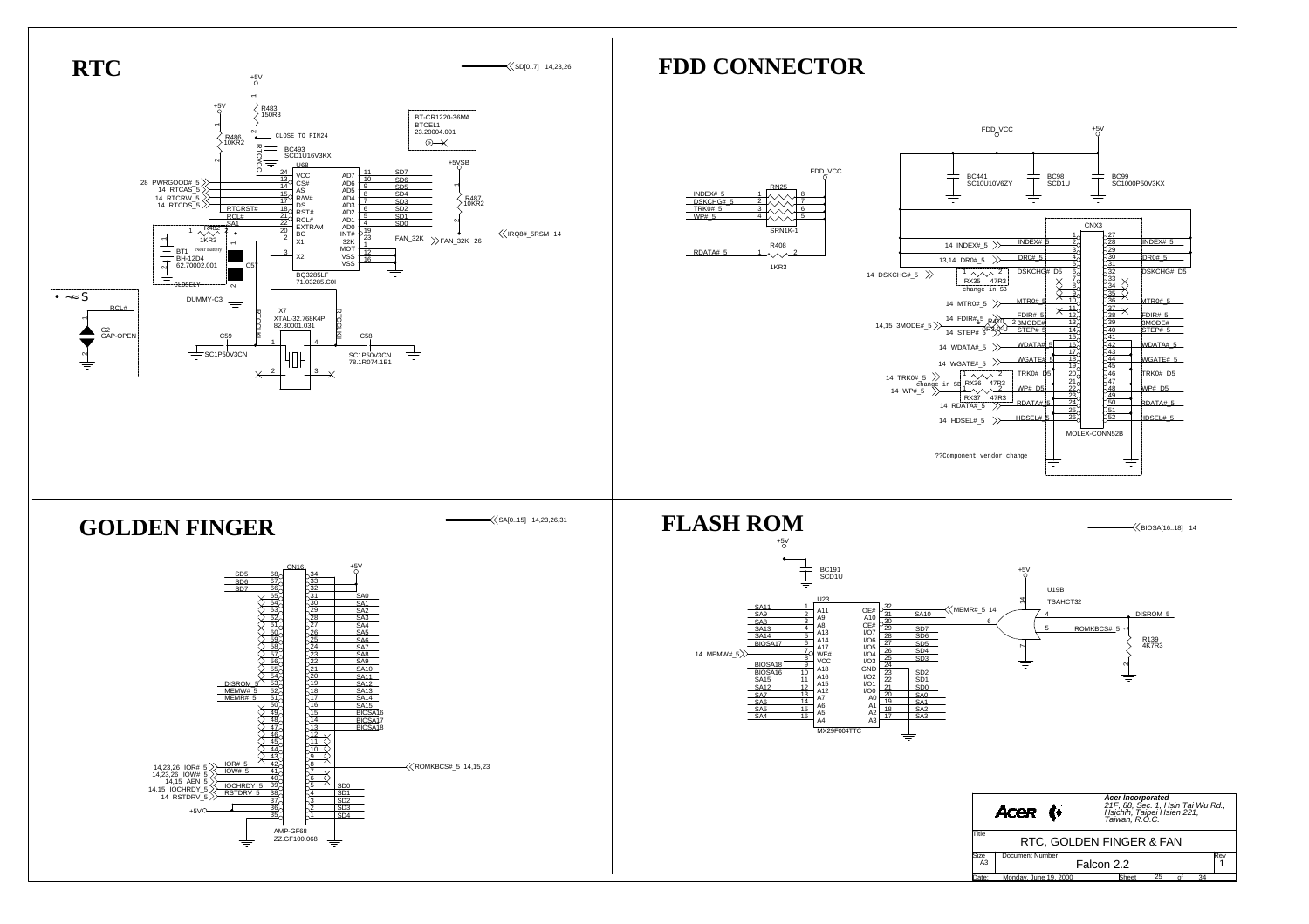# RTC

SD[0..7] 14,23,26

+5V

R483
150R3

+5V

R486
10KR2

CLOSE TO PIN24

BC493
SCD1U16V3KX

RTCVCC

BT-CR1220-36MA
BTCEL1
23.20004.091

+5VSB

U68

| Signal | Pin | U68 | | Pin | Signal |
|---|---|---|---|---|---|
| | 24 | VCC | AD7 | 11 | SD7 |
| 28 PWRGOOD#_5 | 13 | CS# | AD6 | 10 | SD6 |
| 14 RTCAS_5 | 14 | AS | AD5 | 9 | SD5 |
| 14 RTCRW_5 | 15 | R/W# | AD4 | 8 | SD4 |
| 14 RTCDS_5 | 17 | DS | AD3 | 7 | SD3 |
| RTCRST# | 18 | RST# | AD2 | 6 | SD2 |
| RCL# | 21 | RCL# | AD1 | 5 | SD1 |
| SA1 | 22 | EXTRAM | AD0 | 4 | SD0 |
| | 20 | BC | INT# | 19 | IRQ8#_5RSM 14 |
| | 2 | X1 | 32K | 23 | FAN_32K 26 |
| | 3 | X2 | MOT | 1 | |
| | | | VSS | 12 | |
| | | | VSS | 16 | |

BQ3285LF
71.03285.C0I

R487
10KR2

R482
1KR3

BT1 Near Battery
BH-12D4
62.70002.001

C57

CLOSELY

DUMMY-C3

S

RCL#

G2
GAP-OPEN

X7
XTAL-32.768K4P
82.30001.031

RTCCLK1

RTCCLK2

C59
SC1P50V3CN

C58
SC1P50V3CN
78.1R074.1B1

# FDD CONNECTOR

FDD_VCC

+5V

BC441
SC10U10V6ZY

BC98
SCD1U

BC99
SC1000P50V3KX

FDD_VCC

RN25

INDEX#_5, DSKCHG#_5, TRK0#_5, WP#_5

SRN1K-1

R408
RDATA#_5

1KR3

CNX3

| Signal | Pin | Pin | Signal |
|---|---|---|---|
| | 1 | 27 | |
| 14 INDEX#_5 / INDEX#_5 | 2 | 28 | INDEX#_5 |
| | 3 | 29 | |
| 13,14 DR0#_5 / DR0#_5 | 4 | 30 | DR0#_5 |
| | 5 | 31 | |
| 14 DSKCHG#_5 / DSKCHG#_D5 | 6 | 32 | DSKCHG#_D5 |
| | 7 | 33 | |
| | 8 | 34 | |
| | 9 | 35 | |
| 14 MTR0#_5 / MTR0#_5 | 10 | 36 | MTR0#_5 |
| | 11 | 37 | |
| 14 FDIR#_5 / FDIR#_5 | 12 | 38 | FDIR#_5 |
| 14,15 3MODE#_5 / 3MODE# | 13 | 39 | 3MODE# |
| 14 STEP#_5 / STEP#_5 | 14 | 40 | STEP#_5 |
| | 15 | 41 | |
| 14 WDATA#_5 / WDATA#_5 | 16 | 42 | WDATA#_5 |
| | 17 | 43 | |
| 14 WGATE#_5 / WGATE#_5 | 18 | 44 | WGATE#_5 |
| | 19 | 45 | |
| 14 TRK0#_5 / TRK0#_D5 | 20 | 46 | TRK0#_D5 |
| | 21 | 47 | |
| 14 WP#_5 / WP#_D5 | 22 | 48 | WP#_D5 |
| | 23 | 49 | |
| 14 RDATA#_5 / RDATA#_5 | 24 | 50 | RDATA#_5 |
| | 25 | 51 | |
| 14 HDSEL#_5 / HDSEL#_5 | 26 | 52 | HDSEL#_5 |

MOLEX-CONN52B

RX35 47R3 change in SB

R410 0R3 / R414 0

RX36 47R3 change in SB

RX37 47R3

??Component vendor change

# GOLDEN FINGER

SA[0..15] 14,23,26,31

CN16

+5V

| Signal | Pin | Pin | Signal |
|---|---|---|---|
| SD5 | 68 | 34 | |
| SD6 | 67 | 33 | |
| SD7 | 66 | 32 | |
| | 65 | 31 | SA0 |
| | 64 | 30 | SA1 |
| | 63 | 29 | SA2 |
| | 62 | 28 | SA3 |
| | 61 | 27 | SA4 |
| | 60 | 26 | SA5 |
| | 59 | 25 | SA6 |
| | 58 | 24 | SA7 |
| | 57 | 23 | SA8 |
| | 56 | 22 | SA9 |
| | 55 | 21 | SA10 |
| | 54 | 20 | SA11 |
| DISROM_5 | 53 | 19 | SA12 |
| MEMW#_5 | 52 | 18 | SA13 |
| MEMR#_5 | 51 | 17 | SA14 |
| | 50 | 16 | SA15 |
| | 49 | 15 | BIOSA16 |
| | 48 | 14 | BIOSA17 |
| | 47 | 13 | BIOSA18 |
| | 46 | 12 | |
| | 45 | 11 | |
| | 44 | 10 | |
| | 43 | 9 | |
| 14,23,26 IOR#_5 / IOR#_5 | 42 | 8 | ROMKBCS#_5 14,15,23 |
| 14,23,26 IOW#_5 / IOW#_5 | 41 | 7 | |
| 14,15 AEN_5 | 40 | 6 | |
| 14,15 IOCHRDY_5 / IOCHRDY_5 | 39 | 5 | SD0 |
| 14 RSTDRV_5 / RSTDRV_5 | 38 | 4 | SD1 |
| | 37 | 3 | SD2 |
| +5V | 36 | 2 | SD3 |
| | 35 | 1 | SD4 |

AMP-GF68
ZZ.GF100.068

# FLASH ROM

BIOSA[16..18] 14

+5V

BC191
SCD1U

U23

| Signal | Pin | U23 | | Pin | Signal |
|---|---|---|---|---|---|
| SA11 | 1 | A11 | OE# | 32 | MEMR#_5 14 |
| SA9 | 2 | A9 | A10 | 31 | SA10 |
| SA8 | 3 | A8 | CE# | 30 | |
| SA13 | 4 | A13 | I/O7 | 29 | SD7 |
| SA14 | 5 | A14 | I/O6 | 28 | SD6 |
| BIOSA17 | 6 | A17 | I/O5 | 27 | SD5 |
| 14 MEMW#_5 | 7 | WE# | I/O4 | 26 | SD4 |
| | 8 | VCC | I/O3 | 25 | SD3 |
| BIOSA18 | 9 | A18 | GND | 24 | |
| BIOSA16 | 10 | A16 | I/O2 | 23 | SD2 |
| SA15 | 11 | A15 | I/O1 | 22 | SD1 |
| SA12 | 12 | A12 | I/O0 | 21 | SD0 |
| SA7 | 13 | A7 | A0 | 20 | SA0 |
| SA6 | 14 | A6 | A1 | 19 | SA1 |
| SA5 | 15 | A5 | A2 | 18 | SA2 |
| SA4 | 16 | A4 | A3 | 17 | SA3 |

MX29F004TTC

+5V

U19B
TSAHCT32

DISROM_5

ROMKBCS#_5

R139
4K7R3

**Acer Incorporated**
*21F, 88, Sec. 1, Hsin Tai Wu Rd., Hsichih, Taipei Hsien 221, Taiwan, R.O.C.*

| Title | RTC, GOLDEN FINGER & FAN | |
|---|---|---|
| Size A3 | Document Number: Falcon 2.2 | Rev 1 |
| Date: Monday, June 19, 2000 | Sheet 25 of 34 | |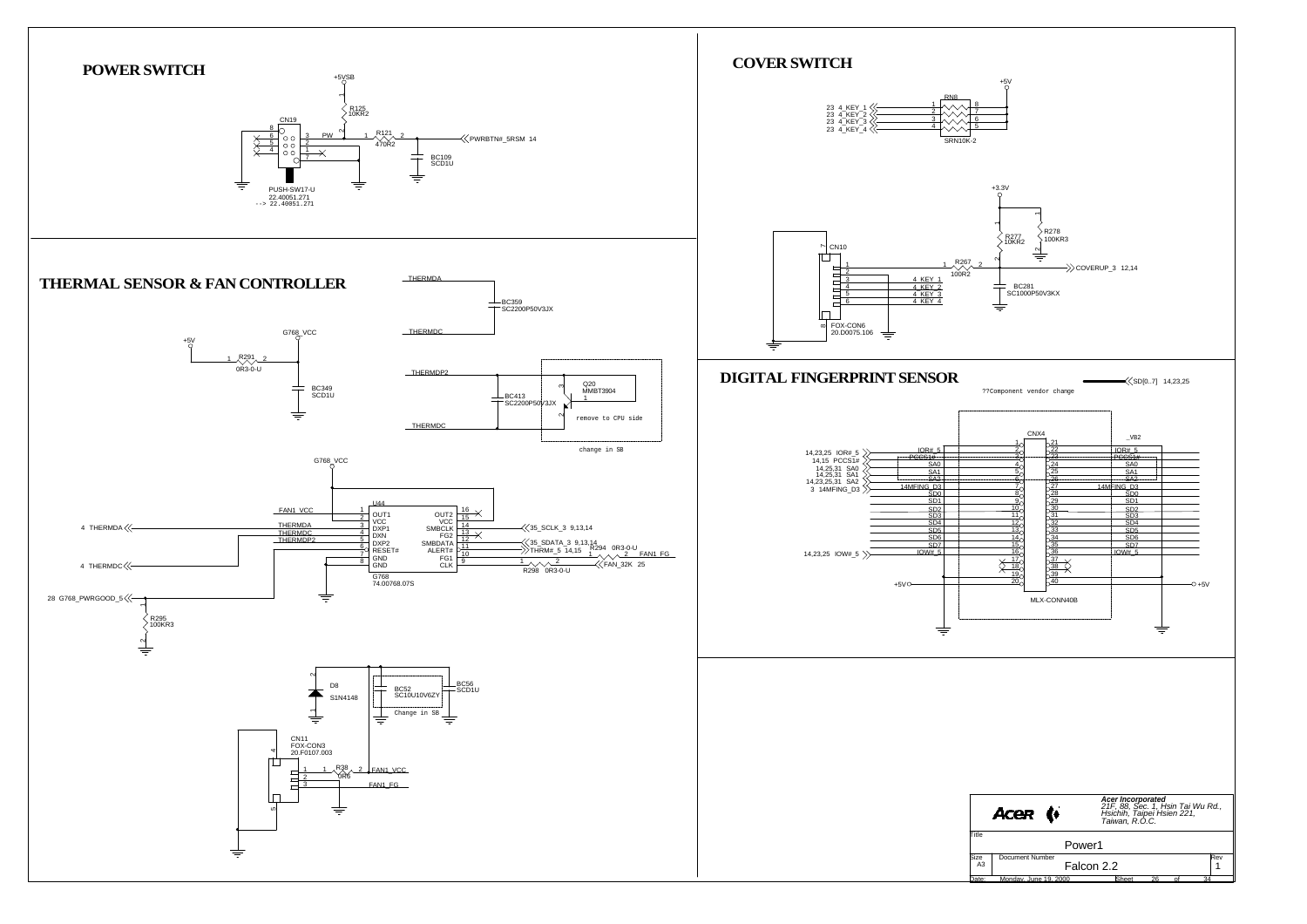## POWER SWITCH

+5VSB

R125 10KR2

CN19

PW

R121 470R2

PWRBTN#_5RSM 14

BC109 SCD1U

PUSH-SW17-U
22.40051.271
--> 22.40051.271

## COVER SWITCH

+5V

RN8

23 4_KEY_1
23 4_KEY_2
23 4_KEY_3
23 4_KEY_4

SRN10K-2

+3.3V

R277 10KR2

R278 100KR3

CN10

R267 100R2

COVERUP_3 12,14

4_KEY_1
4_KEY_2
4_KEY_3
4_KEY_4

BC281 SC1000P50V3KX

FOX-CON6
20.D0075.106

## THERMAL SENSOR & FAN CONTROLLER

THERMDA

BC359 SC2200P50V3JX

THERMDC

+5V

R291 0R3-0-U

G768_VCC

BC349 SCD1U

THERMDP2

BC413 SC2200P50V3JX

Q20 MMBT3904

remove to CPU side

THERMDC

change in SB

G768_VCC

U44

FAN1_VCC

4 THERMDA

THERMDA
THERMDC
THERMDP2

OUT1 / VCC / DXP1 / DXN / DXP2 / RESET# / GND / GND

OUT2 / VCC / SMBCLK / FG2 / SMBDATA / ALERT# / FG1 / CLK

35_SCLK_3 9,13,14

35_SDATA_3 9,13,14

THRM#_5 14,15

R294 0R3-0-U

FAN1_FG

4 THERMDC

G768
74.00768.07S

R298 0R3-0-U

FAN_32K 25

28 G768_PWRGOOD_5

R295 100KR3

D8 S1N4148

BC52 SC10U10V6ZY

BC56 SCD1U

Change in SB

CN11
FOX-CON3
20.F0107.003

R38 0R6

FAN1_VCC

FAN1_FG

## DIGITAL FINGERPRINT SENSOR

SD[0..7] 14,23,25

??Component vendor change

CNX4

_VB2

14,23,25 IOR#_5
14,15 PCCS1#
14,25,31 SA0
14,25,31 SA1
14,23,25,31 SA2
3 14MFING_D3

IOR#_5
PCCS1#
SA0
SA1
SA2
14MFING_D3
SD0
SD1
SD2
SD3
SD4
SD5
SD6
SD7
IOW#_5

14,23,25 IOW#_5

+5V

MLX-CONN40B

+5V

**Acer Incorporated**
*21F, 88, Sec. 1, Hsin Tai Wu Rd., Hsichih, Taipei Hsien 221, Taiwan, R.O.C.*

| Title | Power1 | |
|---|---|---|
| Size A3 | Document Number: Falcon 2.2 | Rev 1 |
| Date: Monday, June 19, 2000 | Sheet 26 of 34 | |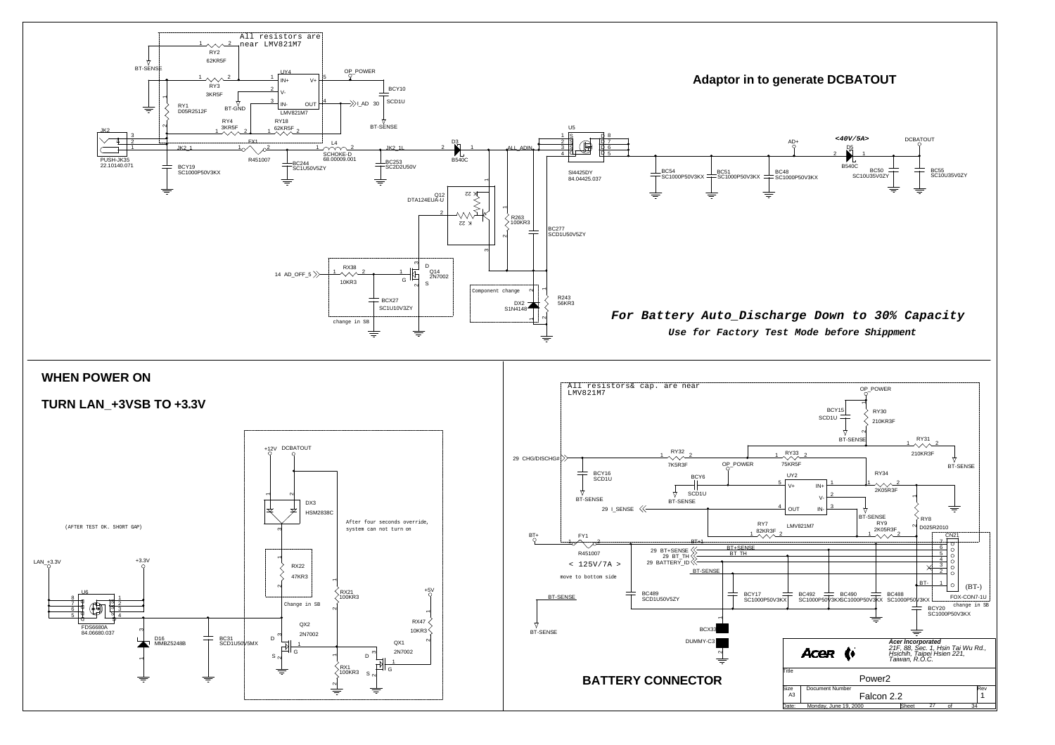## Adaptor in to generate DCBATOUT

All resistors are near LMV821M7

RY2 62KR5F
BT-SENSE
RY3 3KR5F
UY4 LMV821M7
OP_POWER
BCY10 SCD1U
RY1 D05R2512F
BT-GND
RY4 3KR5F
RY18 62KR5F
I_AD 30
BT-SENSE
JK2 PUSH-JK35 22.10140.071
JK2_1
FX1 R451007
BCY19 SC1000P50V3KX
BC244 SC1U50V5ZY
L4 SCHOKE-D 68.00009.001
JK2_1L
BC253 SC2D2U50V
D3 B540C
ALL_ADIN
U5 SI4425DY 84.04425.037
Q12 DTA124EUA-U
R263 100KR3
BC277 SCD1U50V5ZY
14 AD_OFF_5
RX38 10KR3
Q14 2N7002
BCX27 SC1U10V3ZY
change in SB
Component change
DX2 S1N4148
R243 56KR3
AD+
*<40V/5A>*
D5 B540C
DCBATOUT
BC54 SC1000P50V3KX
BC51 SC1000P50V3KX
BC48 SC1000P50V3KX
BC50 SC10U35V0ZY
BC55 SC10U35V0ZY

***For Battery Auto_Discharge Down to 30% Capacity***

***Use for Factory Test Mode before Shippment***

## WHEN POWER ON

## TURN LAN_+3VSB TO +3.3V

(AFTER TEST OK. SHORT GAP)

LAN_+3.3V
+3.3V
U6 FDS6680A 84.06680.037
D16 MMBZ5248B
BC31 SCD1U50V5MX
+12V DCBATOUT
DX3 HSM2838C
After four seconds override, system can not turn on
RX22 47KR3
Change in SB
RX21 100KR3
QX2 2N7002
RX1 100KR3
+5V
RX47 10KR3
QX1 2N7002

## BATTERY CONNECTOR

All resistors& cap. are near LMV821M7

OP_POWER
BCY15 SCD1U
RY30 210KR3F
RY31 210KR3F
BT-SENSE
29 CHG/DISCHG#
RY32 7K5R3F
RY33 75KR5F
BCY16 SCD1U
BCY6 SCD1U
UY2 LMV821M7
RY34 2K05R3F
29 I_SENSE
RY7 82KR3F
RY9 2K05R3F
RY8 D025R2010
BT+
FY1 R451007
< 125V/7A >
move to bottom side
29 BT+SENSE
29 BT_TH
29 BATTERY_ID
CN21 FOX-CON7-1U
(BT-)
change in SB
BC489 SCD1U50V5ZY
BCY17 SC1000P50V3KX
BC492 SC1000P50V3KX
BC490 SC1000P50V3KX
BC488 SC1000P50V3KX
BCY20 SC1000P50V3KX
BCX33
DUMMY-C3

| Acer Incorporated 21F, 88, Sec. 1, Hsin Tai Wu Rd., Hsichih, Taipei Hsien 221, Taiwan, R.O.C. | | |
|---|---|---|
| Title | Power2 | |
| Size A3 | Document Number Falcon 2.2 | Rev 1 |
| Date: Monday, June 19, 2000 | Sheet 27 of 34 | |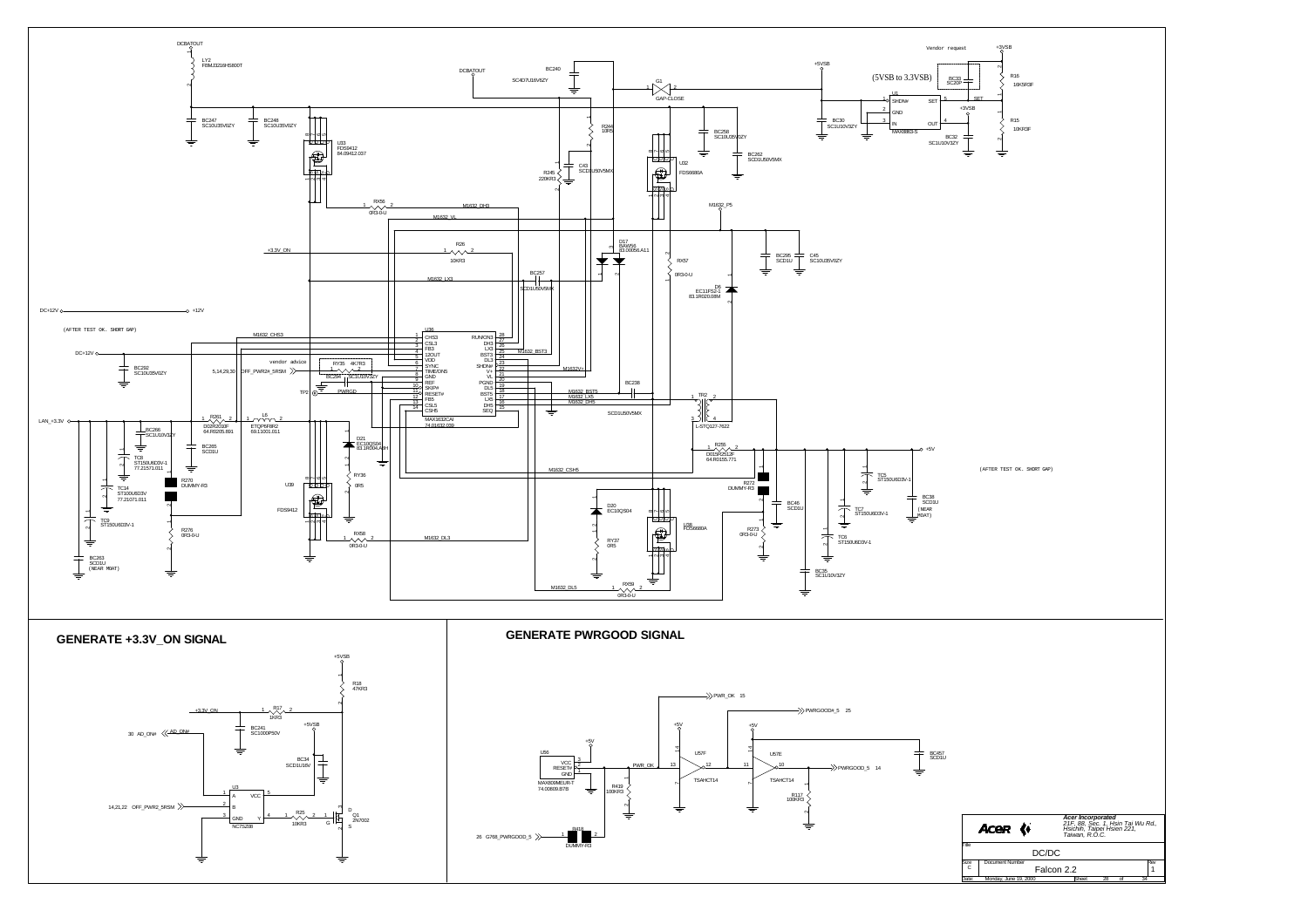DCBATOUT

LY2
FBMJ3216HS800T

BC247
SC10U35V0ZY

BC248
SC10U35V0ZY

U33
FDS9412
84.09412.037

RX56
0R3-0-U

M1632_DH3

M1632_VL

DCBATOUT

BC240

SC4D7U16V6ZY

G1

GAP-CLOSE

R244
10R5

C43
SCD1U50V5MX

R245
220KR3

U32
FDS6680A

BC258
SC10U35V0ZY

BC262
SCD1U50V5MX

M1632_P5

+5VSB

(5VSB to 3.3VSB)

BC33
SC20P

Vendor request

+3VSB

R16
16K5R3F

U1
SHDN#
GND
IN
SET
OUT
MAX8863-S

BC30
SC1U10V3ZY

+3VSB

R15
10KR3F

BC32
SC1U10V3ZY

SET

+3.3V_ON

R26
10KR3

D17
BAW56
83.00056.A11

RX57
0R3-0-U

BC295
SCD1U

C45
SC10U35V0ZY

BC257
SCD1U50V5MX

M1632_LX3

D6
EC11FS2-1
83.1R020.08M

DC+12V

+12V

(AFTER TEST OK. SHORT GAP)

M1632_CHS3

U36
CHS3
CSL3
FB3
12OUT
VDD
SYNC
TIME/ON5
GND
REF
SKIP#
RESET#
FB5
CSL5
CSH5
RUN/ON3
DH3
LX3
BST3
DL3
SHDN#
V+
VL
PGND
DL5
BST5
LX5
DH5
SEQ
MAX1632CAI
74.01632.039

M1632_BST3

M1632V+

DC+12V

BC290
SC10U35V0ZY

vendor advice

RY35 4K7R3

5,14,29,30 OFF_PWR2#_5RSM

BC294 SC1U10V3ZY

TP2

PWRGD

BC238

M1632_BST5
M1632_LX5
M1632_DH5

SCD1U50V5MX

TR2

1-STQ127-7622

LAN_+3.3V

R281
D02R2010F
64.R0205.691

L6
ETQP6F8R2
69.11001.011

BC266
SC1U10V3ZY

BC265
SCD1U

D21
EC10QS04
83.1R004.A0H

R255
D015R2512F
64.R0155.771

+5V

TC8
ST150U6D3V-1
77.21571.011

TC14
ST100U6D3V
77.21071.011

R270
DUMMY-R3

U39

FDS9412

RY36
0R5

M1632_CSH5

R272
DUMMY-R3

TC5
ST150U6D3V-1

(AFTER TEST OK. SHORT GAP)

BC46
SCD1U

TC7
ST150U6D3V-1

BC38
SCD1U
(NEAR MOAT)

TC9
ST150U6D3V-1

R276
0R3-0-U

RX58
0R3-0-U

M1632_DL3

D20
EC10QS04

U38
FDS6680A

R273
0R3-0-U

TC6
ST150U6D3V-1

BC263
SCD1U
(NEAR MOAT)

RY37
0R5

BC35
SC1U10V3ZY

M1632_DL5

RX59
0R3-0-U

## GENERATE +3.3V_ON SIGNAL

+5VSB

R18
47KR3

+3.3V_ON

R17
1KR3

BC241
SC1000P50V

+5VSB

30 AD_ON# AD_ON#

BC34
SCD1U16V

U3
A
B
GND
VCC
Y
NC7SZ08

14,21,22 OFF_PWR2_5RSM

R25
10KR3

Q1
2N7002

## GENERATE PWRGOOD SIGNAL

PWR_OK 15

PWRGOOD#_5 25

+5V

+5V

+5V

U56
VCC
RESET#
GND
MAX809MEUR-T
74.00809.B7B

PWR_OK

U57F
TSAHCT14

U57E
TSAHCT14

PWRGOOD_5 14

BC457
SCD1U

R419
100KR3

R117
100KR3

26 G768_PWRGOOD_5

R418
DUMMY-R3

Acer Incorporated
21F, 88, Sec. 1, Hsin Tai Wu Rd., Hsichih, Taipei Hsien 221, Taiwan, R.O.C.

| Title | DC/DC | |
|---|---|---|
| Size C | Document Number: Falcon 2.2 | Rev 1 |
| Date: Monday, June 19, 2000 | Sheet 28 of 34 | |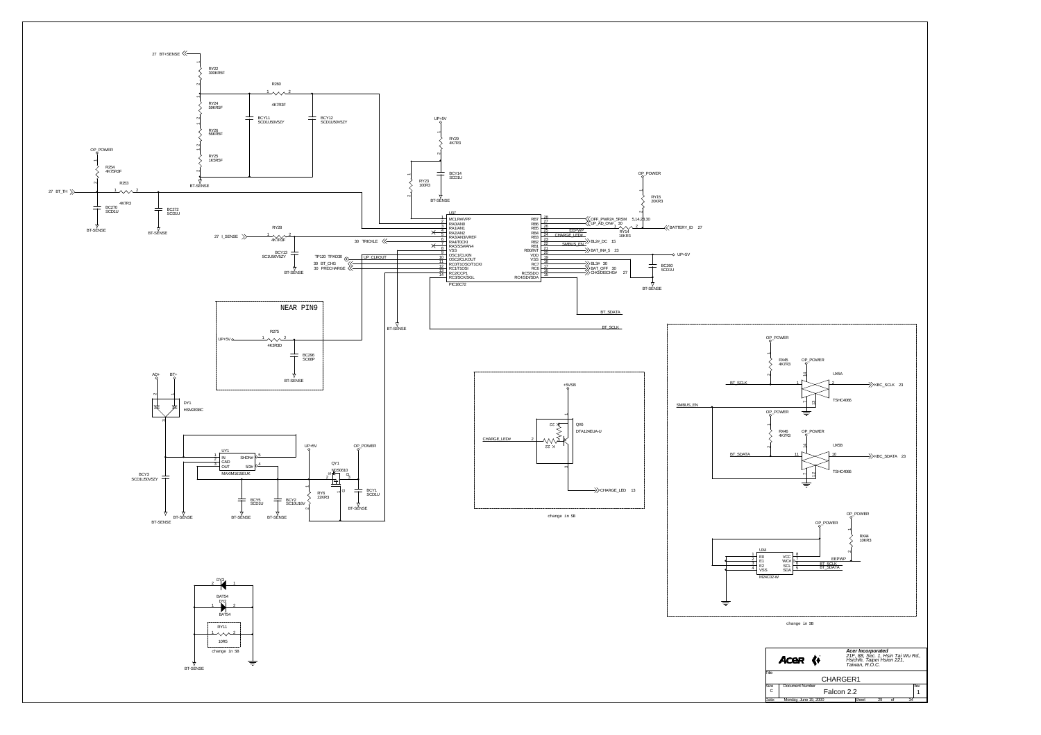# CHARGER1

27 BT+SENSE

RY22 300KR5F

R260 4K7R3F

RY24 59KR5F

BCY11 SCD1U50V5ZY

BCY12 SCD1U50V5ZY

RY26 59KR5F

RY25 1K5R5F

BT-SENSE

OP_POWER

R254 4K75R3F

R253 4K7R3

27 BT_TH

BC270 SCD1U

BC272 SCD1U

BT-SENSE

UP+5V

RY29 4K7R3

BCY14 SCD1U

RY23 100R3

BT-SENSE

OP_POWER

RY15 20KR3

U07 PIC16C72

| Pin | Name | Pin | Name |
|---|---|---|---|
| 1 | MCLR#VPP | 28 | RB7 |
| 2 | RA0/AN0 | 27 | RB6 |
| 3 | RA1/AN1 | 26 | RB5 |
| 4 | RA2/AN2 | 25 | RB4 |
| 5 | RA3/AN3/VREF | 24 | RB3 |
| 6 | RA4/T0CKI | 23 | RB2 |
| 7 | RA5/SS#AN4 | 22 | RB1 |
| 8 | VSS | 21 | RB0/INT |
| 9 | OSC1/CLKIN | 20 | VDD |
| 10 | OSC2/CLKOUT | 19 | VSS |
| 11 | RC0/T1OSO/T1CKI | 18 | RC7 |
| 12 | RC1/T1OSI | 17 | RC6 |
| 13 | RC2/CCP1 | 16 | RC5/SDO |
| 14 | RC3/SCK/SCL | 15 | RC4/SDI/SDA |

OFF_PWR2#_SRSM 5,14,28,30

UP_AD_ON# 30

RY14 10KR3

BATTERY_ID 27

EEPWP

CHARGE_LED#

BL2#_DC 15

SMBUS_EN

BAT_IN#_5 23

UP+5V

BL3# 30

BAT_OFF 30

CHG/DISCHG# 27

BC260 SCD1U

BT-SENSE

27 I_SENSE

RY28 4K7R3F

BCY13 SC1U50V5ZY

30 TRICKLE

TP120 TPAD30

UP_CLKOUT

30 BT_CHG

30 PRECHARGE

BT-SENSE

BT_SDATA

BT_SCLK

BT-SENSE

NEAR PIN9

UP+5V

R275 4K3R3D

BC296 SC68P

BT-SENSE

AD+ BT+

DY1 HSM280BC

UY1 MAX1615EUK

IN, GND, OUT, SHDN#, 5/3#

BCY3 SCD1U50V5ZY

BT-SENSE

UP+5V OP_POWER

QY1 NDS0610

RY6 22KR3

BCY1 SCD1U

BCY5 SCD1U

BCY2 SC10U10V

BT-SENSE

+5VSB

QX6 DTA124EUA-U

22K 22K

CHARGE_LED#

CHARGE_LED 13

change in SB

OP_POWER

RX45 4K7R3

UX5A TSHC4066

BT_SCLK

KBC_SCLK 23

SMBUS_EN

RX46 4K7R3

UX5B TSHC4066

BT_SDATA

KBC_SDATA 23

OP_POWER

RX44 10KR3

UX4 M24C02-W

E0, E1, E2, VSS, VCC, WC#, SCL, SDA

EEPWP

BT_SCLK

BT_SDATA

change in SB

DY3 BAT54

DY2 BAT54

RY11 10R5

change in SB

BT-SENSE

**Acer Incorporated**
*21F, 88, Sec. 1, Hsin Tai Wu Rd., Hsichih, Taipei Hsien 221, Taiwan, R.O.C.*

| Title | CHARGER1 | |
|---|---|---|
| Size: C | Document Number: Falcon 2.2 | Rev: 1 |
| Date: Monday, June 19, 2000 | Sheet 29 of 34 | |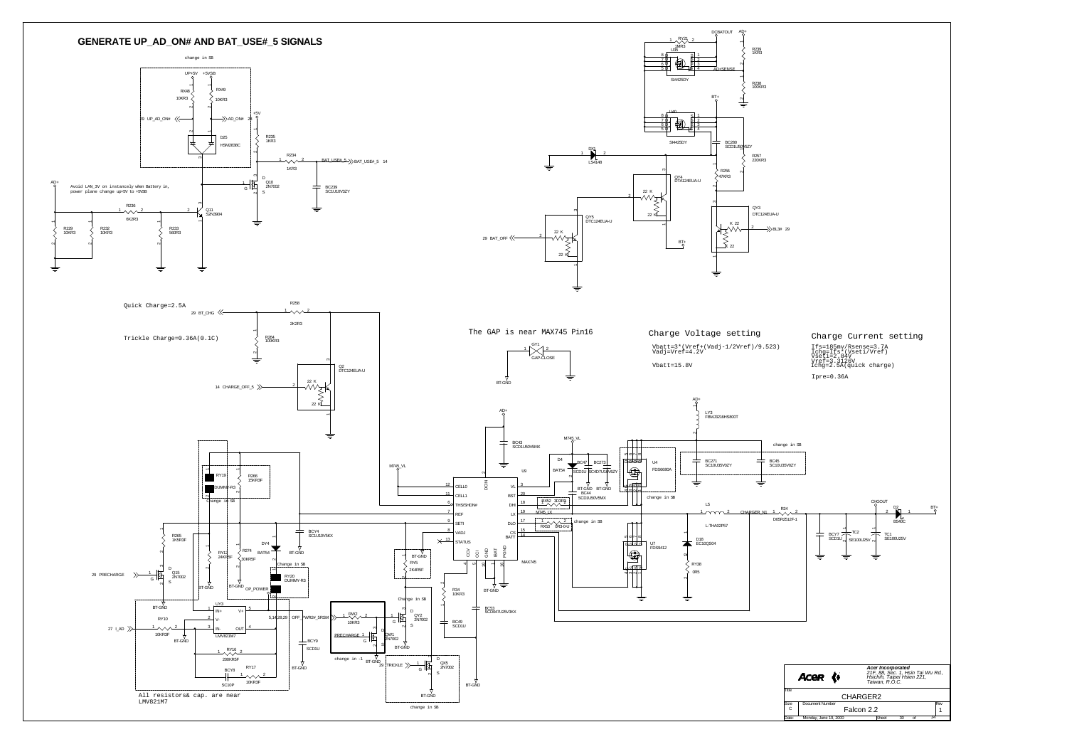# GENERATE UP_AD_ON# AND BAT_USE#_5 SIGNALS

change in SB

UP+5V +5VSB

RX48 10KR3

RX49 10KR3

29 UP_AD_ON#

AD_ON# 29

D25 HSM2838C

+5V

R235 1KR3

R234 1KR3

BAT_USE#_5 14

D Q10 2N7002 G S

BC239 SC1U10V3ZY

AD+

Avoid LAN_3V on instancely when Battery in, power plane change up+5V to +5VSB

R236 6K2R3

Q11 S2N3904

R229 10KR3

R232 10KR3

R233 560R3

DCBATOUT AD+

RY21 1MR3

U26 SI4425DY

RZ39 1KR3

AD+SENSE

RZ38 100KR3

BT+

U27 SI4425DY

DQ1 LS4148

BC280 SCD1U50V5ZY

RZ57 220KR3

RZ56 47KR3

QY4 DTA124EUA-U

QY5 DTC124EUA-U

29 BAT_OFF

QY3 DTC124EUA-U

BL3# 29

BT+

Quick Charge=2.5A

R258 2K2R3

29 BT_CHG

Trickle Charge=0.36A(0.1C)

R264 100KR3

Q2 DTC124EUA-U

14 CHARGE_OFF_5

The GAP is near MAX745 Pin16

GY1 GAP-CLOSE

BT-GND

## Charge Voltage setting

Vbatt=3*(Vref+(Vadj-1/2Vref)/9.523)
Vadj=Vref=4.2V

Vbatt=15.8V

## Charge Current setting

Ifs=185mv/Rsense=3.7A
Ichg=Ifs*(Vseti/Vref)
Vseti=2.84V
Vref=3.3126V
Ichg=2.5A(quick charge)

Ipre=0.36A

AD+

LY3 FBMJ3216HS800T

change in SB

BC271 SC10U35V0ZY

BC45 SC10U35V0ZY

BC43 SCD1U50V5MX

M745_VL

D4 BAT54

BC47 SCD1U

BC273 SC4D7U10V6ZY

U4 FDS6680A

M745_VL

U9 MAX745

CELL0, CELL1, THS/SHDN#, REF, SETI, VADJ, STATUS, DCIN, VL, BST, DHI, LX, DLO, CS, BATT, CCV, CCI, GND, IBAT, PGND

RX52 3D3R3

BC44 SCD1U50V5MX

M745_LX

change in SB

RX53 0R3-0-U

change in SB

L5 L-THA02P57

CHARGER_N1

RY24 D05F2512F-1

CHGOUT

D7 B540C

BT+

BCY7 SCD1U

TC2 SE100U25V

TC1 SE100U25V

U7 FDS9412

D18 EC10QS04

RY38 0R5

RY19 DUMMY-R3

R266 15KR3F

Change in SB

R265 1K5R3F

RY12 24KR3F

R274 30KR3F

DY4 BAT54

BCY4 SC1U10V5KX

BT-GND

29 PRECHARGE

Q15 2N7002

Change in SB

RY20 DUMMY-R3

OP_POWER

BT-GND

RY5 2K4R3F

R34 10KR3

BC53 SCD047U25V3KX

BC49 SCD1U

UY3 LMV821M7

27 I_AD

RY10 10KR3F

5,14,28,29 OFF_PWR#_5RSM

RW2 10KR3

QY2 2N7002

PRECHARGE

QW1 2N7002

BCY9 SCD1U

RY16 200KR3F

BCY8 SC10P

RY17 10KR3F

change in -1

29 TRICKLE

QX5 2N7002

BT-GND

change in SB

All resistors& cap. are near LMV821M7

Acer Incorporated
21F, 88, Sec. 1, Hsin Tai Wu Rd., Hsichih, Taipei Hsien 221, Taiwan, R.O.C.

Title: CHARGER2

Size: C | Document Number: Falcon 2.2 | Rev: 1

Date: Monday, June 19, 2000 | Sheet 30 of 34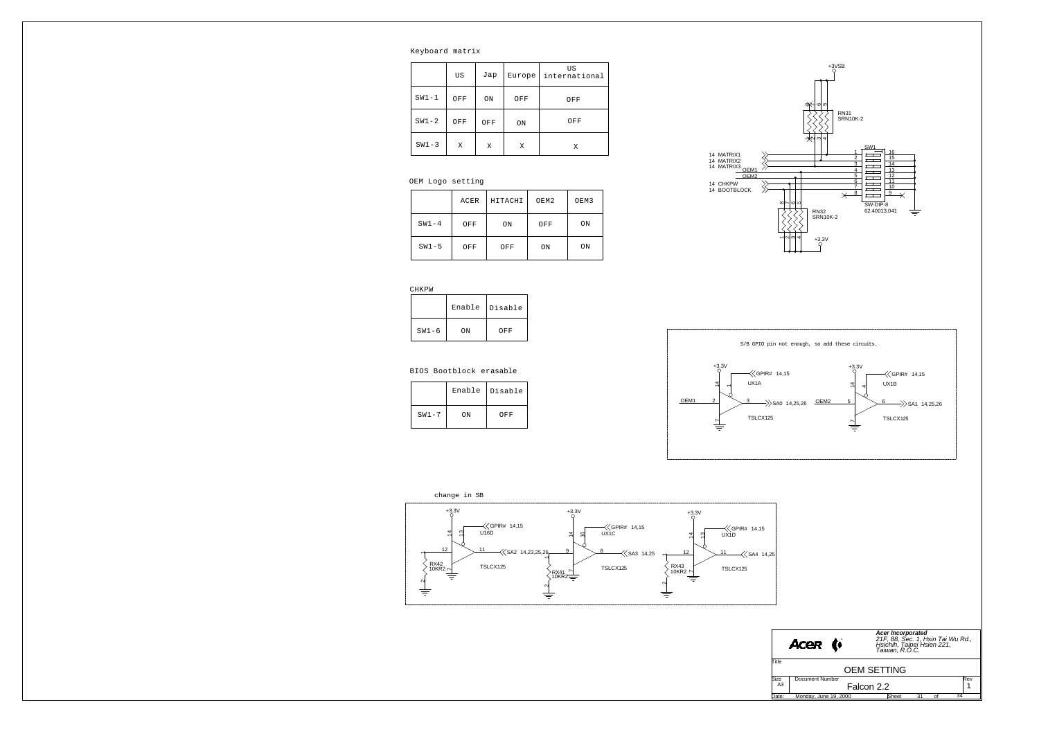Keyboard matrix

| | US | Jap | Europe | US international |
|---|---|---|---|---|
| SW1-1 | OFF | ON | OFF | OFF |
| SW1-2 | OFF | OFF | ON | OFF |
| SW1-3 | X | X | X | X |

OEM Logo setting

| | ACER | HITACHI | OEM2 | OEM3 |
|---|---|---|---|---|
| SW1-4 | OFF | ON | OFF | ON |
| SW1-5 | OFF | OFF | ON | ON |

CHKPW

| | Enable | Disable |
|---|---|---|
| SW1-6 | ON | OFF |

BIOS Bootblock erasable

| | Enable | Disable |
|---|---|---|
| SW1-7 | ON | OFF |

+3VSB

RN31 SRN10K-2

14 MATRIX1
14 MATRIX2
14 MATRIX3
OEM1
OEM2
14 CHKPW
14 BOOTBLOCK

SW1 SW-DIP-8 62.40013.041

RN32 SRN10K-2

+3.3V

S/B GPIO pin not enough, so add these circuits.

+3.3V GPIR# 14,15 UX1A OEM1 SA0 14,25,26 TSLCX125

+3.3V GPIR# 14,15 UX1B OEM2 SA1 14,25,26 TSLCX125

change in SB

+3.3V GPIR# 14,15 U16D SA2 14,23,25,26 RX42 10KR2 TSLCX125

+3.3V GPIR# 14,15 UX1C SA3 14,25 RX41 10KR2 TSLCX125

+3.3V GPIR# 14,15 UX1D SA4 14,25 RX43 10KR2 TSLCX125

| Acer | **Acer Incorporated** *21F, 88, Sec. 1, Hsin Tai Wu Rd., Hsichih, Taipei Hsien 221, Taiwan, R.O.C.* | |
|---|---|---|
| Title: OEM SETTING | | |
| Size: A3 | Document Number: Falcon 2.2 | Rev: 1 |
| Date: Monday, June 19, 2000 | Sheet 31 of 34 | |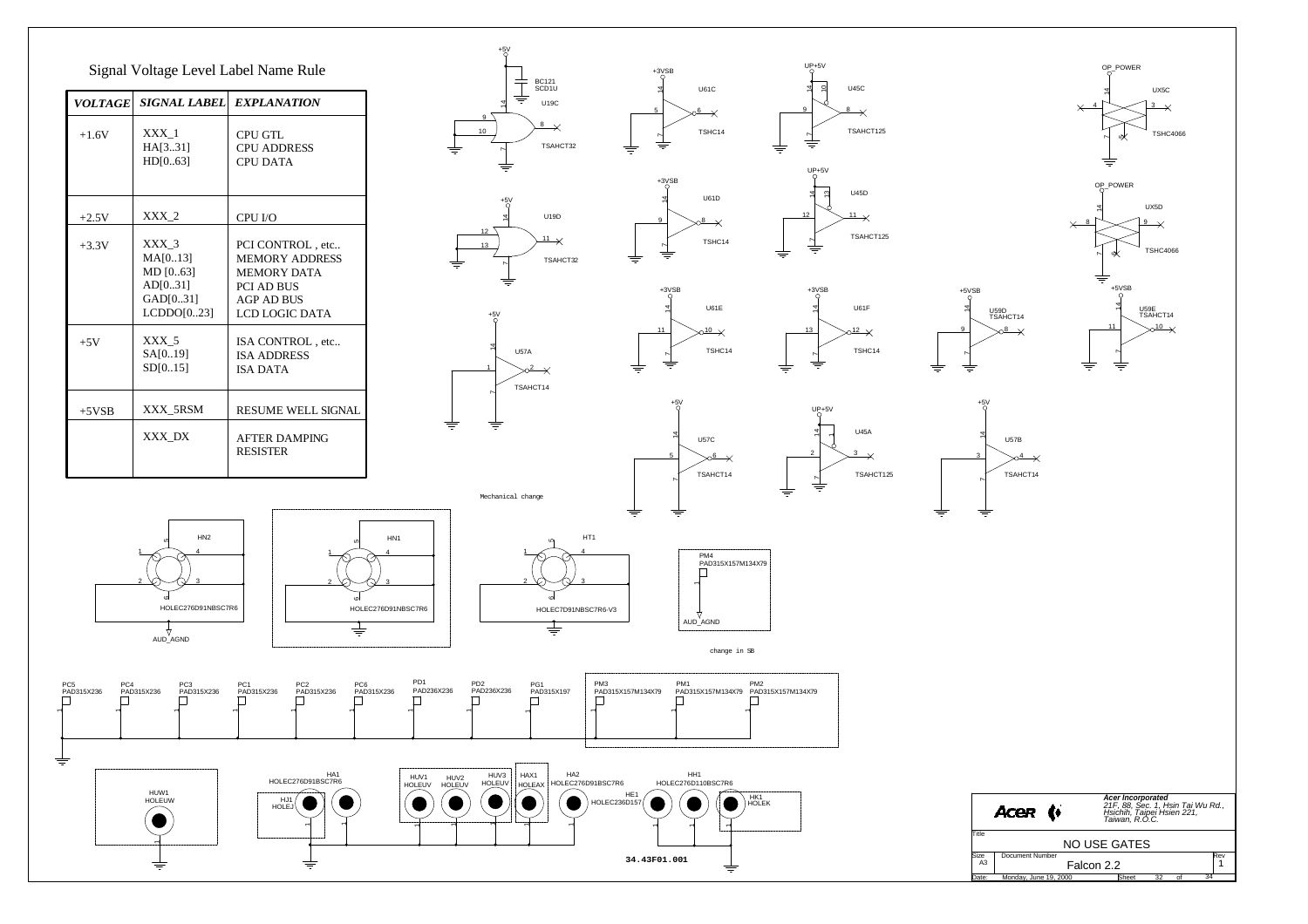## Signal Voltage Level Label Name Rule

| VOLTAGE | SIGNAL LABEL | EXPLANATION |
| --- | --- | --- |
| +1.6V | XXX_1<br>HA[3..31]<br>HD[0..63] | CPU GTL<br>CPU ADDRESS<br>CPU DATA |
| +2.5V | XXX_2 | CPU I/O |
| +3.3V | XXX_3<br>MA[0..13]<br>MD [0..63]<br>AD[0..31]<br>GAD[0..31]<br>LCDDO[0..23] | PCI CONTROL , etc..<br>MEMORY ADDRESS<br>MEMORY DATA<br>PCI AD BUS<br>AGP AD BUS<br>LCD LOGIC DATA |
| +5V | XXX_5<br>SA[0..19]<br>SD[0..15] | ISA CONTROL , etc..<br>ISA ADDRESS<br>ISA DATA |
| +5VSB | XXX_5RSM | RESUME WELL SIGNAL |
| | XXX_DX | AFTER DAMPING RESISTER |

+5V BC121 SCD1U U19C TSAHCT32 9 10 8 14 7

+5V U19D TSAHCT32 12 13 11 14 7

+5V U57A TSAHCT14 1 2 14 7

+3VSB U61C TSHC14 5 6 14 7

+3VSB U61D TSHC14 9 8 14 7

+3VSB U61E TSHC14 11 10 14 7

+3VSB U61F TSHC14 13 12 14 7

UP+5V U45C TSAHCT125 9 8 10 14 7

UP+5V U45D TSAHCT125 12 11 13 14 7

UP+5V U45A TSAHCT125 2 3 1 14 7

+5V U57C TSAHCT14 5 6 14 7

+5V U57B TSAHCT14 3 4 14 7

+5VSB U59D TSAHCT14 9 8 14 7

+5VSB U59E TSAHCT14 11 10 14 7

OP_POWER UX5C TSHC4066 4 3 5 14 7

OP_POWER UX5D TSHC4066 8 9 6 14 7

Mechanical change

HN2 HOLEC276D91NBSC7R6 AUD_AGND

HN1 HOLEC276D91NBSC7R6

HT1 HOLEC7D91NBSC7R6-V3

PM4 PAD315X157M134X79 AUD_AGND

change in SB

PC5 PAD315X236 PC4 PAD315X236 PC3 PAD315X236 PC1 PAD315X236 PC2 PAD315X236 PC6 PAD315X236 PD1 PAD236X236 PD2 PAD236X236 PG1 PAD315X197 PM3 PAD315X157M134X79 PM1 PAD315X157M134X79 PM2 PAD315X157M134X79

HUW1 HOLEUW HA1 HOLEC276D91BSC7R6 HJ1 HOLEJ HUV1 HOLEUV HUV2 HOLEUV HUV3 HOLEUV HAX1 HOLEAX HA2 HOLEC276D91BSC7R6 HE1 HOLEC236D157 HH1 HOLEC276D110BSC7R6 HK1 HOLEK

34.43F01.001

Acer Incorporated
21F, 88, Sec. 1, Hsin Tai Wu Rd., Hsichih, Taipei Hsien 221, Taiwan, R.O.C.

| Title | NO USE GATES | |
| --- | --- | --- |
| Size A3 | Document Number: Falcon 2.2 | Rev 1 |
| Date: Monday, June 19, 2000 | Sheet 32 of 34 | |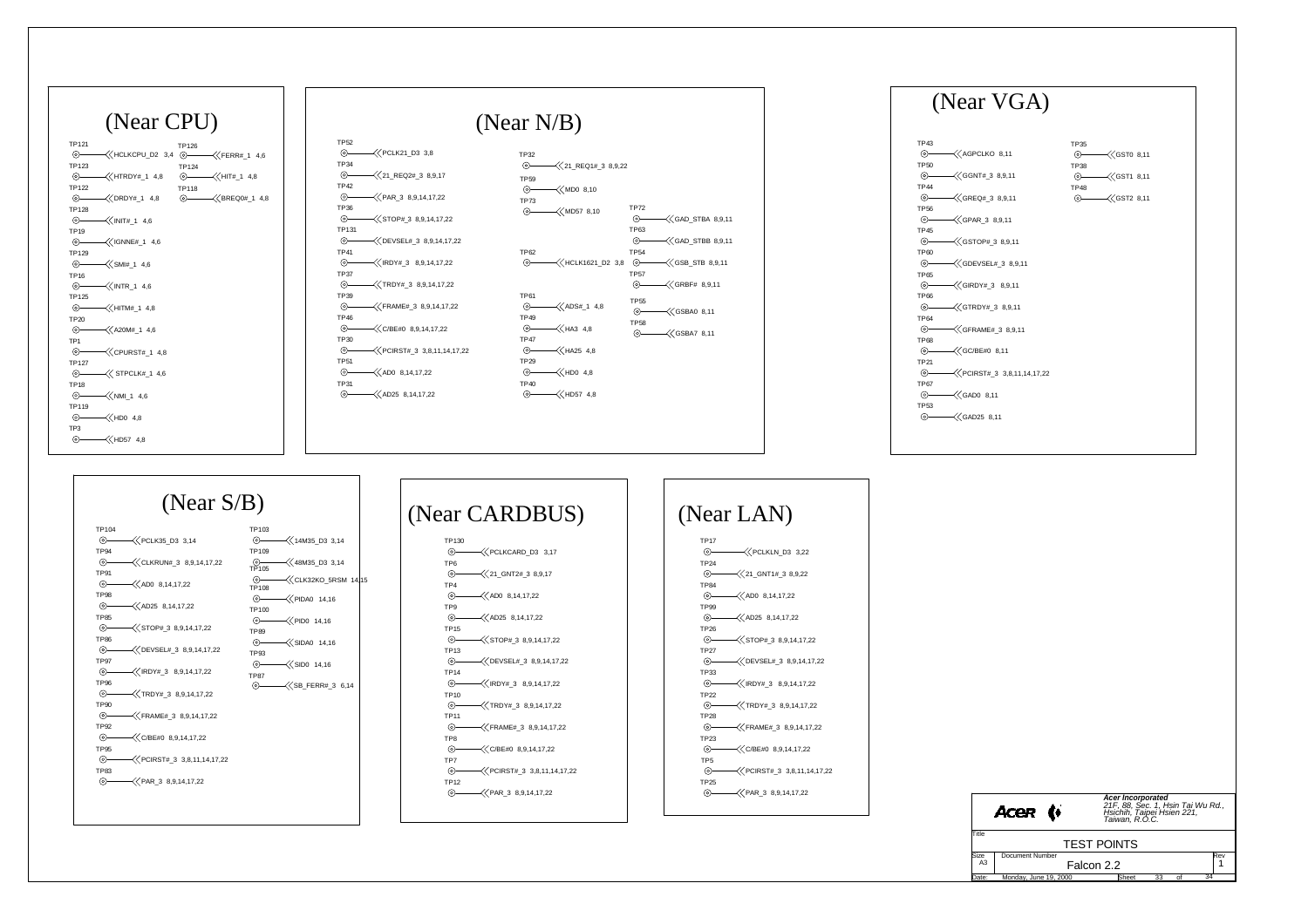# TEST POINTS

## (Near CPU)

| Test Point | Signal | Sheets |
|---|---|---|
| TP121 | HCLKCPU_D2 | 3,4 |
| TP123 | HTRDY#_1 | 4,8 |
| TP122 | DRDY#_1 | 4,8 |
| TP128 | INIT#_1 | 4,6 |
| TP19 | IGNNE#_1 | 4,6 |
| TP129 | SMI#_1 | 4,6 |
| TP16 | INTR_1 | 4,6 |
| TP125 | HITM#_1 | 4,8 |
| TP20 | A20M#_1 | 4,6 |
| TP1 | CPURST#_1 | 4,8 |
| TP127 | STPCLK#_1 | 4,6 |
| TP18 | NMI_1 | 4,6 |
| TP119 | HD0 | 4,8 |
| TP3 | HD57 | 4,8 |
| TP126 | FERR#_1 | 4,6 |
| TP124 | HIT#_1 | 4,8 |
| TP118 | BREQ0#_1 | 4,8 |

## (Near N/B)

| Test Point | Signal | Sheets |
|---|---|---|
| TP52 | PCLK21_D3 | 3,8 |
| TP34 | 21_REQ2#_3 | 8,9,17 |
| TP42 | PAR_3 | 8,9,14,17,22 |
| TP36 | STOP#_3 | 8,9,14,17,22 |
| TP131 | DEVSEL#_3 | 8,9,14,17,22 |
| TP41 | IRDY#_3 | 8,9,14,17,22 |
| TP37 | TRDY#_3 | 8,9,14,17,22 |
| TP39 | FRAME#_3 | 8,9,14,17,22 |
| TP46 | C/BE#0 | 8,9,14,17,22 |
| TP30 | PCIRST#_3 | 3,8,11,14,17,22 |
| TP51 | AD0 | 8,14,17,22 |
| TP31 | AD25 | 8,14,17,22 |
| TP32 | 21_REQ1#_3 | 8,9,22 |
| TP59 | MD0 | 8,10 |
| TP73 | MD57 | 8,10 |
| TP62 | HCLK1621_D2 | 3,8 |
| TP61 | ADS#_1 | 4,8 |
| TP49 | HA3 | 4,8 |
| TP47 | HA25 | 4,8 |
| TP29 | HD0 | 4,8 |
| TP40 | HD57 | 4,8 |
| TP72 | GAD_STBA | 8,9,11 |
| TP63 | GAD_STBB | 8,9,11 |
| TP54 | GSB_STB | 8,9,11 |
| TP57 | GRBF# | 8,9,11 |
| TP55 | GSBA0 | 8,11 |
| TP58 | GSBA7 | 8,11 |

## (Near VGA)

| Test Point | Signal | Sheets |
|---|---|---|
| TP43 | AGPCLKO | 8,11 |
| TP50 | GGNT#_3 | 8,9,11 |
| TP44 | GREQ#_3 | 8,9,11 |
| TP56 | GPAR_3 | 8,9,11 |
| TP45 | GSTOP#_3 | 8,9,11 |
| TP60 | GDEVSEL#_3 | 8,9,11 |
| TP65 | GIRDY#_3 | 8,9,11 |
| TP66 | GTRDY#_3 | 8,9,11 |
| TP64 | GFRAME#_3 | 8,9,11 |
| TP68 | GC/BE#0 | 8,11 |
| TP21 | PCIRST#_3 | 3,8,11,14,17,22 |
| TP67 | GAD0 | 8,11 |
| TP53 | GAD25 | 8,11 |
| TP35 | GST0 | 8,11 |
| TP38 | GST1 | 8,11 |
| TP48 | GST2 | 8,11 |

## (Near S/B)

| Test Point | Signal | Sheets |
|---|---|---|
| TP104 | PCLK35_D3 | 3,14 |
| TP94 | CLKRUN#_3 | 8,9,14,17,22 |
| TP91 | AD0 | 8,14,17,22 |
| TP98 | AD25 | 8,14,17,22 |
| TP85 | STOP#_3 | 8,9,14,17,22 |
| TP86 | DEVSEL#_3 | 8,9,14,17,22 |
| TP97 | IRDY#_3 | 8,9,14,17,22 |
| TP96 | TRDY#_3 | 8,9,14,17,22 |
| TP90 | FRAME#_3 | 8,9,14,17,22 |
| TP92 | C/BE#0 | 8,9,14,17,22 |
| TP95 | PCIRST#_3 | 3,8,11,14,17,22 |
| TP83 | PAR_3 | 8,9,14,17,22 |
| TP103 | 14M35_D3 | 3,14 |
| TP109 | 48M35_D3 | 3,14 |
| TP105 | CLK32KO_5RSM | 14,15 |
| TP108 | PIDA0 | 14,16 |
| TP100 | PID0 | 14,16 |
| TP89 | SIDA0 | 14,16 |
| TP93 | SID0 | 14,16 |
| TP87 | SB_FERR#_3 | 6,14 |

## (Near CARDBUS)

| Test Point | Signal | Sheets |
|---|---|---|
| TP130 | PCLKCARD_D3 | 3,17 |
| TP6 | 21_GNT2#_3 | 8,9,17 |
| TP4 | AD0 | 8,14,17,22 |
| TP9 | AD25 | 8,14,17,22 |
| TP15 | STOP#_3 | 8,9,14,17,22 |
| TP13 | DEVSEL#_3 | 8,9,14,17,22 |
| TP14 | IRDY#_3 | 8,9,14,17,22 |
| TP10 | TRDY#_3 | 8,9,14,17,22 |
| TP11 | FRAME#_3 | 8,9,14,17,22 |
| TP8 | C/BE#0 | 8,9,14,17,22 |
| TP7 | PCIRST#_3 | 3,8,11,14,17,22 |
| TP12 | PAR_3 | 8,9,14,17,22 |

## (Near LAN)

| Test Point | Signal | Sheets |
|---|---|---|
| TP17 | PCLKLN_D3 | 3,22 |
| TP24 | 21_GNT1#_3 | 8,9,22 |
| TP84 | AD0 | 8,14,17,22 |
| TP99 | AD25 | 8,14,17,22 |
| TP26 | STOP#_3 | 8,9,14,17,22 |
| TP27 | DEVSEL#_3 | 8,9,14,17,22 |
| TP33 | IRDY#_3 | 8,9,14,17,22 |
| TP22 | TRDY#_3 | 8,9,14,17,22 |
| TP28 | FRAME#_3 | 8,9,14,17,22 |
| TP23 | C/BE#0 | 8,9,14,17,22 |
| TP5 | PCIRST#_3 | 3,8,11,14,17,22 |
| TP25 | PAR_3 | 8,9,14,17,22 |

**Acer Incorporated**
*21F, 88, Sec. 1, Hsin Tai Wu Rd., Hsichih, Taipei Hsien 221, Taiwan, R.O.C.*

| Title | TEST POINTS | | |
|---|---|---|---|
| Size: A3 | Document Number: Falcon 2.2 | | Rev: 1 |
| Date: Monday, June 19, 2000 | Sheet 33 of 34 | | |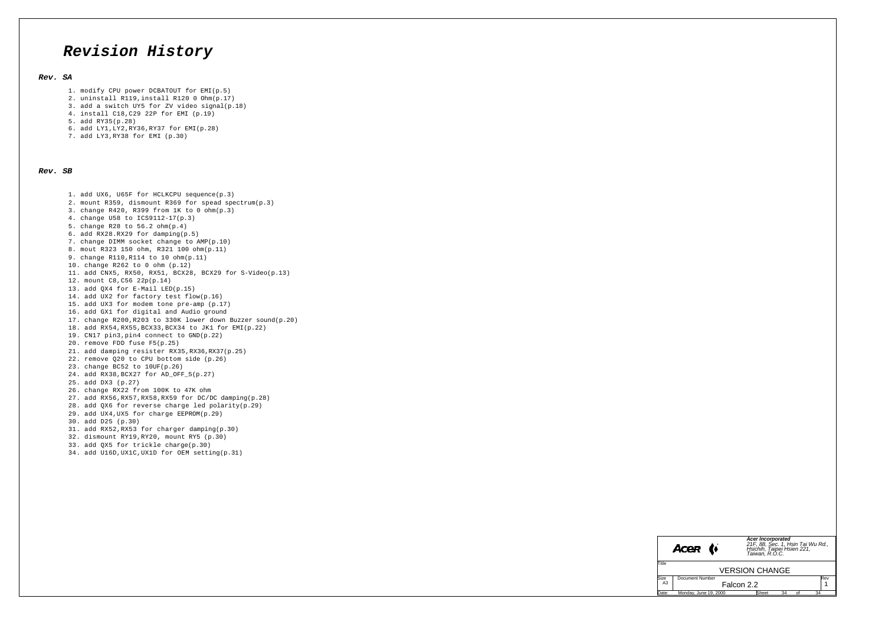# *Revision History*

***Rev. SA***

1. modify CPU power DCBATOUT for EMI(p.5)
2. uninstall R119,install R120 0 Ohm(p.17)
3. add a switch UY5 for ZV video signal(p.18)
4. install C18,C29 22P for EMI (p.19)
5. add RY35(p.28)
6. add LY1,LY2,RY36,RY37 for EMI(p.28)
7. add LY3,RY38 for EMI (p.30)

***Rev. SB***

1. add UX6, U65F for HCLKCPU sequence(p.3)
2. mount R359, dismount R369 for spead spectrum(p.3)
3. change R420, R399 from 1K to 0 ohm(p.3)
4. change U58 to ICS9112-17(p.3)
5. change R28 to 56.2 ohm(p.4)
6. add RX28.RX29 for damping(p.5)
7. change DIMM socket change to AMP(p.10)
8. mout R323 150 ohm, R321 100 ohm(p.11)
9. change R110,R114 to 10 ohm(p.11)
10. change R262 to 0 ohm (p.12)
11. add CNX5, RX50, RX51, BCX28, BCX29 for S-Video(p.13)
12. mount C8,C56 22p(p.14)
13. add QX4 for E-Mail LED(p.15)
14. add UX2 for factory test flow(p.16)
15. add UX3 for modem tone pre-amp (p.17)
16. add GX1 for digital and Audio ground
17. change R200,R203 to 330K lower down Buzzer sound(p.20)
18. add RX54,RX55,BCX33,BCX34 to JK1 for EMI(p.22)
19. CN17 pin3,pin4 connect to GND(p.22)
20. remove FDD fuse F5(p.25)
21. add damping resister RX35,RX36,RX37(p.25)
22. remove Q20 to CPU bottom side (p.26)
23. change BC52 to 10UF(p.26)
24. add RX38,BCX27 for AD_OFF_5(p.27)
25. add DX3 (p.27)
26. change RX22 from 100K to 47K ohm
27. add RX56,RX57,RX58,RX59 for DC/DC damping(p.28)
28. add QX6 for reverse charge led polarity(p.29)
29. add UX4,UX5 for charge EEPROM(p.29)
30. add D25 (p.30)
31. add RX52,RX53 for charger damping(p.30)
32. dismount RY19,RY20, mount RY5 (p.30)
33. add QX5 for trickle charge(p.30)
34. add U16D,UX1C,UX1D for OEM setting(p.31)

| | | | |
|---|---|---|---|
| Acer | *Acer Incorporated* *21F, 88, Sec. 1, Hsin Tai Wu Rd., Hsichih, Taipei Hsien 221, Taiwan, R.O.C.* | | |
| Title | VERSION CHANGE | | |
| Size A3 | Document Number | Falcon 2.2 | Rev 1 |
| Date: | Monday, June 19, 2000 | Sheet 34 of 34 | |